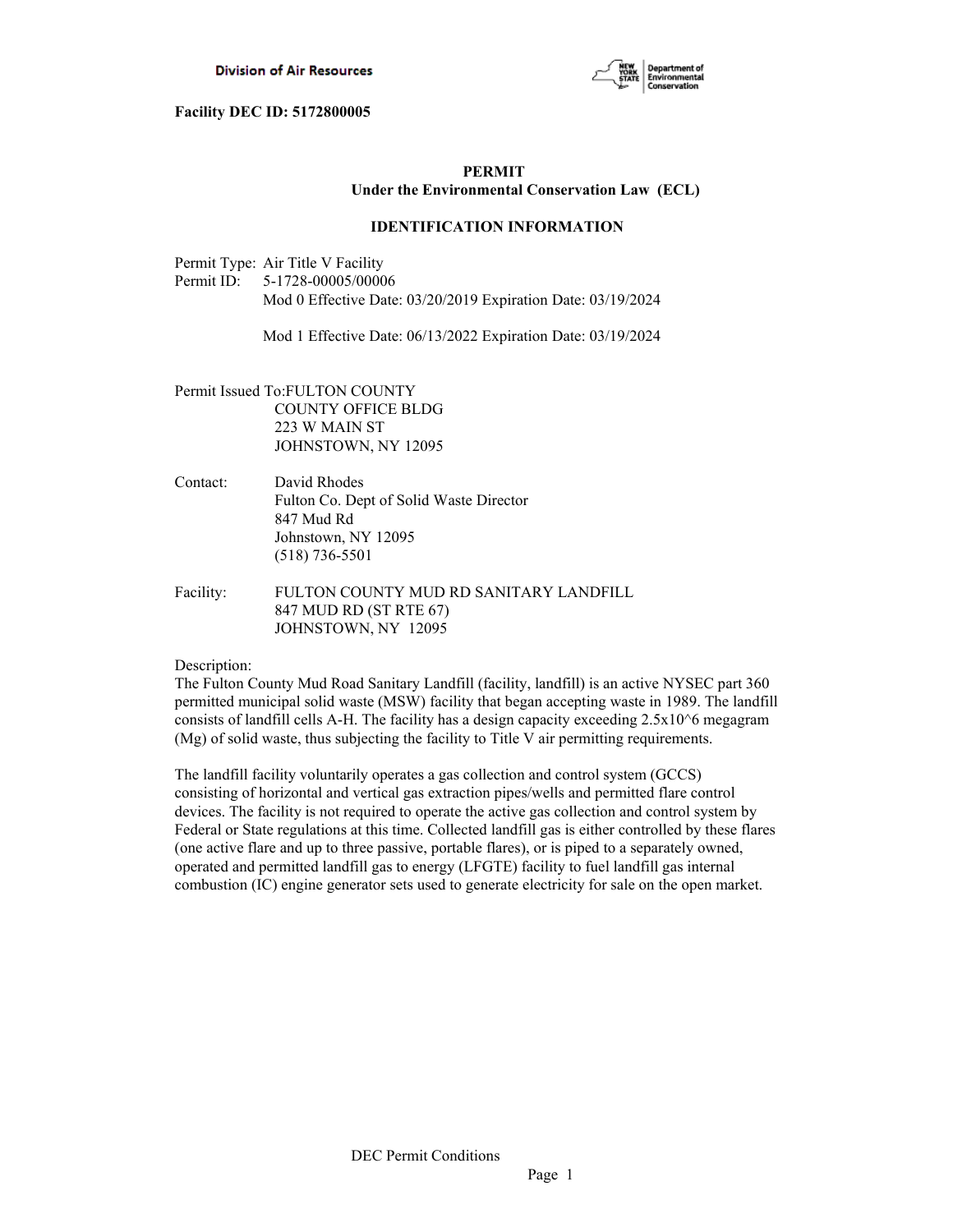Division of Air Resources

Facility DEC ID: 5172800005

## PERMIT
### Under the Environmental Conservation Law (ECL)

### IDENTIFICATION INFORMATION

Permit Type: Air Title V Facility
Permit ID: 5-1728-00005/00006
Mod 0 Effective Date: 03/20/2019 Expiration Date: 03/19/2024

Mod 1 Effective Date: 06/13/2022 Expiration Date: 03/19/2024

Permit Issued To: FULTON COUNTY
COUNTY OFFICE BLDG
223 W MAIN ST
JOHNSTOWN, NY 12095

Contact: David Rhodes
Fulton Co. Dept of Solid Waste Director
847 Mud Rd
Johnstown, NY 12095
(518) 736-5501

Facility: FULTON COUNTY MUD RD SANITARY LANDFILL
847 MUD RD (ST RTE 67)
JOHNSTOWN, NY 12095

Description:
The Fulton County Mud Road Sanitary Landfill (facility, landfill) is an active NYSEC part 360 permitted municipal solid waste (MSW) facility that began accepting waste in 1989. The landfill consists of landfill cells A-H. The facility has a design capacity exceeding 2.5x10^6 megagram (Mg) of solid waste, thus subjecting the facility to Title V air permitting requirements.

The landfill facility voluntarily operates a gas collection and control system (GCCS) consisting of horizontal and vertical gas extraction pipes/wells and permitted flare control devices. The facility is not required to operate the active gas collection and control system by Federal or State regulations at this time. Collected landfill gas is either controlled by these flares (one active flare and up to three passive, portable flares), or is piped to a separately owned, operated and permitted landfill gas to energy (LFGTE) facility to fuel landfill gas internal combustion (IC) engine generator sets used to generate electricity for sale on the open market.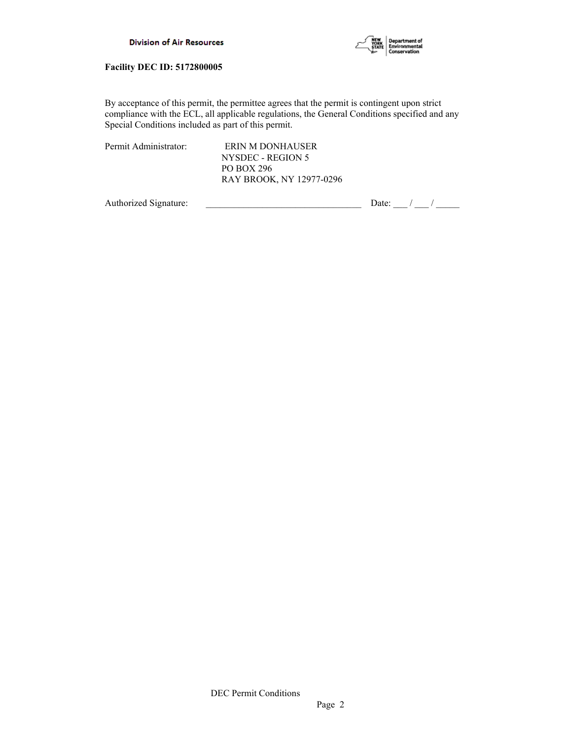**Facility DEC ID: 5172800005**

By acceptance of this permit, the permittee agrees that the permit is contingent upon strict compliance with the ECL, all applicable regulations, the General Conditions specified and any Special Conditions included as part of this permit.

Permit Administrator: ERIN M DONHAUSER
NYSDEC - REGION 5
PO BOX 296
RAY BROOK, NY 12977-0296

Authorized Signature: _________________________________ Date: ___ / ___ / _____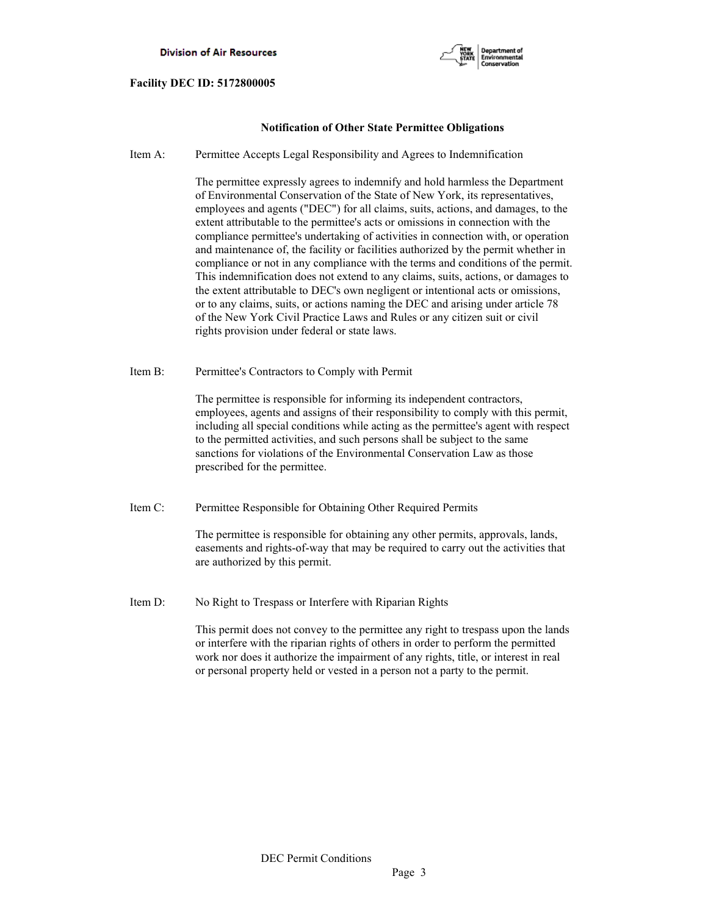**Facility DEC ID: 5172800005**

## Notification of Other State Permittee Obligations

Item A: Permittee Accepts Legal Responsibility and Agrees to Indemnification

The permittee expressly agrees to indemnify and hold harmless the Department of Environmental Conservation of the State of New York, its representatives, employees and agents ("DEC") for all claims, suits, actions, and damages, to the extent attributable to the permittee's acts or omissions in connection with the compliance permittee's undertaking of activities in connection with, or operation and maintenance of, the facility or facilities authorized by the permit whether in compliance or not in any compliance with the terms and conditions of the permit. This indemnification does not extend to any claims, suits, actions, or damages to the extent attributable to DEC's own negligent or intentional acts or omissions, or to any claims, suits, or actions naming the DEC and arising under article 78 of the New York Civil Practice Laws and Rules or any citizen suit or civil rights provision under federal or state laws.

Item B: Permittee's Contractors to Comply with Permit

The permittee is responsible for informing its independent contractors, employees, agents and assigns of their responsibility to comply with this permit, including all special conditions while acting as the permittee's agent with respect to the permitted activities, and such persons shall be subject to the same sanctions for violations of the Environmental Conservation Law as those prescribed for the permittee.

Item C: Permittee Responsible for Obtaining Other Required Permits

The permittee is responsible for obtaining any other permits, approvals, lands, easements and rights-of-way that may be required to carry out the activities that are authorized by this permit.

Item D: No Right to Trespass or Interfere with Riparian Rights

This permit does not convey to the permittee any right to trespass upon the lands or interfere with the riparian rights of others in order to perform the permitted work nor does it authorize the impairment of any rights, title, or interest in real or personal property held or vested in a person not a party to the permit.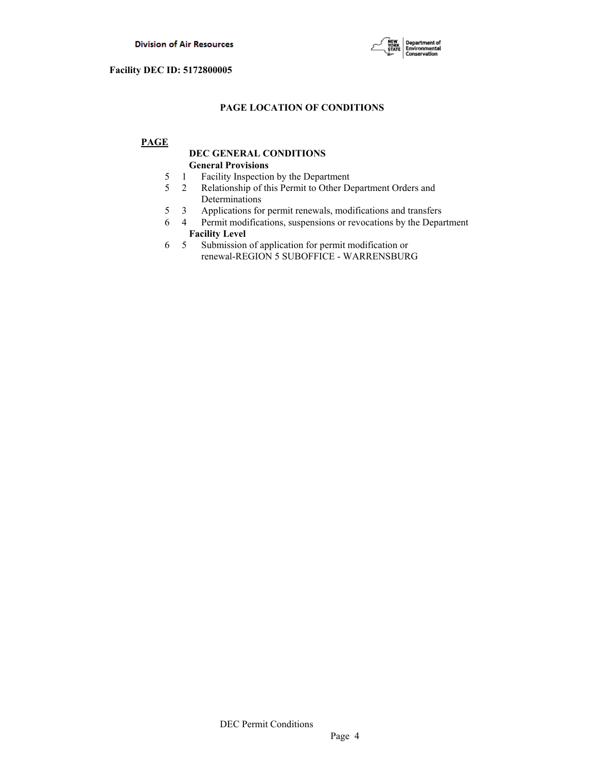**Facility DEC ID: 5172800005**

## PAGE LOCATION OF CONDITIONS

**PAGE**

**DEC GENERAL CONDITIONS**

**General Provisions**

| PAGE | | |
|---|---|---|
| 5 | 1 | Facility Inspection by the Department |
| 5 | 2 | Relationship of this Permit to Other Department Orders and Determinations |
| 5 | 3 | Applications for permit renewals, modifications and transfers |
| 6 | 4 | Permit modifications, suspensions or revocations by the Department |

**Facility Level**

| PAGE | | |
|---|---|---|
| 6 | 5 | Submission of application for permit modification or renewal-REGION 5 SUBOFFICE - WARRENSBURG |

DEC Permit Conditions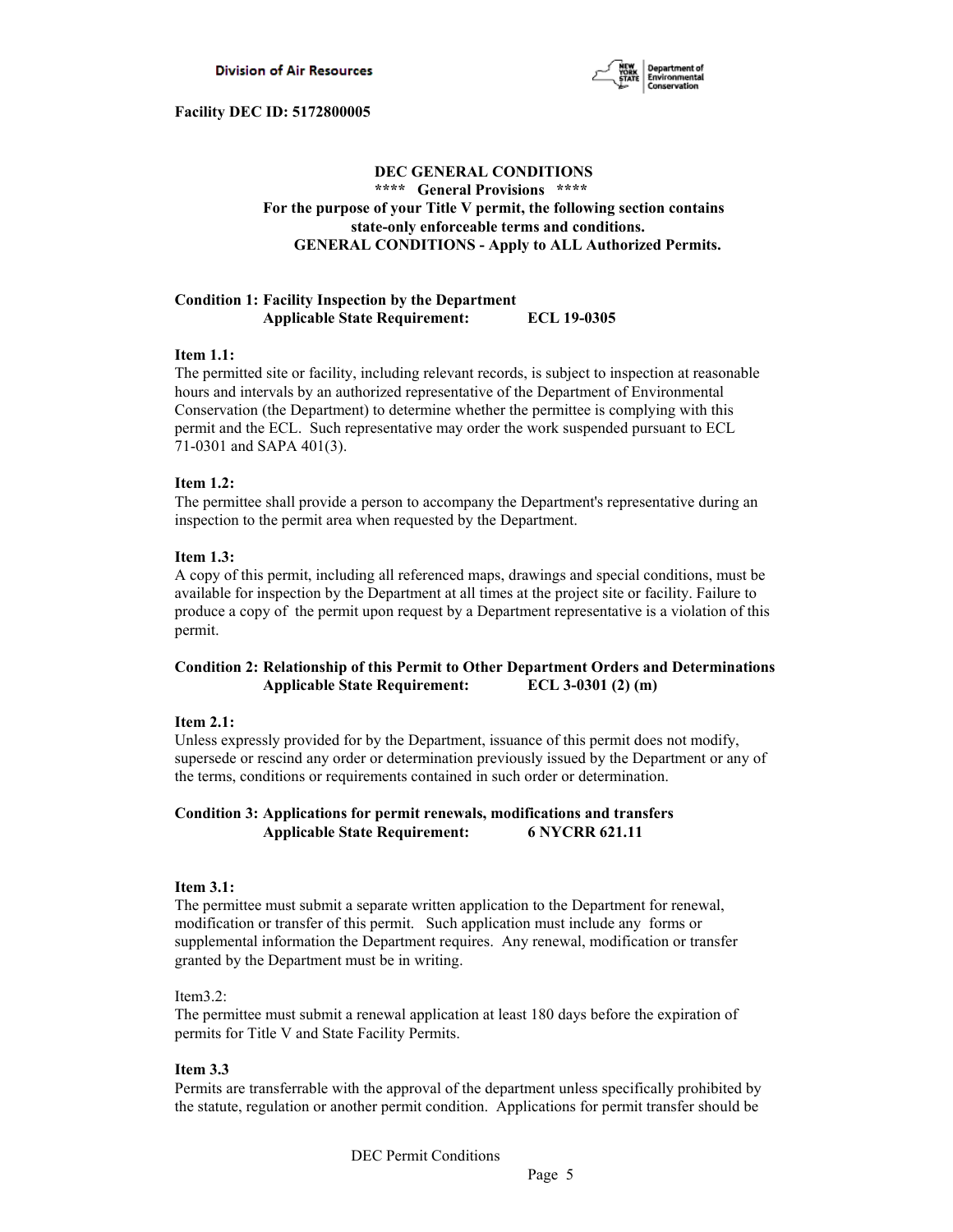**Facility DEC ID: 5172800005**

**DEC GENERAL CONDITIONS**
**\*\*\*\* General Provisions \*\*\*\***
**For the purpose of your Title V permit, the following section contains state-only enforceable terms and conditions.**
**GENERAL CONDITIONS - Apply to ALL Authorized Permits.**

**Condition 1: Facility Inspection by the Department**
**Applicable State Requirement: ECL 19-0305**

**Item 1.1:**
The permitted site or facility, including relevant records, is subject to inspection at reasonable hours and intervals by an authorized representative of the Department of Environmental Conservation (the Department) to determine whether the permittee is complying with this permit and the ECL. Such representative may order the work suspended pursuant to ECL 71-0301 and SAPA 401(3).

**Item 1.2:**
The permittee shall provide a person to accompany the Department's representative during an inspection to the permit area when requested by the Department.

**Item 1.3:**
A copy of this permit, including all referenced maps, drawings and special conditions, must be available for inspection by the Department at all times at the project site or facility. Failure to produce a copy of the permit upon request by a Department representative is a violation of this permit.

**Condition 2: Relationship of this Permit to Other Department Orders and Determinations**
**Applicable State Requirement: ECL 3-0301 (2) (m)**

**Item 2.1:**
Unless expressly provided for by the Department, issuance of this permit does not modify, supersede or rescind any order or determination previously issued by the Department or any of the terms, conditions or requirements contained in such order or determination.

**Condition 3: Applications for permit renewals, modifications and transfers**
**Applicable State Requirement: 6 NYCRR 621.11**

**Item 3.1:**
The permittee must submit a separate written application to the Department for renewal, modification or transfer of this permit. Such application must include any forms or supplemental information the Department requires. Any renewal, modification or transfer granted by the Department must be in writing.

Item3.2:
The permittee must submit a renewal application at least 180 days before the expiration of permits for Title V and State Facility Permits.

**Item 3.3**
Permits are transferrable with the approval of the department unless specifically prohibited by the statute, regulation or another permit condition. Applications for permit transfer should be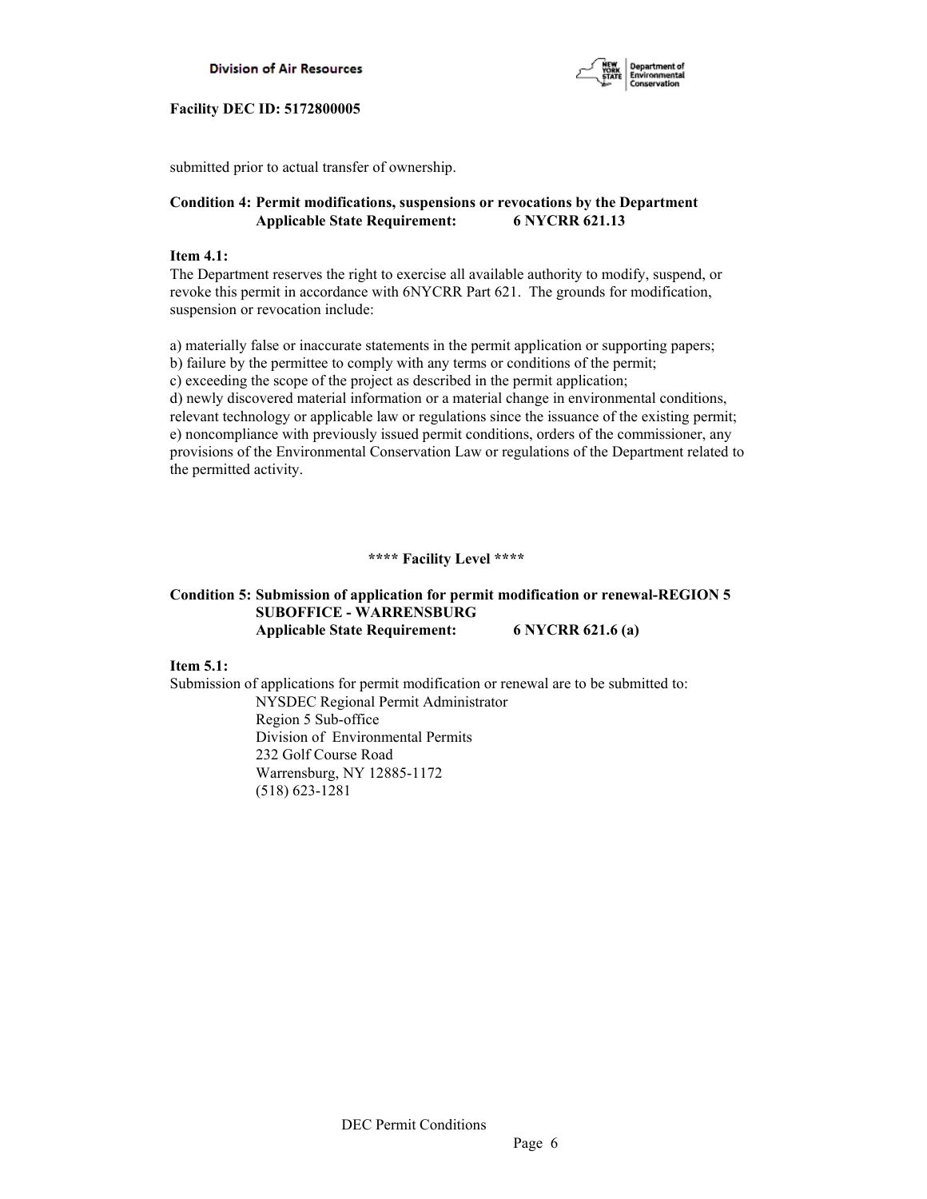submitted prior to actual transfer of ownership.

**Condition 4: Permit modifications, suspensions or revocations by the Department**
**Applicable State Requirement: 6 NYCRR 621.13**

**Item 4.1:**
The Department reserves the right to exercise all available authority to modify, suspend, or revoke this permit in accordance with 6NYCRR Part 621. The grounds for modification, suspension or revocation include:

a) materially false or inaccurate statements in the permit application or supporting papers;
b) failure by the permittee to comply with any terms or conditions of the permit;
c) exceeding the scope of the project as described in the permit application;
d) newly discovered material information or a material change in environmental conditions, relevant technology or applicable law or regulations since the issuance of the existing permit;
e) noncompliance with previously issued permit conditions, orders of the commissioner, any provisions of the Environmental Conservation Law or regulations of the Department related to the permitted activity.

**\*\*\*\* Facility Level \*\*\*\***

**Condition 5: Submission of application for permit modification or renewal-REGION 5 SUBOFFICE - WARRENSBURG**
**Applicable State Requirement: 6 NYCRR 621.6 (a)**

**Item 5.1:**
Submission of applications for permit modification or renewal are to be submitted to:

NYSDEC Regional Permit Administrator
Region 5 Sub-office
Division of Environmental Permits
232 Golf Course Road
Warrensburg, NY 12885-1172
(518) 623-1281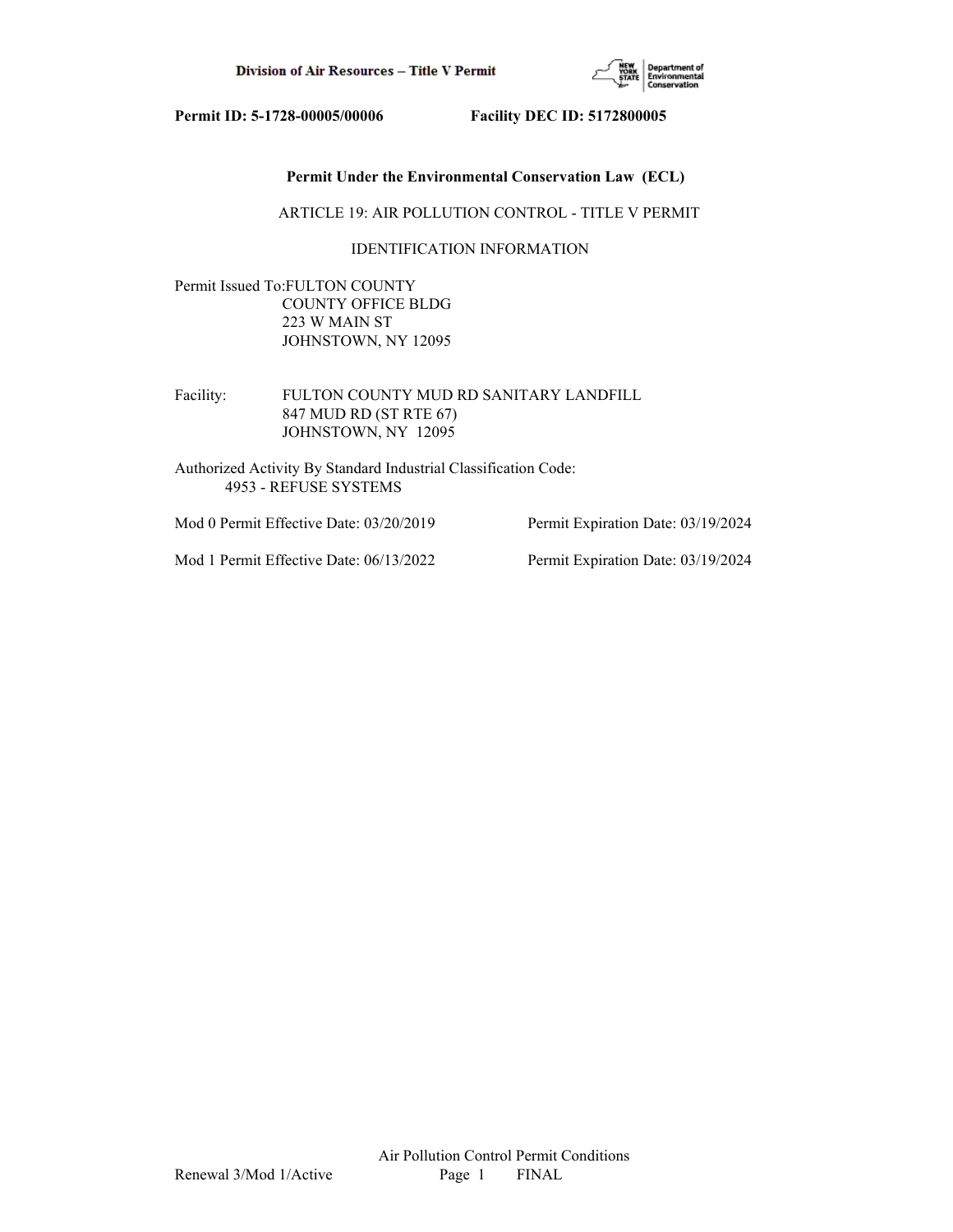**Permit ID: 5-1728-00005/00006 Facility DEC ID: 5172800005**

**Permit Under the Environmental Conservation Law (ECL)**

ARTICLE 19: AIR POLLUTION CONTROL - TITLE V PERMIT

IDENTIFICATION INFORMATION

Permit Issued To: FULTON COUNTY
COUNTY OFFICE BLDG
223 W MAIN ST
JOHNSTOWN, NY 12095

Facility: FULTON COUNTY MUD RD SANITARY LANDFILL
847 MUD RD (ST RTE 67)
JOHNSTOWN, NY 12095

Authorized Activity By Standard Industrial Classification Code:
4953 - REFUSE SYSTEMS

Mod 0 Permit Effective Date: 03/20/2019 Permit Expiration Date: 03/19/2024

Mod 1 Permit Effective Date: 06/13/2022 Permit Expiration Date: 03/19/2024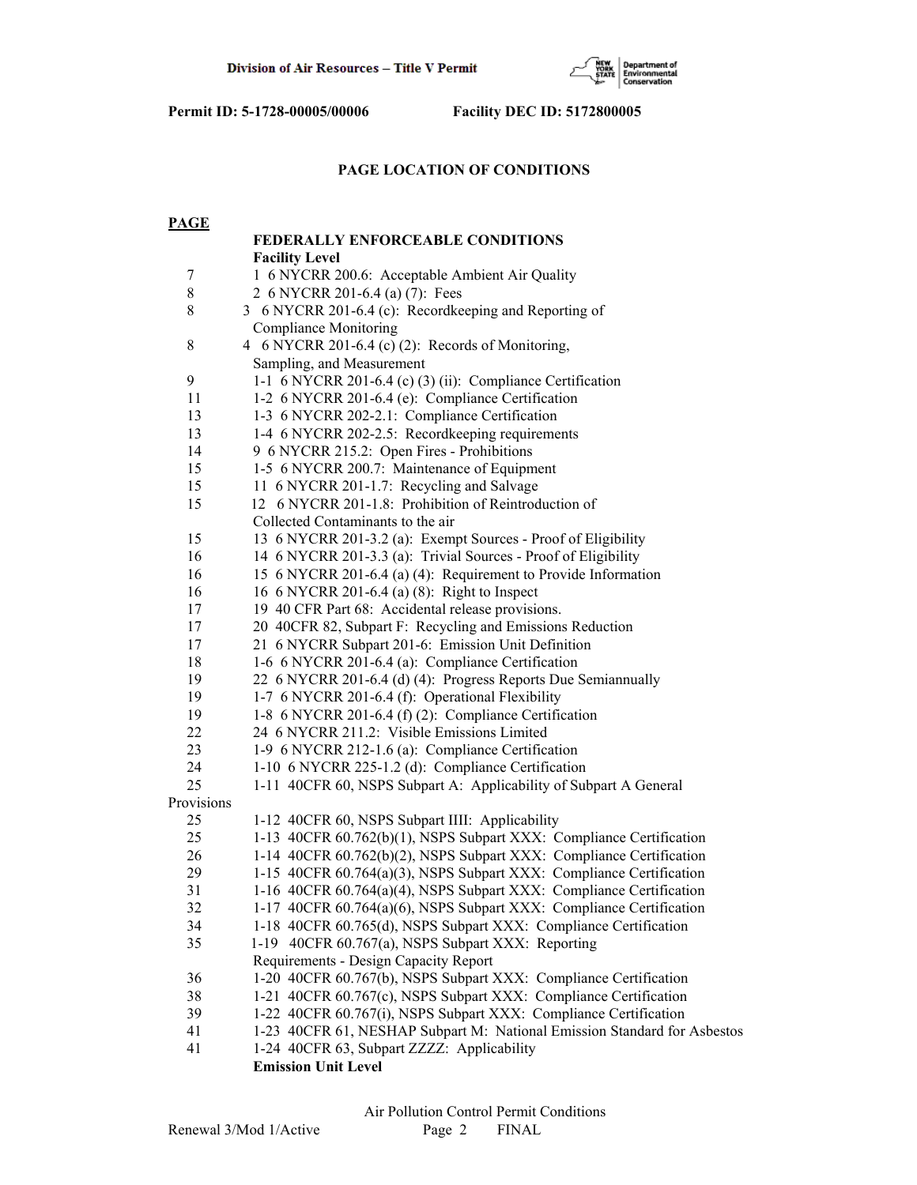**Permit ID: 5-1728-00005/00006 Facility DEC ID: 5172800005**

## PAGE LOCATION OF CONDITIONS

| PAGE | |
|---|---|
| | **FEDERALLY ENFORCEABLE CONDITIONS** |
| | **Facility Level** |
| 7 | 1 6 NYCRR 200.6: Acceptable Ambient Air Quality |
| 8 | 2 6 NYCRR 201-6.4 (a) (7): Fees |
| 8 | 3 6 NYCRR 201-6.4 (c): Recordkeeping and Reporting of Compliance Monitoring |
| 8 | 4 6 NYCRR 201-6.4 (c) (2): Records of Monitoring, Sampling, and Measurement |
| 9 | 1-1 6 NYCRR 201-6.4 (c) (3) (ii): Compliance Certification |
| 11 | 1-2 6 NYCRR 201-6.4 (e): Compliance Certification |
| 13 | 1-3 6 NYCRR 202-2.1: Compliance Certification |
| 13 | 1-4 6 NYCRR 202-2.5: Recordkeeping requirements |
| 14 | 9 6 NYCRR 215.2: Open Fires - Prohibitions |
| 15 | 1-5 6 NYCRR 200.7: Maintenance of Equipment |
| 15 | 11 6 NYCRR 201-1.7: Recycling and Salvage |
| 15 | 12 6 NYCRR 201-1.8: Prohibition of Reintroduction of Collected Contaminants to the air |
| 15 | 13 6 NYCRR 201-3.2 (a): Exempt Sources - Proof of Eligibility |
| 16 | 14 6 NYCRR 201-3.3 (a): Trivial Sources - Proof of Eligibility |
| 16 | 15 6 NYCRR 201-6.4 (a) (4): Requirement to Provide Information |
| 16 | 16 6 NYCRR 201-6.4 (a) (8): Right to Inspect |
| 17 | 19 40 CFR Part 68: Accidental release provisions. |
| 17 | 20 40CFR 82, Subpart F: Recycling and Emissions Reduction |
| 17 | 21 6 NYCRR Subpart 201-6: Emission Unit Definition |
| 18 | 1-6 6 NYCRR 201-6.4 (a): Compliance Certification |
| 19 | 22 6 NYCRR 201-6.4 (d) (4): Progress Reports Due Semiannually |
| 19 | 1-7 6 NYCRR 201-6.4 (f): Operational Flexibility |
| 19 | 1-8 6 NYCRR 201-6.4 (f) (2): Compliance Certification |
| 22 | 24 6 NYCRR 211.2: Visible Emissions Limited |
| 23 | 1-9 6 NYCRR 212-1.6 (a): Compliance Certification |
| 24 | 1-10 6 NYCRR 225-1.2 (d): Compliance Certification |
| 25 | 1-11 40CFR 60, NSPS Subpart A: Applicability of Subpart A General Provisions |
| 25 | 1-12 40CFR 60, NSPS Subpart IIII: Applicability |
| 25 | 1-13 40CFR 60.762(b)(1), NSPS Subpart XXX: Compliance Certification |
| 26 | 1-14 40CFR 60.762(b)(2), NSPS Subpart XXX: Compliance Certification |
| 29 | 1-15 40CFR 60.764(a)(3), NSPS Subpart XXX: Compliance Certification |
| 31 | 1-16 40CFR 60.764(a)(4), NSPS Subpart XXX: Compliance Certification |
| 32 | 1-17 40CFR 60.764(a)(6), NSPS Subpart XXX: Compliance Certification |
| 34 | 1-18 40CFR 60.765(d), NSPS Subpart XXX: Compliance Certification |
| 35 | 1-19 40CFR 60.767(a), NSPS Subpart XXX: Reporting Requirements - Design Capacity Report |
| 36 | 1-20 40CFR 60.767(b), NSPS Subpart XXX: Compliance Certification |
| 38 | 1-21 40CFR 60.767(c), NSPS Subpart XXX: Compliance Certification |
| 39 | 1-22 40CFR 60.767(i), NSPS Subpart XXX: Compliance Certification |
| 41 | 1-23 40CFR 61, NESHAP Subpart M: National Emission Standard for Asbestos |
| 41 | 1-24 40CFR 63, Subpart ZZZZ: Applicability |
| | **Emission Unit Level** |

Air Pollution Control Permit Conditions

Renewal 3/Mod 1/Active FINAL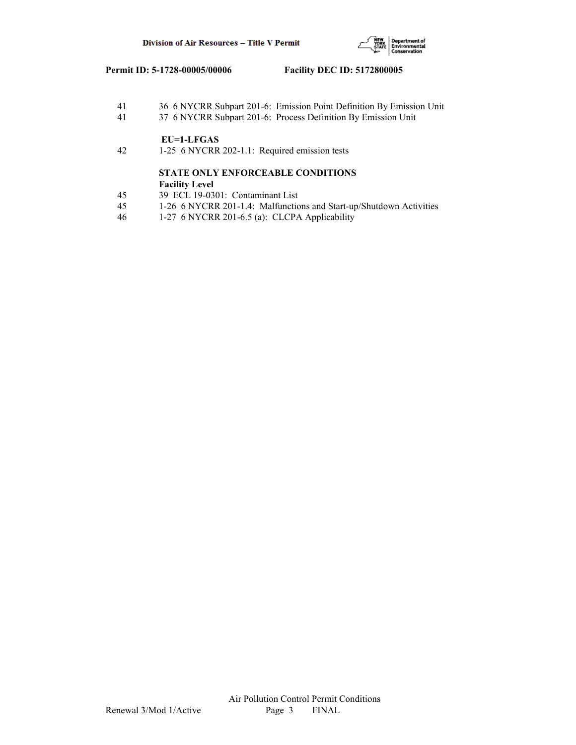| | |
|---|---|
| 41 | 36 6 NYCRR Subpart 201-6: Emission Point Definition By Emission Unit |
| 41 | 37 6 NYCRR Subpart 201-6: Process Definition By Emission Unit |
| | **EU=1-LFGAS** |
| 42 | 1-25 6 NYCRR 202-1.1: Required emission tests |
| | **STATE ONLY ENFORCEABLE CONDITIONS** |
| | **Facility Level** |
| 45 | 39 ECL 19-0301: Contaminant List |
| 45 | 1-26 6 NYCRR 201-1.4: Malfunctions and Start-up/Shutdown Activities |
| 46 | 1-27 6 NYCRR 201-6.5 (a): CLCPA Applicability |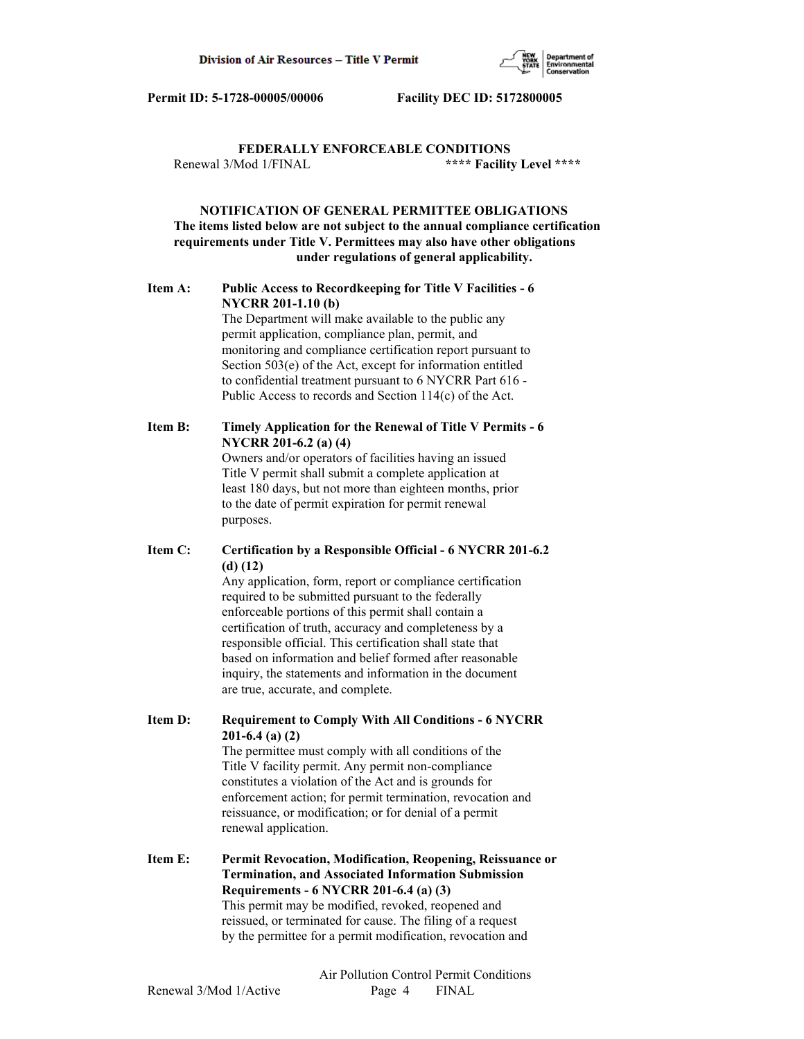**FEDERALLY ENFORCEABLE CONDITIONS**

Renewal 3/Mod 1/FINAL **\*\*\*\* Facility Level \*\*\*\***

**NOTIFICATION OF GENERAL PERMITTEE OBLIGATIONS**
**The items listed below are not subject to the annual compliance certification requirements under Title V. Permittees may also have other obligations under regulations of general applicability.**

**Item A: Public Access to Recordkeeping for Title V Facilities - 6 NYCRR 201-1.10 (b)**
The Department will make available to the public any permit application, compliance plan, permit, and monitoring and compliance certification report pursuant to Section 503(e) of the Act, except for information entitled to confidential treatment pursuant to 6 NYCRR Part 616 - Public Access to records and Section 114(c) of the Act.

**Item B: Timely Application for the Renewal of Title V Permits - 6 NYCRR 201-6.2 (a) (4)**
Owners and/or operators of facilities having an issued Title V permit shall submit a complete application at least 180 days, but not more than eighteen months, prior to the date of permit expiration for permit renewal purposes.

**Item C: Certification by a Responsible Official - 6 NYCRR 201-6.2 (d) (12)**
Any application, form, report or compliance certification required to be submitted pursuant to the federally enforceable portions of this permit shall contain a certification of truth, accuracy and completeness by a responsible official. This certification shall state that based on information and belief formed after reasonable inquiry, the statements and information in the document are true, accurate, and complete.

**Item D: Requirement to Comply With All Conditions - 6 NYCRR 201-6.4 (a) (2)**
The permittee must comply with all conditions of the Title V facility permit. Any permit non-compliance constitutes a violation of the Act and is grounds for enforcement action; for permit termination, revocation and reissuance, or modification; or for denial of a permit renewal application.

**Item E: Permit Revocation, Modification, Reopening, Reissuance or Termination, and Associated Information Submission Requirements - 6 NYCRR 201-6.4 (a) (3)**
This permit may be modified, revoked, reopened and reissued, or terminated for cause. The filing of a request by the permittee for a permit modification, revocation and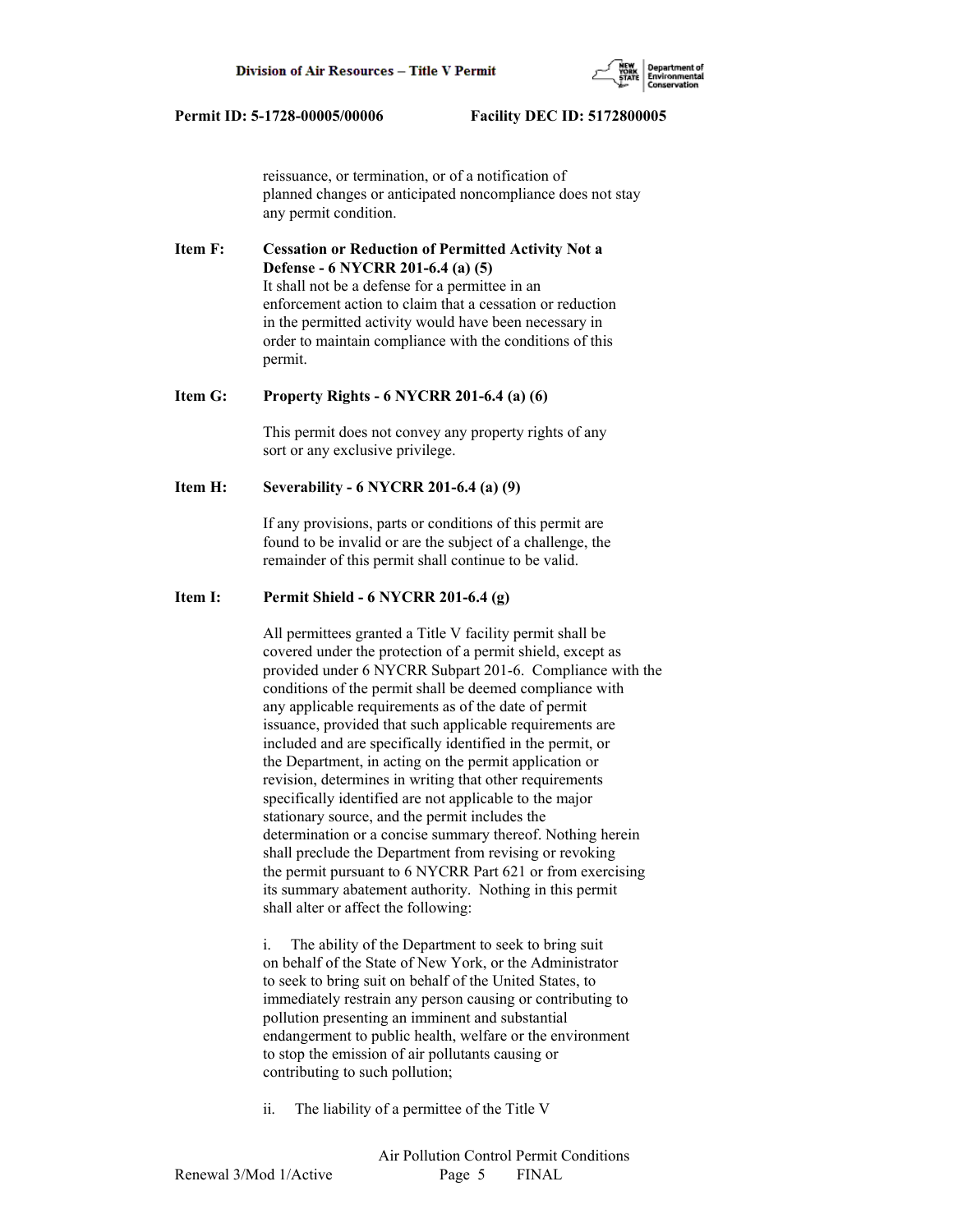reissuance, or termination, or of a notification of planned changes or anticipated noncompliance does not stay any permit condition.

**Item F: Cessation or Reduction of Permitted Activity Not a Defense - 6 NYCRR 201-6.4 (a) (5)**

It shall not be a defense for a permittee in an enforcement action to claim that a cessation or reduction in the permitted activity would have been necessary in order to maintain compliance with the conditions of this permit.

**Item G: Property Rights - 6 NYCRR 201-6.4 (a) (6)**

This permit does not convey any property rights of any sort or any exclusive privilege.

**Item H: Severability - 6 NYCRR 201-6.4 (a) (9)**

If any provisions, parts or conditions of this permit are found to be invalid or are the subject of a challenge, the remainder of this permit shall continue to be valid.

**Item I: Permit Shield - 6 NYCRR 201-6.4 (g)**

All permittees granted a Title V facility permit shall be covered under the protection of a permit shield, except as provided under 6 NYCRR Subpart 201-6. Compliance with the conditions of the permit shall be deemed compliance with any applicable requirements as of the date of permit issuance, provided that such applicable requirements are included and are specifically identified in the permit, or the Department, in acting on the permit application or revision, determines in writing that other requirements specifically identified are not applicable to the major stationary source, and the permit includes the determination or a concise summary thereof. Nothing herein shall preclude the Department from revising or revoking the permit pursuant to 6 NYCRR Part 621 or from exercising its summary abatement authority. Nothing in this permit shall alter or affect the following:

i. The ability of the Department to seek to bring suit on behalf of the State of New York, or the Administrator to seek to bring suit on behalf of the United States, to immediately restrain any person causing or contributing to pollution presenting an imminent and substantial endangerment to public health, welfare or the environment to stop the emission of air pollutants causing or contributing to such pollution;

ii. The liability of a permittee of the Title V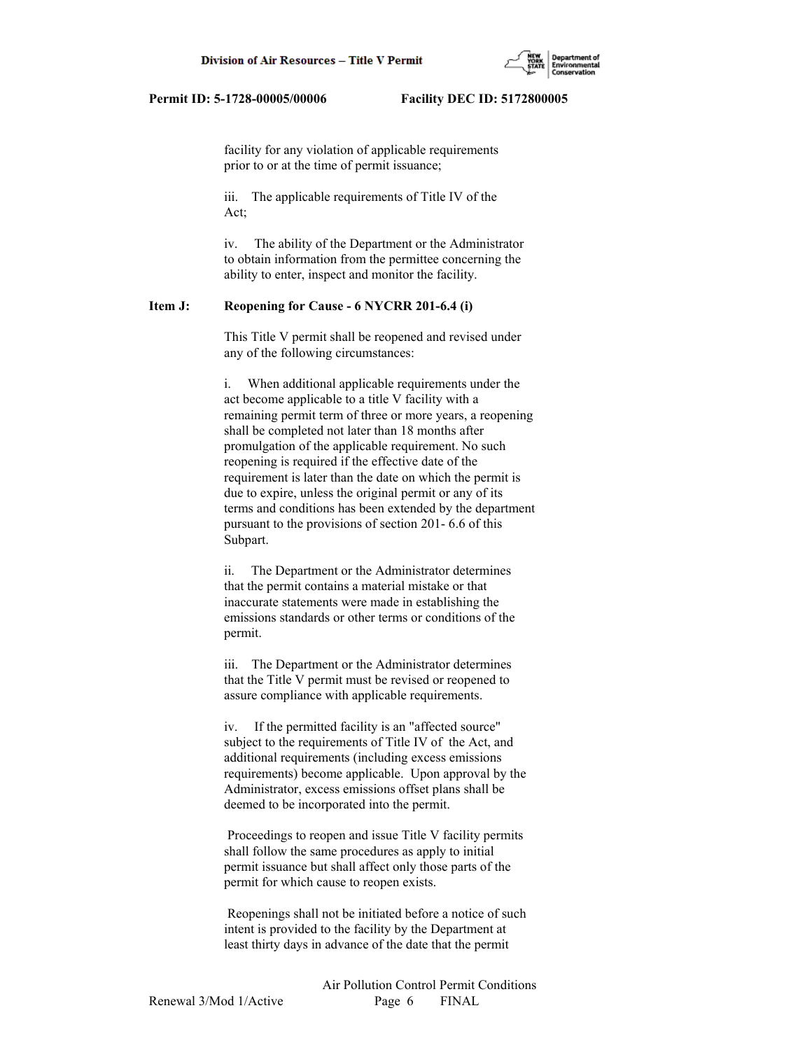facility for any violation of applicable requirements prior to or at the time of permit issuance;

iii. The applicable requirements of Title IV of the Act;

iv. The ability of the Department or the Administrator to obtain information from the permittee concerning the ability to enter, inspect and monitor the facility.

**Item J: Reopening for Cause - 6 NYCRR 201-6.4 (i)**

This Title V permit shall be reopened and revised under any of the following circumstances:

i. When additional applicable requirements under the act become applicable to a title V facility with a remaining permit term of three or more years, a reopening shall be completed not later than 18 months after promulgation of the applicable requirement. No such reopening is required if the effective date of the requirement is later than the date on which the permit is due to expire, unless the original permit or any of its terms and conditions has been extended by the department pursuant to the provisions of section 201- 6.6 of this Subpart.

ii. The Department or the Administrator determines that the permit contains a material mistake or that inaccurate statements were made in establishing the emissions standards or other terms or conditions of the permit.

iii. The Department or the Administrator determines that the Title V permit must be revised or reopened to assure compliance with applicable requirements.

iv. If the permitted facility is an "affected source" subject to the requirements of Title IV of the Act, and additional requirements (including excess emissions requirements) become applicable. Upon approval by the Administrator, excess emissions offset plans shall be deemed to be incorporated into the permit.

Proceedings to reopen and issue Title V facility permits shall follow the same procedures as apply to initial permit issuance but shall affect only those parts of the permit for which cause to reopen exists.

Reopenings shall not be initiated before a notice of such intent is provided to the facility by the Department at least thirty days in advance of the date that the permit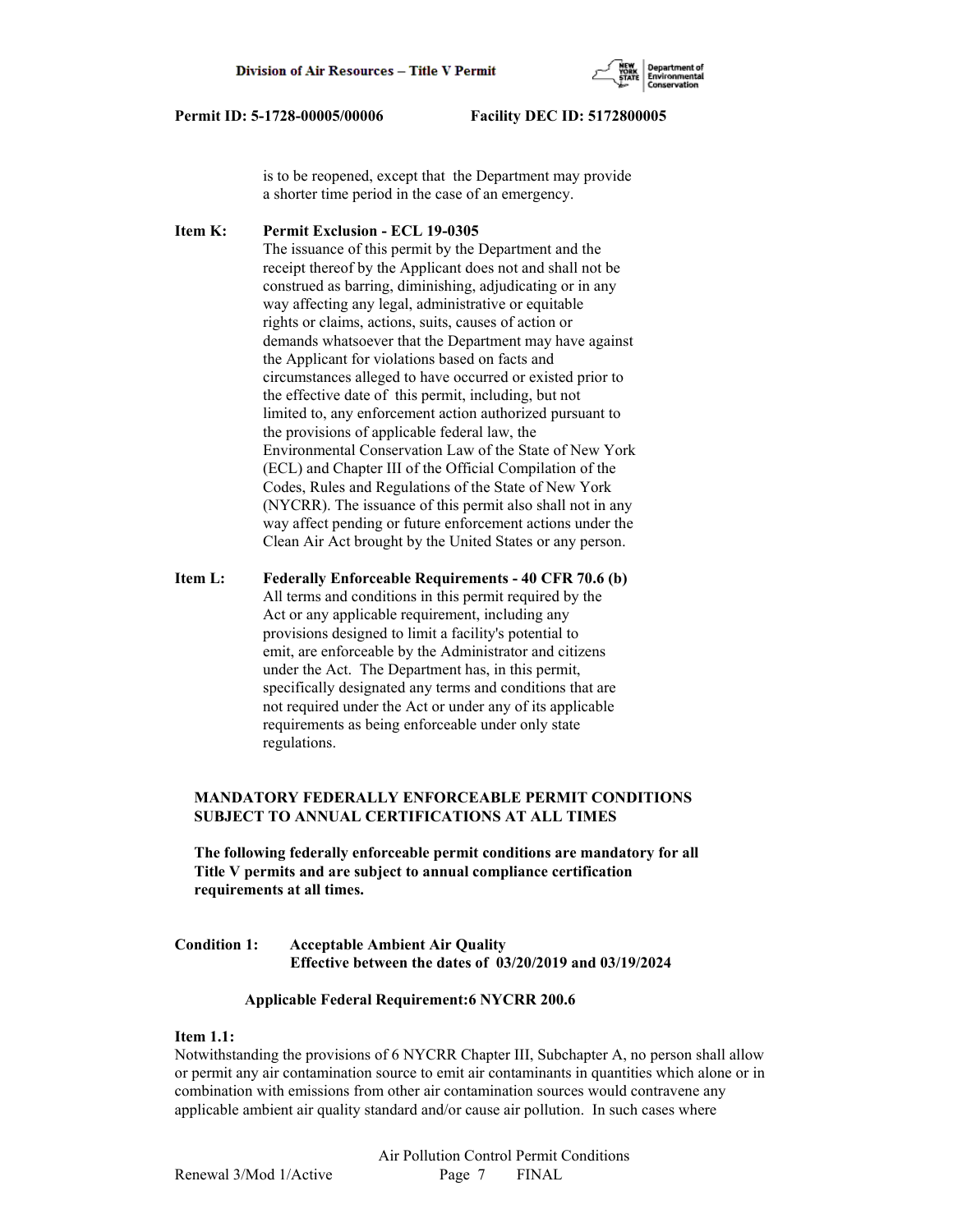is to be reopened, except that the Department may provide a shorter time period in the case of an emergency.

**Item K: Permit Exclusion - ECL 19-0305**

The issuance of this permit by the Department and the receipt thereof by the Applicant does not and shall not be construed as barring, diminishing, adjudicating or in any way affecting any legal, administrative or equitable rights or claims, actions, suits, causes of action or demands whatsoever that the Department may have against the Applicant for violations based on facts and circumstances alleged to have occurred or existed prior to the effective date of this permit, including, but not limited to, any enforcement action authorized pursuant to the provisions of applicable federal law, the Environmental Conservation Law of the State of New York (ECL) and Chapter III of the Official Compilation of the Codes, Rules and Regulations of the State of New York (NYCRR). The issuance of this permit also shall not in any way affect pending or future enforcement actions under the Clean Air Act brought by the United States or any person.

**Item L: Federally Enforceable Requirements - 40 CFR 70.6 (b)**

All terms and conditions in this permit required by the Act or any applicable requirement, including any provisions designed to limit a facility's potential to emit, are enforceable by the Administrator and citizens under the Act. The Department has, in this permit, specifically designated any terms and conditions that are not required under the Act or under any of its applicable requirements as being enforceable under only state regulations.

**MANDATORY FEDERALLY ENFORCEABLE PERMIT CONDITIONS SUBJECT TO ANNUAL CERTIFICATIONS AT ALL TIMES**

**The following federally enforceable permit conditions are mandatory for all Title V permits and are subject to annual compliance certification requirements at all times.**

**Condition 1: Acceptable Ambient Air Quality**
**Effective between the dates of 03/20/2019 and 03/19/2024**

**Applicable Federal Requirement:6 NYCRR 200.6**

**Item 1.1:**

Notwithstanding the provisions of 6 NYCRR Chapter III, Subchapter A, no person shall allow or permit any air contamination source to emit air contaminants in quantities which alone or in combination with emissions from other air contamination sources would contravene any applicable ambient air quality standard and/or cause air pollution. In such cases where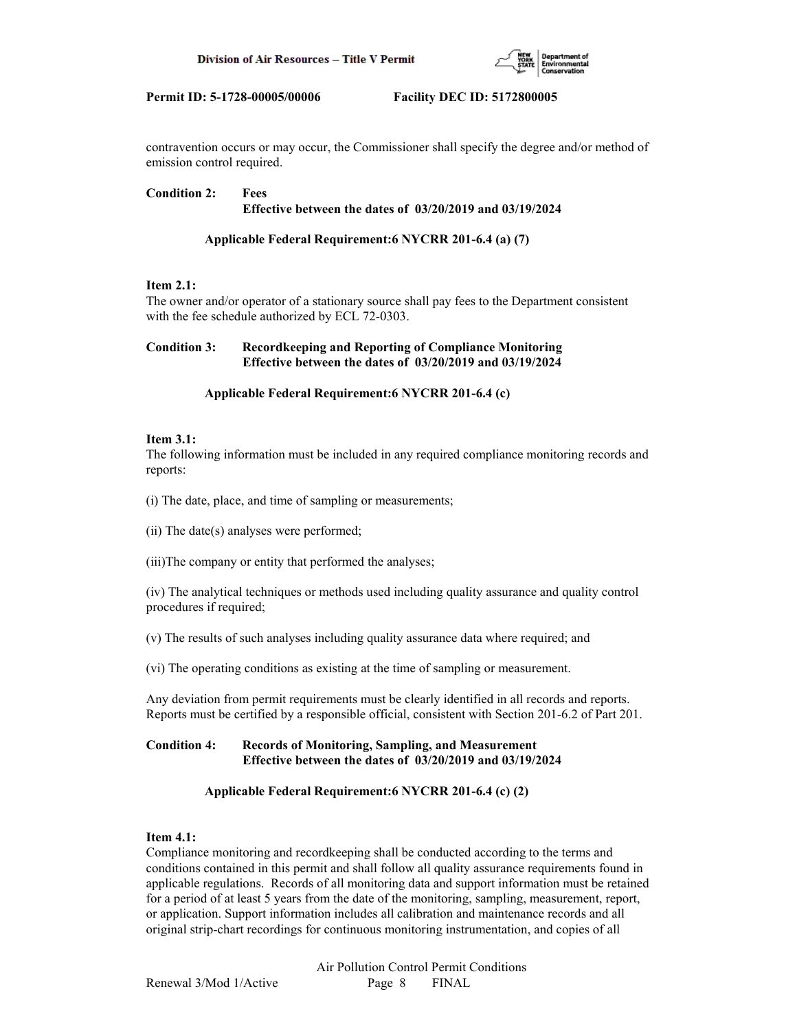contravention occurs or may occur, the Commissioner shall specify the degree and/or method of emission control required.

**Condition 2: Fees**
**Effective between the dates of 03/20/2019 and 03/19/2024**

**Applicable Federal Requirement:6 NYCRR 201-6.4 (a) (7)**

**Item 2.1:**
The owner and/or operator of a stationary source shall pay fees to the Department consistent with the fee schedule authorized by ECL 72-0303.

**Condition 3: Recordkeeping and Reporting of Compliance Monitoring**
**Effective between the dates of 03/20/2019 and 03/19/2024**

**Applicable Federal Requirement:6 NYCRR 201-6.4 (c)**

**Item 3.1:**
The following information must be included in any required compliance monitoring records and reports:

(i) The date, place, and time of sampling or measurements;

(ii) The date(s) analyses were performed;

(iii)The company or entity that performed the analyses;

(iv) The analytical techniques or methods used including quality assurance and quality control procedures if required;

(v) The results of such analyses including quality assurance data where required; and

(vi) The operating conditions as existing at the time of sampling or measurement.

Any deviation from permit requirements must be clearly identified in all records and reports. Reports must be certified by a responsible official, consistent with Section 201-6.2 of Part 201.

**Condition 4: Records of Monitoring, Sampling, and Measurement**
**Effective between the dates of 03/20/2019 and 03/19/2024**

**Applicable Federal Requirement:6 NYCRR 201-6.4 (c) (2)**

**Item 4.1:**
Compliance monitoring and recordkeeping shall be conducted according to the terms and conditions contained in this permit and shall follow all quality assurance requirements found in applicable regulations. Records of all monitoring data and support information must be retained for a period of at least 5 years from the date of the monitoring, sampling, measurement, report, or application. Support information includes all calibration and maintenance records and all original strip-chart recordings for continuous monitoring instrumentation, and copies of all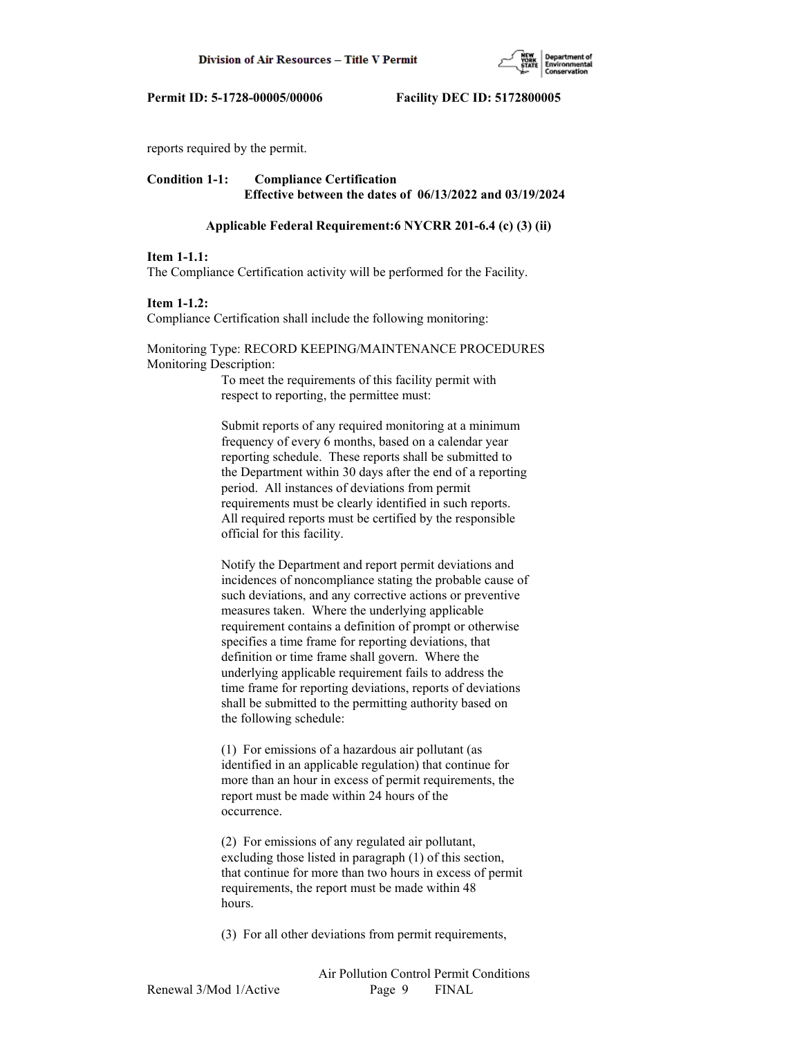reports required by the permit.

**Condition 1-1: Compliance Certification**
**Effective between the dates of 06/13/2022 and 03/19/2024**

**Applicable Federal Requirement:6 NYCRR 201-6.4 (c) (3) (ii)**

**Item 1-1.1:**
The Compliance Certification activity will be performed for the Facility.

**Item 1-1.2:**
Compliance Certification shall include the following monitoring:

Monitoring Type: RECORD KEEPING/MAINTENANCE PROCEDURES
Monitoring Description:

To meet the requirements of this facility permit with respect to reporting, the permittee must:

Submit reports of any required monitoring at a minimum frequency of every 6 months, based on a calendar year reporting schedule. These reports shall be submitted to the Department within 30 days after the end of a reporting period. All instances of deviations from permit requirements must be clearly identified in such reports. All required reports must be certified by the responsible official for this facility.

Notify the Department and report permit deviations and incidences of noncompliance stating the probable cause of such deviations, and any corrective actions or preventive measures taken. Where the underlying applicable requirement contains a definition of prompt or otherwise specifies a time frame for reporting deviations, that definition or time frame shall govern. Where the underlying applicable requirement fails to address the time frame for reporting deviations, reports of deviations shall be submitted to the permitting authority based on the following schedule:

(1) For emissions of a hazardous air pollutant (as identified in an applicable regulation) that continue for more than an hour in excess of permit requirements, the report must be made within 24 hours of the occurrence.

(2) For emissions of any regulated air pollutant, excluding those listed in paragraph (1) of this section, that continue for more than two hours in excess of permit requirements, the report must be made within 48 hours.

(3) For all other deviations from permit requirements,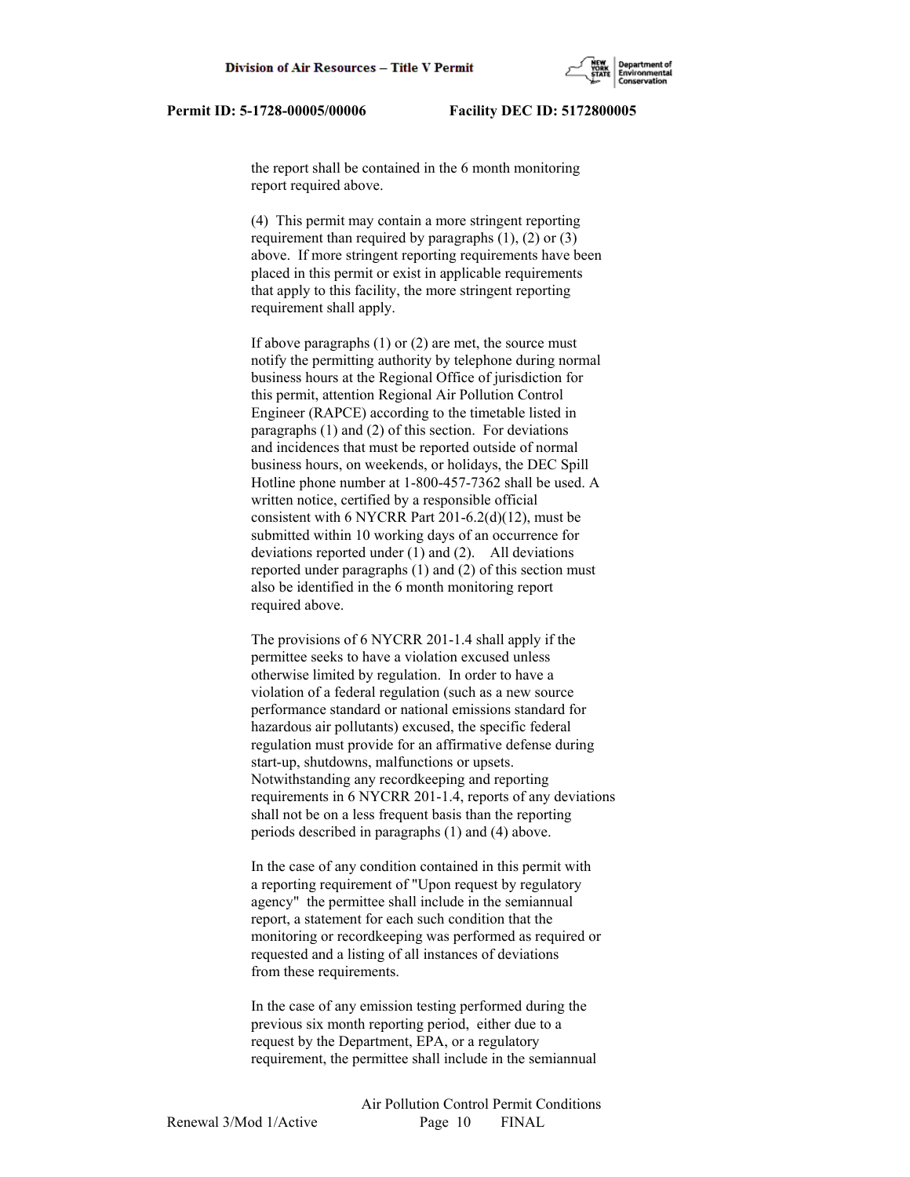the report shall be contained in the 6 month monitoring report required above.

(4) This permit may contain a more stringent reporting requirement than required by paragraphs (1), (2) or (3) above. If more stringent reporting requirements have been placed in this permit or exist in applicable requirements that apply to this facility, the more stringent reporting requirement shall apply.

If above paragraphs (1) or (2) are met, the source must notify the permitting authority by telephone during normal business hours at the Regional Office of jurisdiction for this permit, attention Regional Air Pollution Control Engineer (RAPCE) according to the timetable listed in paragraphs (1) and (2) of this section. For deviations and incidences that must be reported outside of normal business hours, on weekends, or holidays, the DEC Spill Hotline phone number at 1-800-457-7362 shall be used. A written notice, certified by a responsible official consistent with 6 NYCRR Part 201-6.2(d)(12), must be submitted within 10 working days of an occurrence for deviations reported under (1) and (2). All deviations reported under paragraphs (1) and (2) of this section must also be identified in the 6 month monitoring report required above.

The provisions of 6 NYCRR 201-1.4 shall apply if the permittee seeks to have a violation excused unless otherwise limited by regulation. In order to have a violation of a federal regulation (such as a new source performance standard or national emissions standard for hazardous air pollutants) excused, the specific federal regulation must provide for an affirmative defense during start-up, shutdowns, malfunctions or upsets. Notwithstanding any recordkeeping and reporting requirements in 6 NYCRR 201-1.4, reports of any deviations shall not be on a less frequent basis than the reporting periods described in paragraphs (1) and (4) above.

In the case of any condition contained in this permit with a reporting requirement of "Upon request by regulatory agency" the permittee shall include in the semiannual report, a statement for each such condition that the monitoring or recordkeeping was performed as required or requested and a listing of all instances of deviations from these requirements.

In the case of any emission testing performed during the previous six month reporting period, either due to a request by the Department, EPA, or a regulatory requirement, the permittee shall include in the semiannual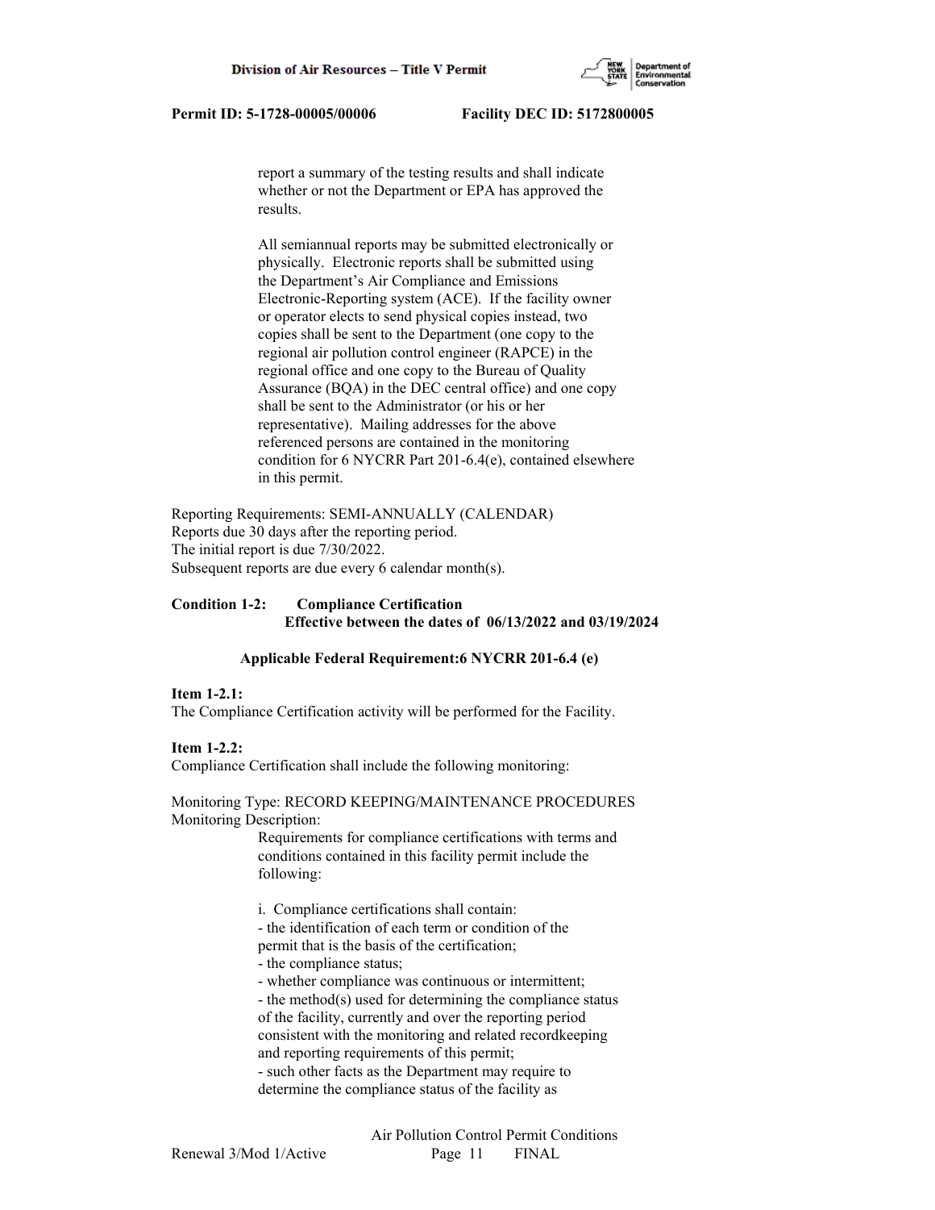report a summary of the testing results and shall indicate whether or not the Department or EPA has approved the results.

All semiannual reports may be submitted electronically or physically. Electronic reports shall be submitted using the Department's Air Compliance and Emissions Electronic-Reporting system (ACE). If the facility owner or operator elects to send physical copies instead, two copies shall be sent to the Department (one copy to the regional air pollution control engineer (RAPCE) in the regional office and one copy to the Bureau of Quality Assurance (BQA) in the DEC central office) and one copy shall be sent to the Administrator (or his or her representative). Mailing addresses for the above referenced persons are contained in the monitoring condition for 6 NYCRR Part 201-6.4(e), contained elsewhere in this permit.

Reporting Requirements: SEMI-ANNUALLY (CALENDAR)
Reports due 30 days after the reporting period.
The initial report is due 7/30/2022.
Subsequent reports are due every 6 calendar month(s).

**Condition 1-2: Compliance Certification**
**Effective between the dates of 06/13/2022 and 03/19/2024**

**Applicable Federal Requirement:6 NYCRR 201-6.4 (e)**

**Item 1-2.1:**
The Compliance Certification activity will be performed for the Facility.

**Item 1-2.2:**
Compliance Certification shall include the following monitoring:

Monitoring Type: RECORD KEEPING/MAINTENANCE PROCEDURES
Monitoring Description:
Requirements for compliance certifications with terms and conditions contained in this facility permit include the following:

i. Compliance certifications shall contain:
- the identification of each term or condition of the permit that is the basis of the certification;
- the compliance status;
- whether compliance was continuous or intermittent;
- the method(s) used for determining the compliance status of the facility, currently and over the reporting period consistent with the monitoring and related recordkeeping and reporting requirements of this permit;
- such other facts as the Department may require to determine the compliance status of the facility as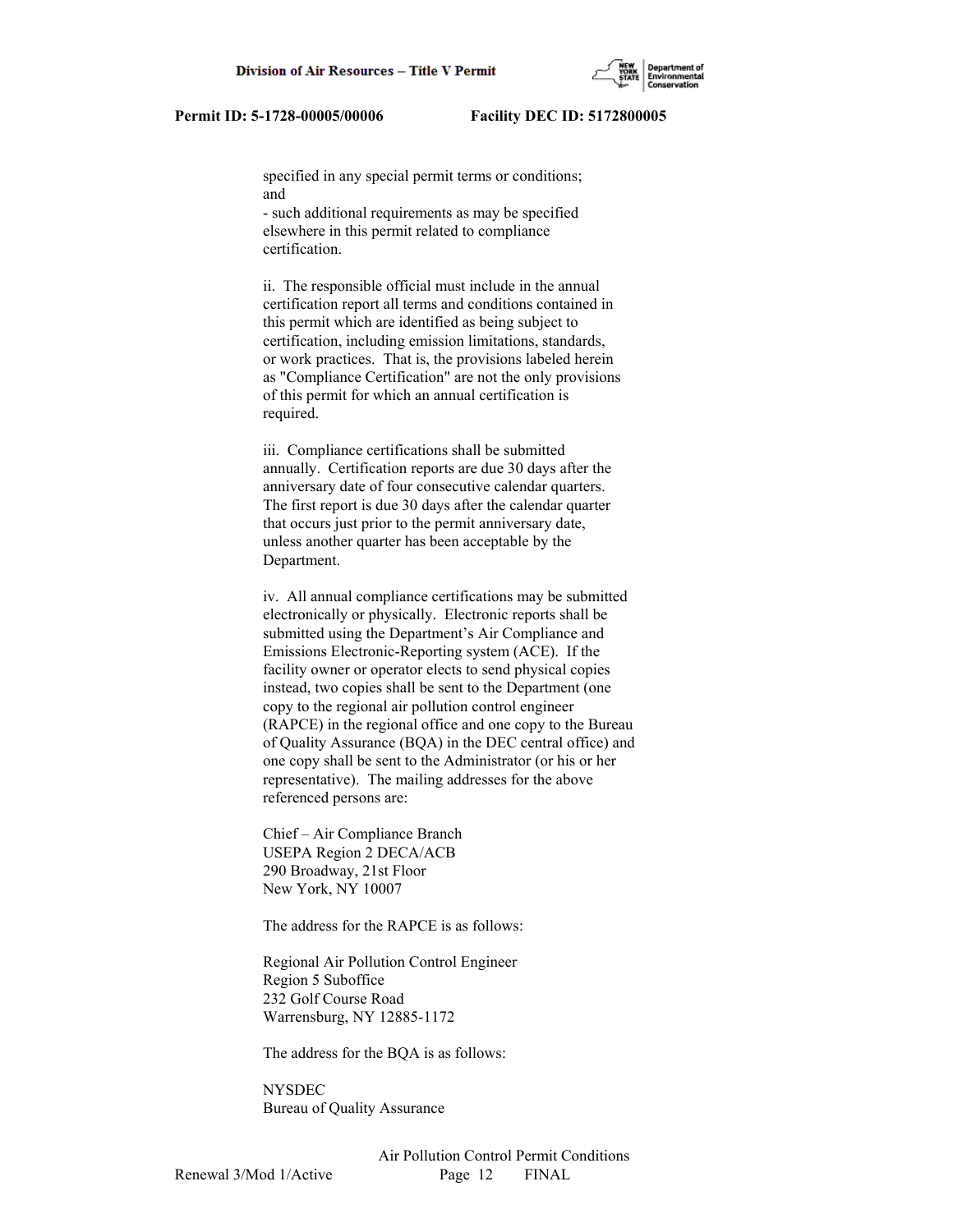specified in any special permit terms or conditions; and

- such additional requirements as may be specified elsewhere in this permit related to compliance certification.

ii. The responsible official must include in the annual certification report all terms and conditions contained in this permit which are identified as being subject to certification, including emission limitations, standards, or work practices. That is, the provisions labeled herein as "Compliance Certification" are not the only provisions of this permit for which an annual certification is required.

iii. Compliance certifications shall be submitted annually. Certification reports are due 30 days after the anniversary date of four consecutive calendar quarters. The first report is due 30 days after the calendar quarter that occurs just prior to the permit anniversary date, unless another quarter has been acceptable by the Department.

iv. All annual compliance certifications may be submitted electronically or physically. Electronic reports shall be submitted using the Department's Air Compliance and Emissions Electronic-Reporting system (ACE). If the facility owner or operator elects to send physical copies instead, two copies shall be sent to the Department (one copy to the regional air pollution control engineer (RAPCE) in the regional office and one copy to the Bureau of Quality Assurance (BQA) in the DEC central office) and one copy shall be sent to the Administrator (or his or her representative). The mailing addresses for the above referenced persons are:

Chief – Air Compliance Branch
USEPA Region 2 DECA/ACB
290 Broadway, 21st Floor
New York, NY 10007

The address for the RAPCE is as follows:

Regional Air Pollution Control Engineer
Region 5 Suboffice
232 Golf Course Road
Warrensburg, NY 12885-1172

The address for the BQA is as follows:

NYSDEC
Bureau of Quality Assurance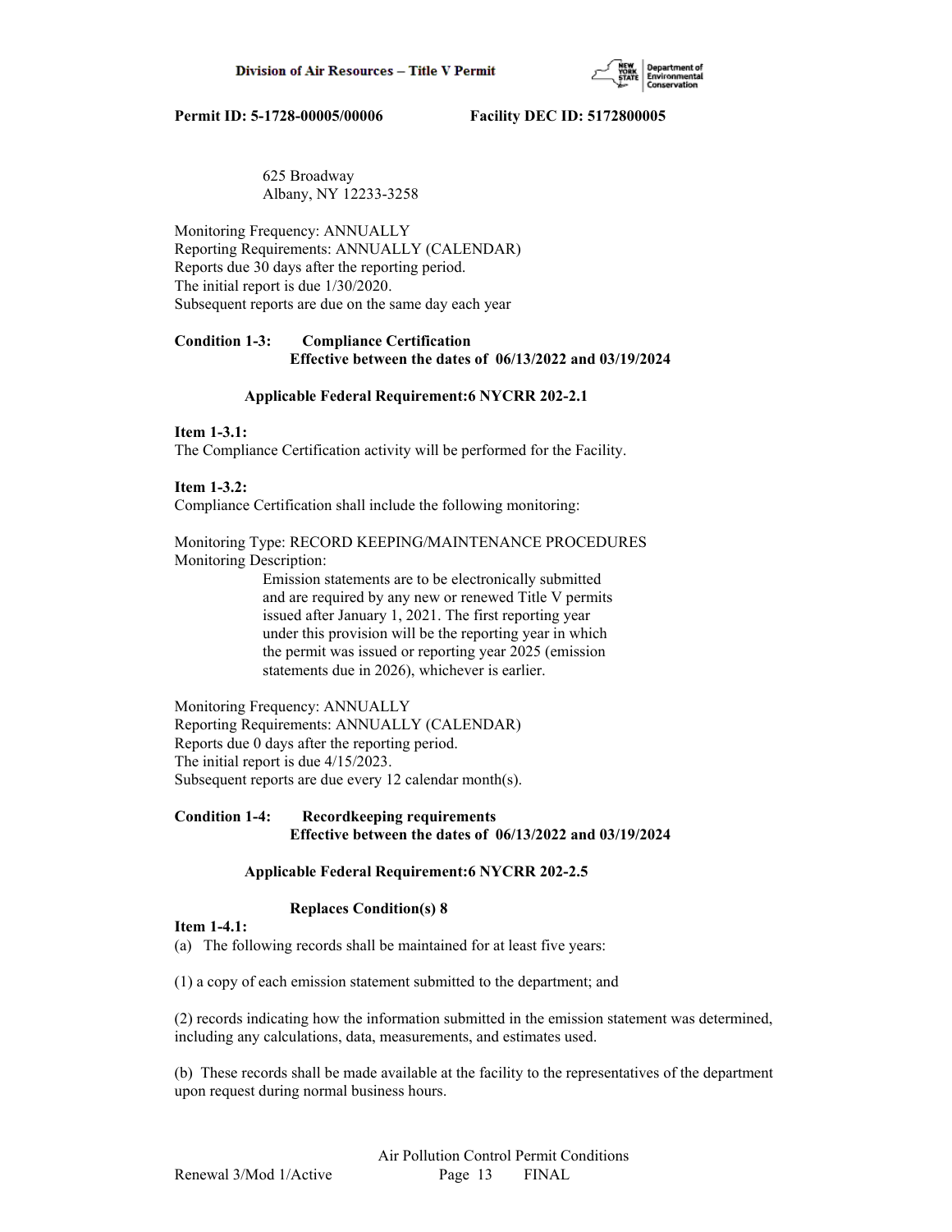625 Broadway
Albany, NY 12233-3258

Monitoring Frequency: ANNUALLY
Reporting Requirements: ANNUALLY (CALENDAR)
Reports due 30 days after the reporting period.
The initial report is due 1/30/2020.
Subsequent reports are due on the same day each year

**Condition 1-3: Compliance Certification**
**Effective between the dates of 06/13/2022 and 03/19/2024**

**Applicable Federal Requirement:6 NYCRR 202-2.1**

**Item 1-3.1:**
The Compliance Certification activity will be performed for the Facility.

**Item 1-3.2:**
Compliance Certification shall include the following monitoring:

Monitoring Type: RECORD KEEPING/MAINTENANCE PROCEDURES
Monitoring Description:

Emission statements are to be electronically submitted and are required by any new or renewed Title V permits issued after January 1, 2021. The first reporting year under this provision will be the reporting year in which the permit was issued or reporting year 2025 (emission statements due in 2026), whichever is earlier.

Monitoring Frequency: ANNUALLY
Reporting Requirements: ANNUALLY (CALENDAR)
Reports due 0 days after the reporting period.
The initial report is due 4/15/2023.
Subsequent reports are due every 12 calendar month(s).

**Condition 1-4: Recordkeeping requirements**
**Effective between the dates of 06/13/2022 and 03/19/2024**

**Applicable Federal Requirement:6 NYCRR 202-2.5**

**Replaces Condition(s) 8**

**Item 1-4.1:**
(a) The following records shall be maintained for at least five years:

(1) a copy of each emission statement submitted to the department; and

(2) records indicating how the information submitted in the emission statement was determined, including any calculations, data, measurements, and estimates used.

(b) These records shall be made available at the facility to the representatives of the department upon request during normal business hours.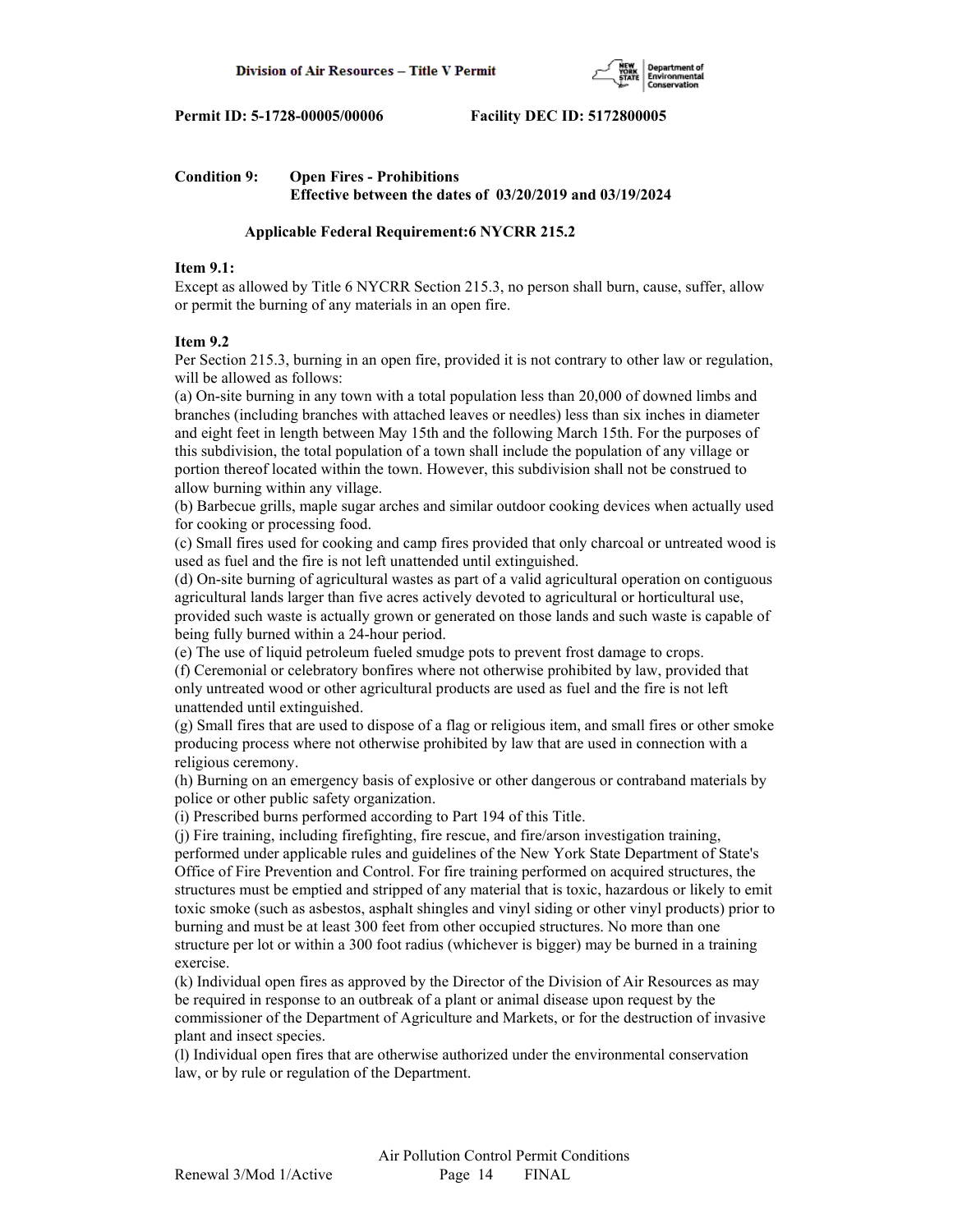Permit ID: 5-1728-00005/00006 Facility DEC ID: 5172800005

**Condition 9: Open Fires - Prohibitions**
**Effective between the dates of 03/20/2019 and 03/19/2024**

**Applicable Federal Requirement:6 NYCRR 215.2**

**Item 9.1:**
Except as allowed by Title 6 NYCRR Section 215.3, no person shall burn, cause, suffer, allow or permit the burning of any materials in an open fire.

**Item 9.2**
Per Section 215.3, burning in an open fire, provided it is not contrary to other law or regulation, will be allowed as follows:
(a) On-site burning in any town with a total population less than 20,000 of downed limbs and branches (including branches with attached leaves or needles) less than six inches in diameter and eight feet in length between May 15th and the following March 15th. For the purposes of this subdivision, the total population of a town shall include the population of any village or portion thereof located within the town. However, this subdivision shall not be construed to allow burning within any village.
(b) Barbecue grills, maple sugar arches and similar outdoor cooking devices when actually used for cooking or processing food.
(c) Small fires used for cooking and camp fires provided that only charcoal or untreated wood is used as fuel and the fire is not left unattended until extinguished.
(d) On-site burning of agricultural wastes as part of a valid agricultural operation on contiguous agricultural lands larger than five acres actively devoted to agricultural or horticultural use, provided such waste is actually grown or generated on those lands and such waste is capable of being fully burned within a 24-hour period.
(e) The use of liquid petroleum fueled smudge pots to prevent frost damage to crops.
(f) Ceremonial or celebratory bonfires where not otherwise prohibited by law, provided that only untreated wood or other agricultural products are used as fuel and the fire is not left unattended until extinguished.
(g) Small fires that are used to dispose of a flag or religious item, and small fires or other smoke producing process where not otherwise prohibited by law that are used in connection with a religious ceremony.
(h) Burning on an emergency basis of explosive or other dangerous or contraband materials by police or other public safety organization.
(i) Prescribed burns performed according to Part 194 of this Title.
(j) Fire training, including firefighting, fire rescue, and fire/arson investigation training, performed under applicable rules and guidelines of the New York State Department of State's Office of Fire Prevention and Control. For fire training performed on acquired structures, the structures must be emptied and stripped of any material that is toxic, hazardous or likely to emit toxic smoke (such as asbestos, asphalt shingles and vinyl siding or other vinyl products) prior to burning and must be at least 300 feet from other occupied structures. No more than one structure per lot or within a 300 foot radius (whichever is bigger) may be burned in a training exercise.
(k) Individual open fires as approved by the Director of the Division of Air Resources as may be required in response to an outbreak of a plant or animal disease upon request by the commissioner of the Department of Agriculture and Markets, or for the destruction of invasive plant and insect species.
(l) Individual open fires that are otherwise authorized under the environmental conservation law, or by rule or regulation of the Department.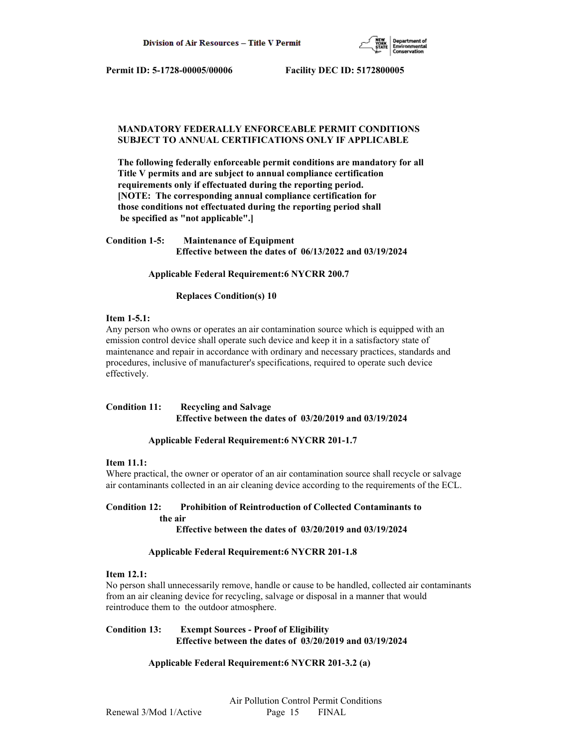**MANDATORY FEDERALLY ENFORCEABLE PERMIT CONDITIONS SUBJECT TO ANNUAL CERTIFICATIONS ONLY IF APPLICABLE**

**The following federally enforceable permit conditions are mandatory for all Title V permits and are subject to annual compliance certification requirements only if effectuated during the reporting period. [NOTE: The corresponding annual compliance certification for those conditions not effectuated during the reporting period shall be specified as "not applicable".]**

**Condition 1-5: Maintenance of Equipment**
**Effective between the dates of 06/13/2022 and 03/19/2024**

**Applicable Federal Requirement:6 NYCRR 200.7**

**Replaces Condition(s) 10**

**Item 1-5.1:**
Any person who owns or operates an air contamination source which is equipped with an emission control device shall operate such device and keep it in a satisfactory state of maintenance and repair in accordance with ordinary and necessary practices, standards and procedures, inclusive of manufacturer's specifications, required to operate such device effectively.

**Condition 11: Recycling and Salvage**
**Effective between the dates of 03/20/2019 and 03/19/2024**

**Applicable Federal Requirement:6 NYCRR 201-1.7**

**Item 11.1:**
Where practical, the owner or operator of an air contamination source shall recycle or salvage air contaminants collected in an air cleaning device according to the requirements of the ECL.

**Condition 12: Prohibition of Reintroduction of Collected Contaminants to the air**
**Effective between the dates of 03/20/2019 and 03/19/2024**

**Applicable Federal Requirement:6 NYCRR 201-1.8**

**Item 12.1:**
No person shall unnecessarily remove, handle or cause to be handled, collected air contaminants from an air cleaning device for recycling, salvage or disposal in a manner that would reintroduce them to the outdoor atmosphere.

**Condition 13: Exempt Sources - Proof of Eligibility**
**Effective between the dates of 03/20/2019 and 03/19/2024**

**Applicable Federal Requirement:6 NYCRR 201-3.2 (a)**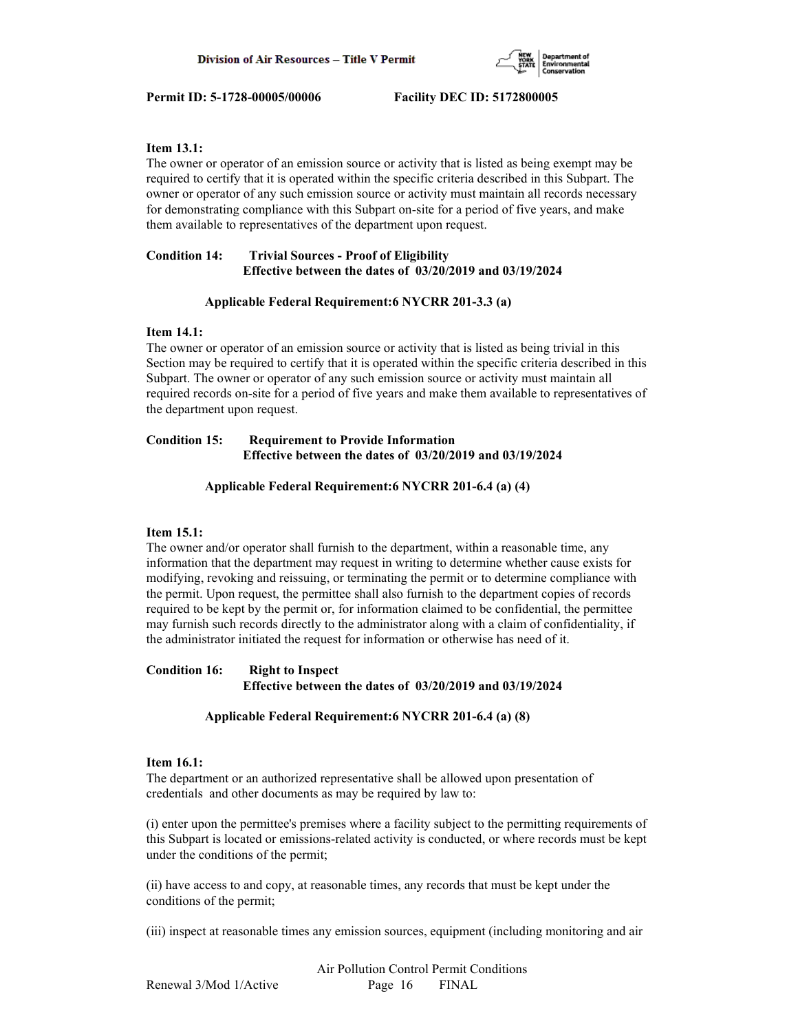**Item 13.1:**
The owner or operator of an emission source or activity that is listed as being exempt may be required to certify that it is operated within the specific criteria described in this Subpart. The owner or operator of any such emission source or activity must maintain all records necessary for demonstrating compliance with this Subpart on-site for a period of five years, and make them available to representatives of the department upon request.

**Condition 14: Trivial Sources - Proof of Eligibility**
**Effective between the dates of 03/20/2019 and 03/19/2024**

**Applicable Federal Requirement:6 NYCRR 201-3.3 (a)**

**Item 14.1:**
The owner or operator of an emission source or activity that is listed as being trivial in this Section may be required to certify that it is operated within the specific criteria described in this Subpart. The owner or operator of any such emission source or activity must maintain all required records on-site for a period of five years and make them available to representatives of the department upon request.

**Condition 15: Requirement to Provide Information**
**Effective between the dates of 03/20/2019 and 03/19/2024**

**Applicable Federal Requirement:6 NYCRR 201-6.4 (a) (4)**

**Item 15.1:**
The owner and/or operator shall furnish to the department, within a reasonable time, any information that the department may request in writing to determine whether cause exists for modifying, revoking and reissuing, or terminating the permit or to determine compliance with the permit. Upon request, the permittee shall also furnish to the department copies of records required to be kept by the permit or, for information claimed to be confidential, the permittee may furnish such records directly to the administrator along with a claim of confidentiality, if the administrator initiated the request for information or otherwise has need of it.

**Condition 16: Right to Inspect**
**Effective between the dates of 03/20/2019 and 03/19/2024**

**Applicable Federal Requirement:6 NYCRR 201-6.4 (a) (8)**

**Item 16.1:**
The department or an authorized representative shall be allowed upon presentation of credentials and other documents as may be required by law to:

(i) enter upon the permittee's premises where a facility subject to the permitting requirements of this Subpart is located or emissions-related activity is conducted, or where records must be kept under the conditions of the permit;

(ii) have access to and copy, at reasonable times, any records that must be kept under the conditions of the permit;

(iii) inspect at reasonable times any emission sources, equipment (including monitoring and air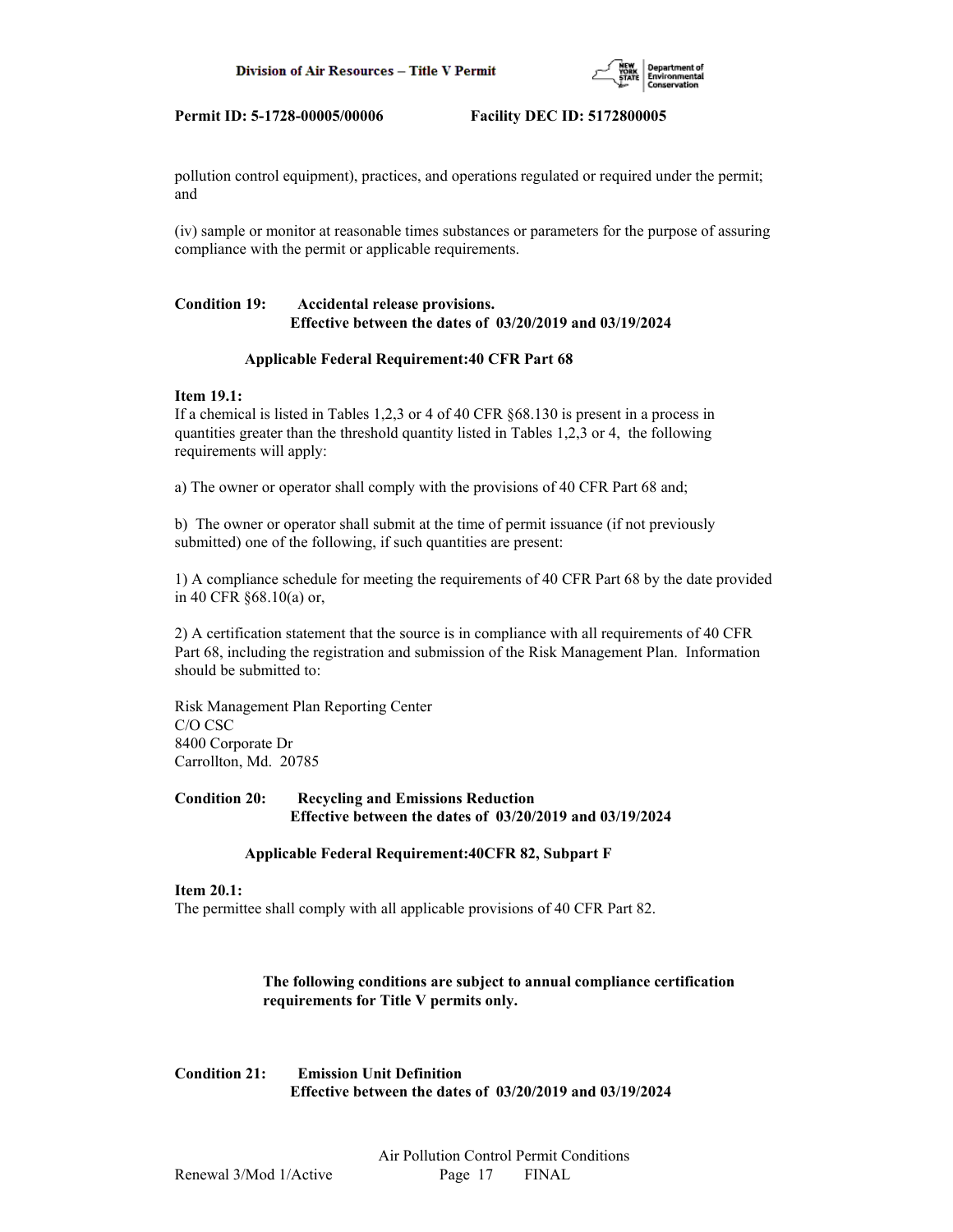pollution control equipment), practices, and operations regulated or required under the permit; and

(iv) sample or monitor at reasonable times substances or parameters for the purpose of assuring compliance with the permit or applicable requirements.

**Condition 19: Accidental release provisions.**
**Effective between the dates of 03/20/2019 and 03/19/2024**

**Applicable Federal Requirement:40 CFR Part 68**

**Item 19.1:**
If a chemical is listed in Tables 1,2,3 or 4 of 40 CFR §68.130 is present in a process in quantities greater than the threshold quantity listed in Tables 1,2,3 or 4, the following requirements will apply:

a) The owner or operator shall comply with the provisions of 40 CFR Part 68 and;

b) The owner or operator shall submit at the time of permit issuance (if not previously submitted) one of the following, if such quantities are present:

1) A compliance schedule for meeting the requirements of 40 CFR Part 68 by the date provided in 40 CFR §68.10(a) or,

2) A certification statement that the source is in compliance with all requirements of 40 CFR Part 68, including the registration and submission of the Risk Management Plan. Information should be submitted to:

Risk Management Plan Reporting Center
C/O CSC
8400 Corporate Dr
Carrollton, Md. 20785

**Condition 20: Recycling and Emissions Reduction**
**Effective between the dates of 03/20/2019 and 03/19/2024**

**Applicable Federal Requirement:40CFR 82, Subpart F**

**Item 20.1:**
The permittee shall comply with all applicable provisions of 40 CFR Part 82.

**The following conditions are subject to annual compliance certification requirements for Title V permits only.**

**Condition 21: Emission Unit Definition**
**Effective between the dates of 03/20/2019 and 03/19/2024**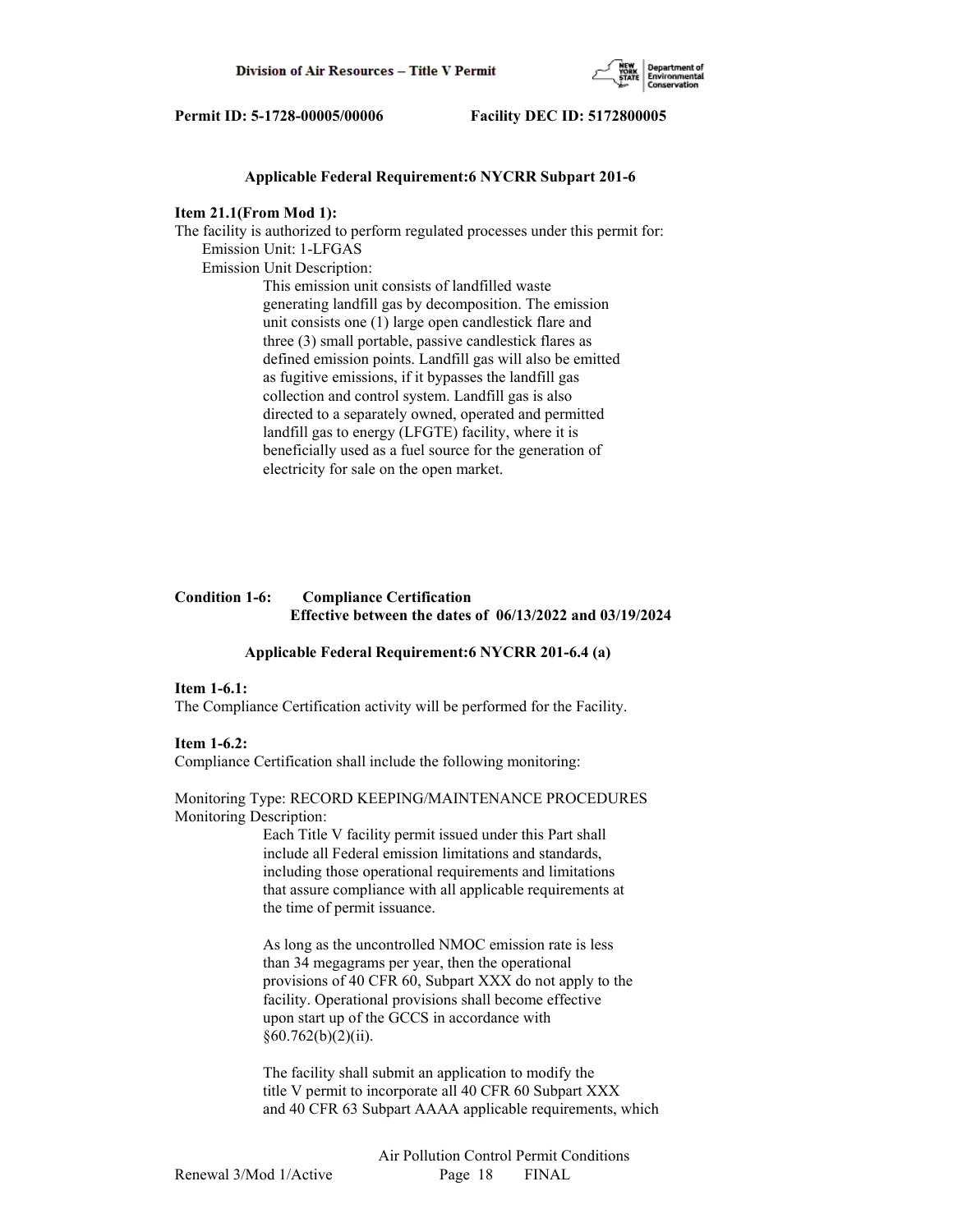**Applicable Federal Requirement:6 NYCRR Subpart 201-6**

**Item 21.1(From Mod 1):**

The facility is authorized to perform regulated processes under this permit for:

Emission Unit: 1-LFGAS

Emission Unit Description:

This emission unit consists of landfilled waste generating landfill gas by decomposition. The emission unit consists one (1) large open candlestick flare and three (3) small portable, passive candlestick flares as defined emission points. Landfill gas will also be emitted as fugitive emissions, if it bypasses the landfill gas collection and control system. Landfill gas is also directed to a separately owned, operated and permitted landfill gas to energy (LFGTE) facility, where it is beneficially used as a fuel source for the generation of electricity for sale on the open market.

**Condition 1-6: Compliance Certification**
**Effective between the dates of 06/13/2022 and 03/19/2024**

**Applicable Federal Requirement:6 NYCRR 201-6.4 (a)**

**Item 1-6.1:**

The Compliance Certification activity will be performed for the Facility.

**Item 1-6.2:**

Compliance Certification shall include the following monitoring:

Monitoring Type: RECORD KEEPING/MAINTENANCE PROCEDURES

Monitoring Description:

Each Title V facility permit issued under this Part shall include all Federal emission limitations and standards, including those operational requirements and limitations that assure compliance with all applicable requirements at the time of permit issuance.

As long as the uncontrolled NMOC emission rate is less than 34 megagrams per year, then the operational provisions of 40 CFR 60, Subpart XXX do not apply to the facility. Operational provisions shall become effective upon start up of the GCCS in accordance with §60.762(b)(2)(ii).

The facility shall submit an application to modify the title V permit to incorporate all 40 CFR 60 Subpart XXX and 40 CFR 63 Subpart AAAA applicable requirements, which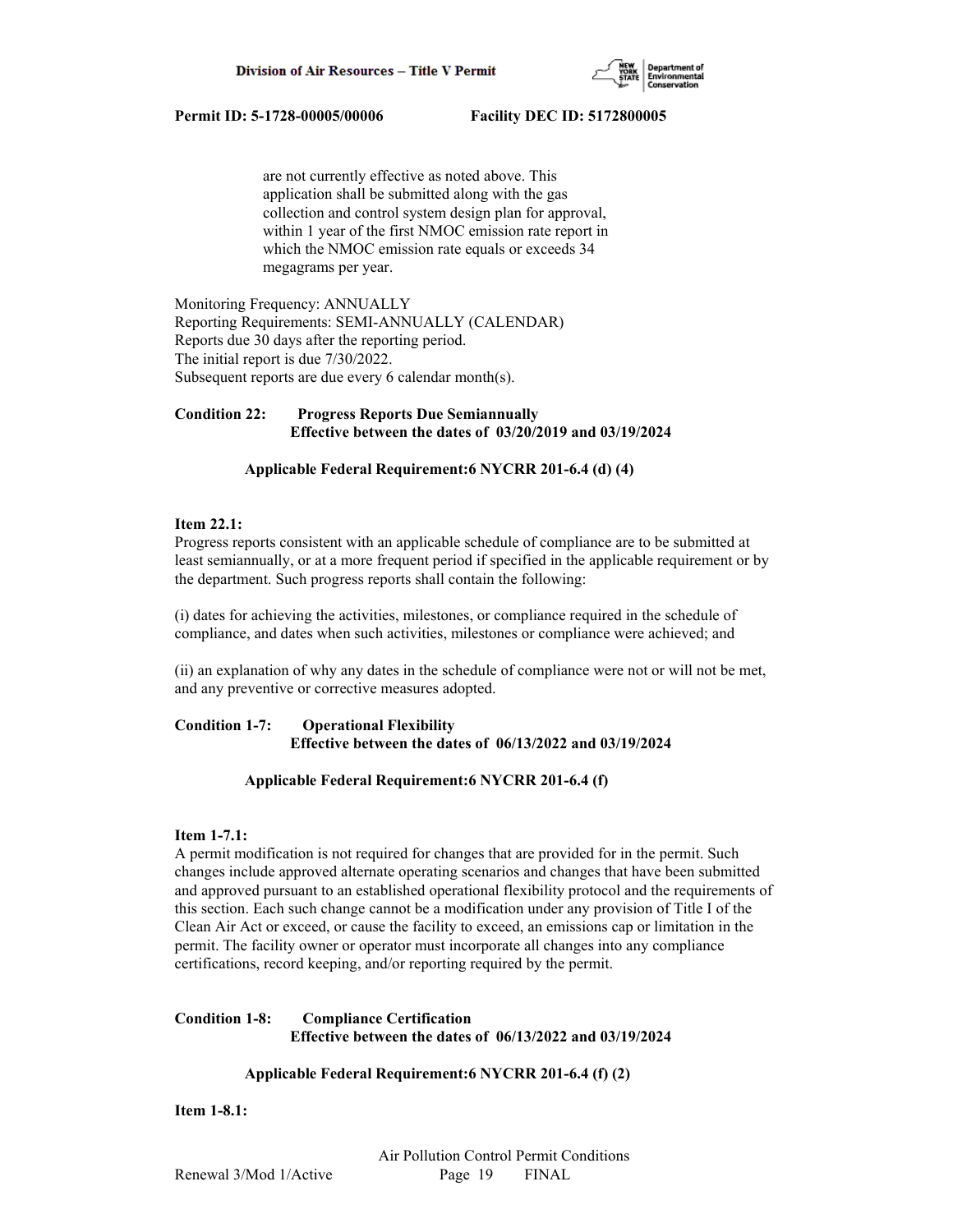are not currently effective as noted above. This application shall be submitted along with the gas collection and control system design plan for approval, within 1 year of the first NMOC emission rate report in which the NMOC emission rate equals or exceeds 34 megagrams per year.

Monitoring Frequency: ANNUALLY
Reporting Requirements: SEMI-ANNUALLY (CALENDAR)
Reports due 30 days after the reporting period.
The initial report is due 7/30/2022.
Subsequent reports are due every 6 calendar month(s).

**Condition 22: Progress Reports Due Semiannually**
**Effective between the dates of 03/20/2019 and 03/19/2024**

**Applicable Federal Requirement:6 NYCRR 201-6.4 (d) (4)**

**Item 22.1:**
Progress reports consistent with an applicable schedule of compliance are to be submitted at least semiannually, or at a more frequent period if specified in the applicable requirement or by the department. Such progress reports shall contain the following:

(i) dates for achieving the activities, milestones, or compliance required in the schedule of compliance, and dates when such activities, milestones or compliance were achieved; and

(ii) an explanation of why any dates in the schedule of compliance were not or will not be met, and any preventive or corrective measures adopted.

**Condition 1-7: Operational Flexibility**
**Effective between the dates of 06/13/2022 and 03/19/2024**

**Applicable Federal Requirement:6 NYCRR 201-6.4 (f)**

**Item 1-7.1:**
A permit modification is not required for changes that are provided for in the permit. Such changes include approved alternate operating scenarios and changes that have been submitted and approved pursuant to an established operational flexibility protocol and the requirements of this section. Each such change cannot be a modification under any provision of Title I of the Clean Air Act or exceed, or cause the facility to exceed, an emissions cap or limitation in the permit. The facility owner or operator must incorporate all changes into any compliance certifications, record keeping, and/or reporting required by the permit.

**Condition 1-8: Compliance Certification**
**Effective between the dates of 06/13/2022 and 03/19/2024**

**Applicable Federal Requirement:6 NYCRR 201-6.4 (f) (2)**

**Item 1-8.1:**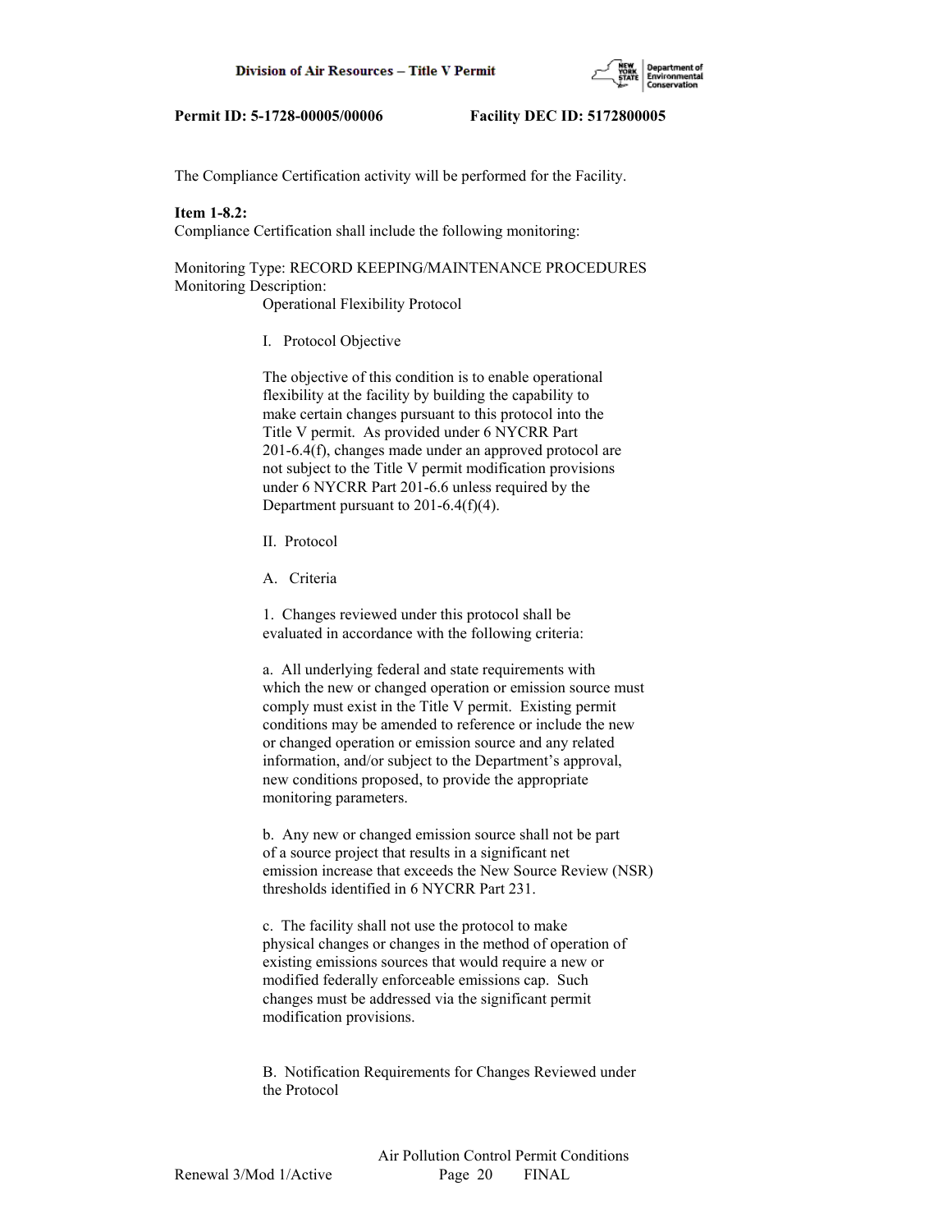The Compliance Certification activity will be performed for the Facility.

**Item 1-8.2:**
Compliance Certification shall include the following monitoring:

Monitoring Type: RECORD KEEPING/MAINTENANCE PROCEDURES
Monitoring Description:

Operational Flexibility Protocol

I. Protocol Objective

The objective of this condition is to enable operational flexibility at the facility by building the capability to make certain changes pursuant to this protocol into the Title V permit. As provided under 6 NYCRR Part 201-6.4(f), changes made under an approved protocol are not subject to the Title V permit modification provisions under 6 NYCRR Part 201-6.6 unless required by the Department pursuant to 201-6.4(f)(4).

II. Protocol

A. Criteria

1. Changes reviewed under this protocol shall be evaluated in accordance with the following criteria:

a. All underlying federal and state requirements with which the new or changed operation or emission source must comply must exist in the Title V permit. Existing permit conditions may be amended to reference or include the new or changed operation or emission source and any related information, and/or subject to the Department's approval, new conditions proposed, to provide the appropriate monitoring parameters.

b. Any new or changed emission source shall not be part of a source project that results in a significant net emission increase that exceeds the New Source Review (NSR) thresholds identified in 6 NYCRR Part 231.

c. The facility shall not use the protocol to make physical changes or changes in the method of operation of existing emissions sources that would require a new or modified federally enforceable emissions cap. Such changes must be addressed via the significant permit modification provisions.

B. Notification Requirements for Changes Reviewed under the Protocol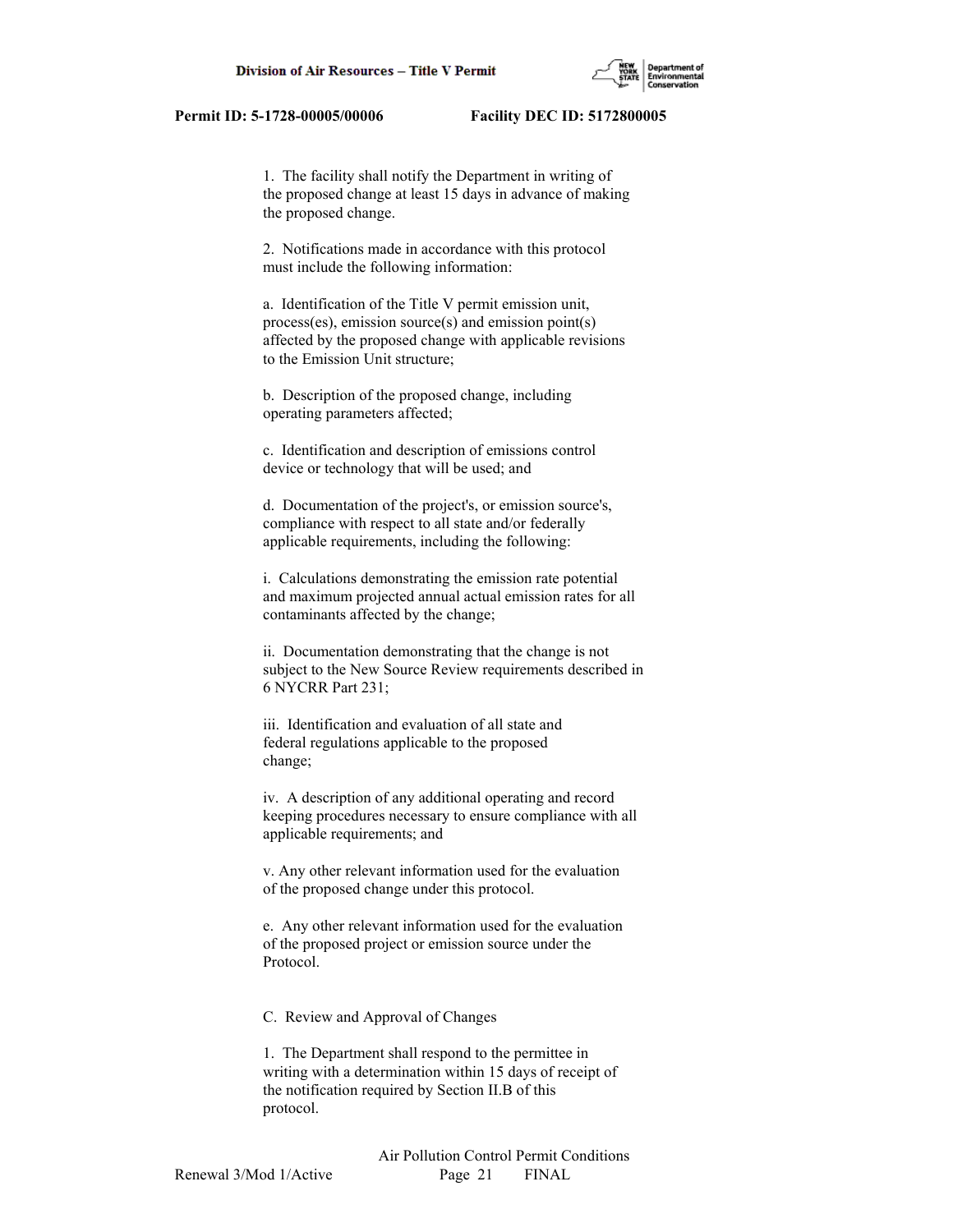1. The facility shall notify the Department in writing of the proposed change at least 15 days in advance of making the proposed change.

2. Notifications made in accordance with this protocol must include the following information:

a. Identification of the Title V permit emission unit, process(es), emission source(s) and emission point(s) affected by the proposed change with applicable revisions to the Emission Unit structure;

b. Description of the proposed change, including operating parameters affected;

c. Identification and description of emissions control device or technology that will be used; and

d. Documentation of the project's, or emission source's, compliance with respect to all state and/or federally applicable requirements, including the following:

i. Calculations demonstrating the emission rate potential and maximum projected annual actual emission rates for all contaminants affected by the change;

ii. Documentation demonstrating that the change is not subject to the New Source Review requirements described in 6 NYCRR Part 231;

iii. Identification and evaluation of all state and federal regulations applicable to the proposed change;

iv. A description of any additional operating and record keeping procedures necessary to ensure compliance with all applicable requirements; and

v. Any other relevant information used for the evaluation of the proposed change under this protocol.

e. Any other relevant information used for the evaluation of the proposed project or emission source under the Protocol.

C. Review and Approval of Changes

1. The Department shall respond to the permittee in writing with a determination within 15 days of receipt of the notification required by Section II.B of this protocol.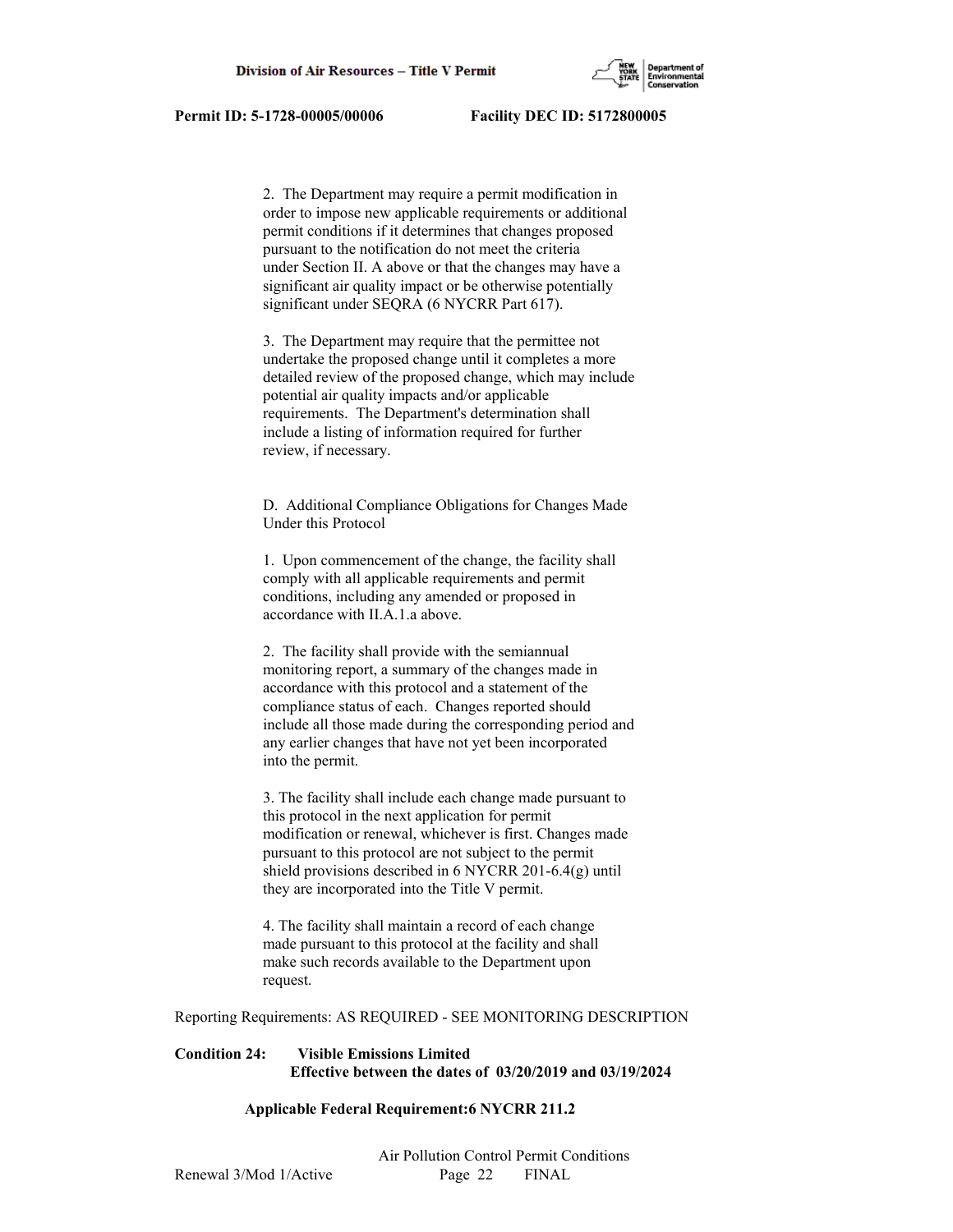2. The Department may require a permit modification in order to impose new applicable requirements or additional permit conditions if it determines that changes proposed pursuant to the notification do not meet the criteria under Section II. A above or that the changes may have a significant air quality impact or be otherwise potentially significant under SEQRA (6 NYCRR Part 617).

3. The Department may require that the permittee not undertake the proposed change until it completes a more detailed review of the proposed change, which may include potential air quality impacts and/or applicable requirements. The Department's determination shall include a listing of information required for further review, if necessary.

D. Additional Compliance Obligations for Changes Made Under this Protocol

1. Upon commencement of the change, the facility shall comply with all applicable requirements and permit conditions, including any amended or proposed in accordance with II.A.1.a above.

2. The facility shall provide with the semiannual monitoring report, a summary of the changes made in accordance with this protocol and a statement of the compliance status of each. Changes reported should include all those made during the corresponding period and any earlier changes that have not yet been incorporated into the permit.

3. The facility shall include each change made pursuant to this protocol in the next application for permit modification or renewal, whichever is first. Changes made pursuant to this protocol are not subject to the permit shield provisions described in 6 NYCRR 201-6.4(g) until they are incorporated into the Title V permit.

4. The facility shall maintain a record of each change made pursuant to this protocol at the facility and shall make such records available to the Department upon request.

Reporting Requirements: AS REQUIRED - SEE MONITORING DESCRIPTION

**Condition 24: Visible Emissions Limited**
**Effective between the dates of 03/20/2019 and 03/19/2024**

**Applicable Federal Requirement: 6 NYCRR 211.2**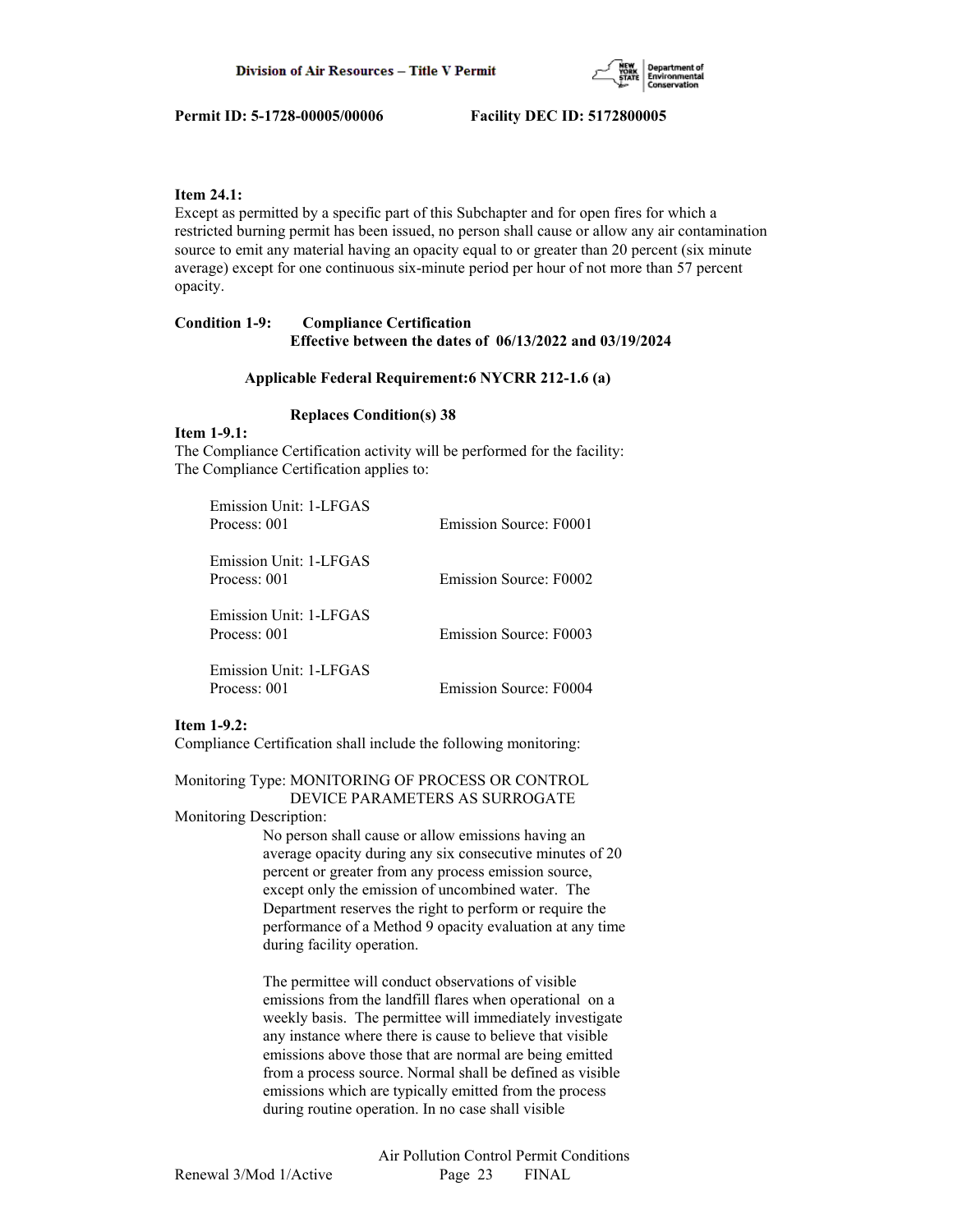**Item 24.1:**
Except as permitted by a specific part of this Subchapter and for open fires for which a restricted burning permit has been issued, no person shall cause or allow any air contamination source to emit any material having an opacity equal to or greater than 20 percent (six minute average) except for one continuous six-minute period per hour of not more than 57 percent opacity.

**Condition 1-9: Compliance Certification**
**Effective between the dates of 06/13/2022 and 03/19/2024**

**Applicable Federal Requirement:6 NYCRR 212-1.6 (a)**

**Replaces Condition(s) 38**

**Item 1-9.1:**
The Compliance Certification activity will be performed for the facility:
The Compliance Certification applies to:

Emission Unit: 1-LFGAS
Process: 001 Emission Source: F0001

Emission Unit: 1-LFGAS
Process: 001 Emission Source: F0002

Emission Unit: 1-LFGAS
Process: 001 Emission Source: F0003

Emission Unit: 1-LFGAS
Process: 001 Emission Source: F0004

**Item 1-9.2:**
Compliance Certification shall include the following monitoring:

Monitoring Type: MONITORING OF PROCESS OR CONTROL DEVICE PARAMETERS AS SURROGATE
Monitoring Description:

No person shall cause or allow emissions having an average opacity during any six consecutive minutes of 20 percent or greater from any process emission source, except only the emission of uncombined water. The Department reserves the right to perform or require the performance of a Method 9 opacity evaluation at any time during facility operation.

The permittee will conduct observations of visible emissions from the landfill flares when operational on a weekly basis. The permittee will immediately investigate any instance where there is cause to believe that visible emissions above those that are normal are being emitted from a process source. Normal shall be defined as visible emissions which are typically emitted from the process during routine operation. In no case shall visible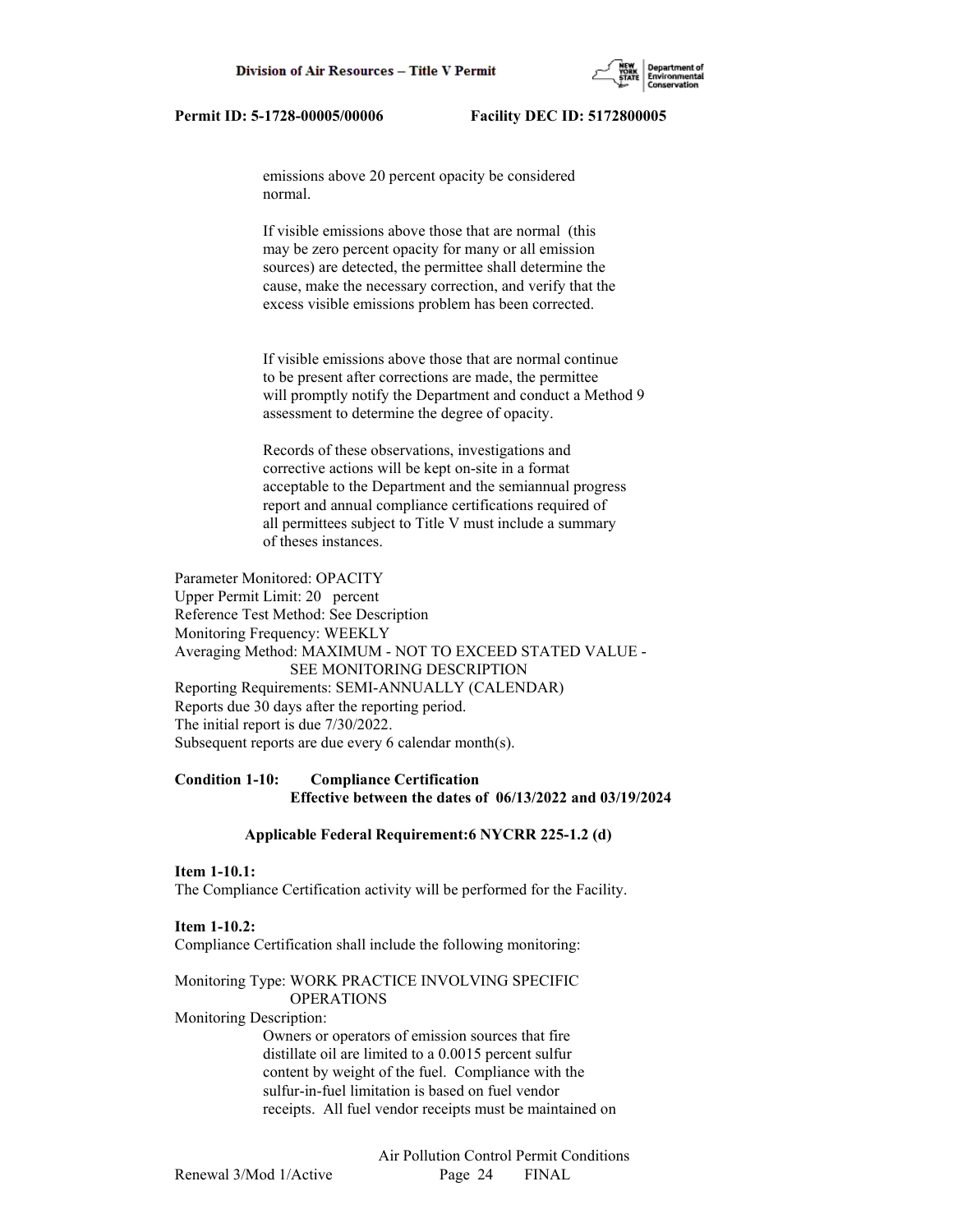emissions above 20 percent opacity be considered normal.

If visible emissions above those that are normal (this may be zero percent opacity for many or all emission sources) are detected, the permittee shall determine the cause, make the necessary correction, and verify that the excess visible emissions problem has been corrected.

If visible emissions above those that are normal continue to be present after corrections are made, the permittee will promptly notify the Department and conduct a Method 9 assessment to determine the degree of opacity.

Records of these observations, investigations and corrective actions will be kept on-site in a format acceptable to the Department and the semiannual progress report and annual compliance certifications required of all permittees subject to Title V must include a summary of theses instances.

Parameter Monitored: OPACITY
Upper Permit Limit: 20 percent
Reference Test Method: See Description
Monitoring Frequency: WEEKLY
Averaging Method: MAXIMUM - NOT TO EXCEED STATED VALUE - SEE MONITORING DESCRIPTION
Reporting Requirements: SEMI-ANNUALLY (CALENDAR)
Reports due 30 days after the reporting period.
The initial report is due 7/30/2022.
Subsequent reports are due every 6 calendar month(s).

**Condition 1-10: Compliance Certification**
**Effective between the dates of 06/13/2022 and 03/19/2024**

**Applicable Federal Requirement:6 NYCRR 225-1.2 (d)**

**Item 1-10.1:**
The Compliance Certification activity will be performed for the Facility.

**Item 1-10.2:**
Compliance Certification shall include the following monitoring:

Monitoring Type: WORK PRACTICE INVOLVING SPECIFIC OPERATIONS
Monitoring Description:

Owners or operators of emission sources that fire distillate oil are limited to a 0.0015 percent sulfur content by weight of the fuel. Compliance with the sulfur-in-fuel limitation is based on fuel vendor receipts. All fuel vendor receipts must be maintained on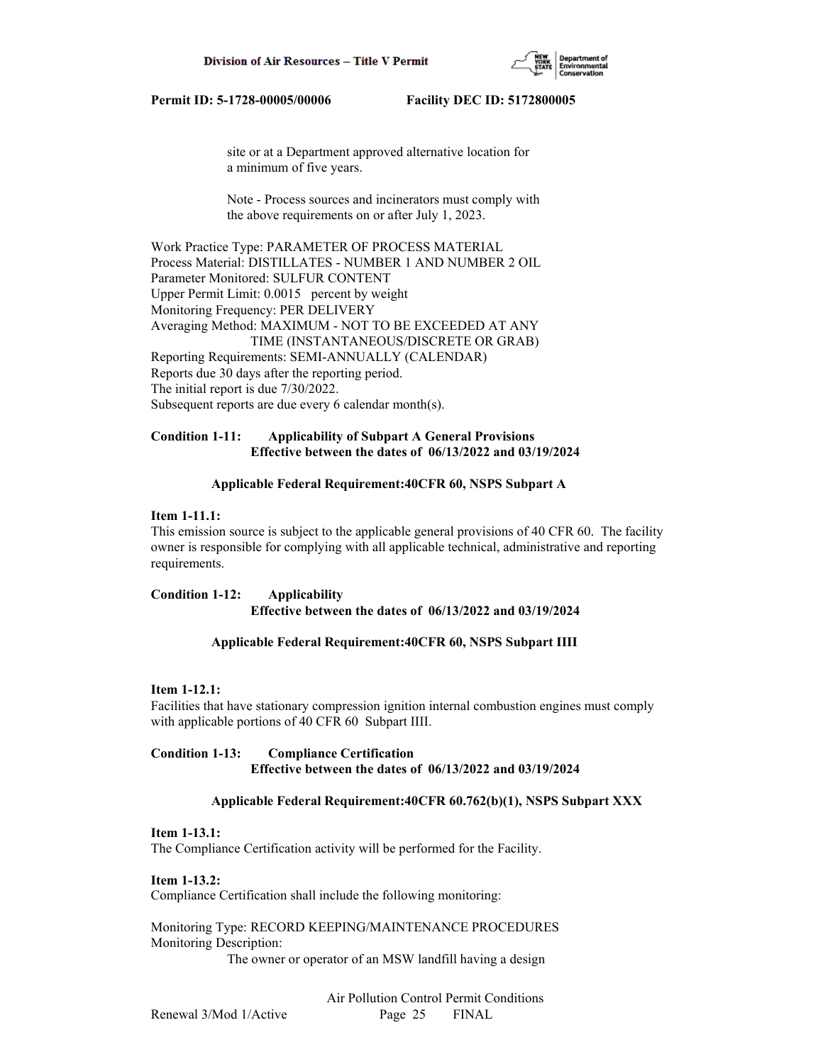site or at a Department approved alternative location for a minimum of five years.

Note - Process sources and incinerators must comply with the above requirements on or after July 1, 2023.

Work Practice Type: PARAMETER OF PROCESS MATERIAL
Process Material: DISTILLATES - NUMBER 1 AND NUMBER 2 OIL
Parameter Monitored: SULFUR CONTENT
Upper Permit Limit: 0.0015 percent by weight
Monitoring Frequency: PER DELIVERY
Averaging Method: MAXIMUM - NOT TO BE EXCEEDED AT ANY TIME (INSTANTANEOUS/DISCRETE OR GRAB)
Reporting Requirements: SEMI-ANNUALLY (CALENDAR)
Reports due 30 days after the reporting period.
The initial report is due 7/30/2022.
Subsequent reports are due every 6 calendar month(s).

**Condition 1-11: Applicability of Subpart A General Provisions**
**Effective between the dates of 06/13/2022 and 03/19/2024**

**Applicable Federal Requirement:40CFR 60, NSPS Subpart A**

**Item 1-11.1:**
This emission source is subject to the applicable general provisions of 40 CFR 60. The facility owner is responsible for complying with all applicable technical, administrative and reporting requirements.

**Condition 1-12: Applicability**
**Effective between the dates of 06/13/2022 and 03/19/2024**

**Applicable Federal Requirement:40CFR 60, NSPS Subpart IIII**

**Item 1-12.1:**
Facilities that have stationary compression ignition internal combustion engines must comply with applicable portions of 40 CFR 60 Subpart IIII.

**Condition 1-13: Compliance Certification**
**Effective between the dates of 06/13/2022 and 03/19/2024**

**Applicable Federal Requirement:40CFR 60.762(b)(1), NSPS Subpart XXX**

**Item 1-13.1:**
The Compliance Certification activity will be performed for the Facility.

**Item 1-13.2:**
Compliance Certification shall include the following monitoring:

Monitoring Type: RECORD KEEPING/MAINTENANCE PROCEDURES
Monitoring Description:
The owner or operator of an MSW landfill having a design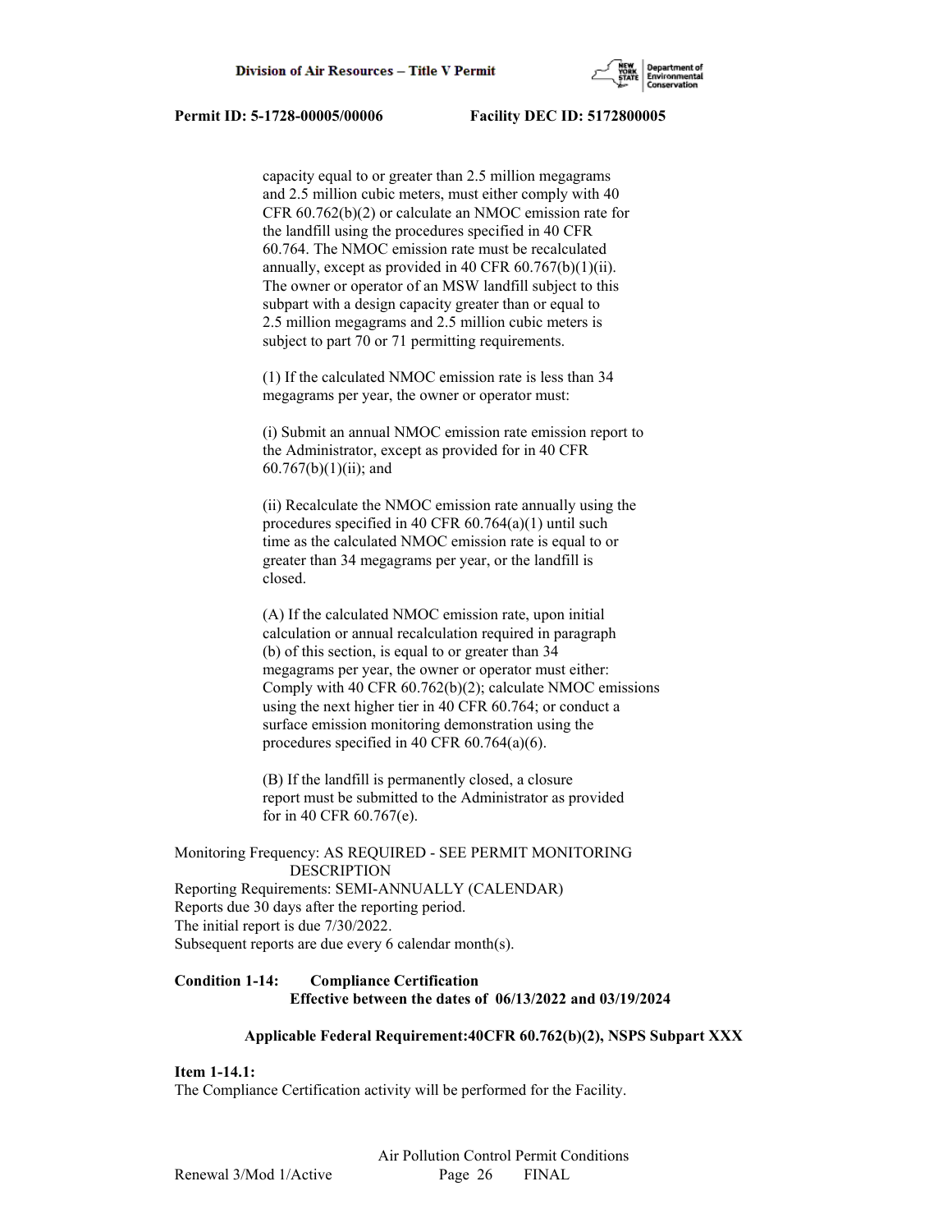capacity equal to or greater than 2.5 million megagrams and 2.5 million cubic meters, must either comply with 40 CFR 60.762(b)(2) or calculate an NMOC emission rate for the landfill using the procedures specified in 40 CFR 60.764. The NMOC emission rate must be recalculated annually, except as provided in 40 CFR 60.767(b)(1)(ii). The owner or operator of an MSW landfill subject to this subpart with a design capacity greater than or equal to 2.5 million megagrams and 2.5 million cubic meters is subject to part 70 or 71 permitting requirements.

(1) If the calculated NMOC emission rate is less than 34 megagrams per year, the owner or operator must:

(i) Submit an annual NMOC emission rate emission report to the Administrator, except as provided for in 40 CFR 60.767(b)(1)(ii); and

(ii) Recalculate the NMOC emission rate annually using the procedures specified in 40 CFR 60.764(a)(1) until such time as the calculated NMOC emission rate is equal to or greater than 34 megagrams per year, or the landfill is closed.

(A) If the calculated NMOC emission rate, upon initial calculation or annual recalculation required in paragraph (b) of this section, is equal to or greater than 34 megagrams per year, the owner or operator must either: Comply with 40 CFR 60.762(b)(2); calculate NMOC emissions using the next higher tier in 40 CFR 60.764; or conduct a surface emission monitoring demonstration using the procedures specified in 40 CFR 60.764(a)(6).

(B) If the landfill is permanently closed, a closure report must be submitted to the Administrator as provided for in 40 CFR 60.767(e).

Monitoring Frequency: AS REQUIRED - SEE PERMIT MONITORING DESCRIPTION
Reporting Requirements: SEMI-ANNUALLY (CALENDAR)
Reports due 30 days after the reporting period.
The initial report is due 7/30/2022.
Subsequent reports are due every 6 calendar month(s).

**Condition 1-14: Compliance Certification**
**Effective between the dates of 06/13/2022 and 03/19/2024**

**Applicable Federal Requirement:40CFR 60.762(b)(2), NSPS Subpart XXX**

**Item 1-14.1:**
The Compliance Certification activity will be performed for the Facility.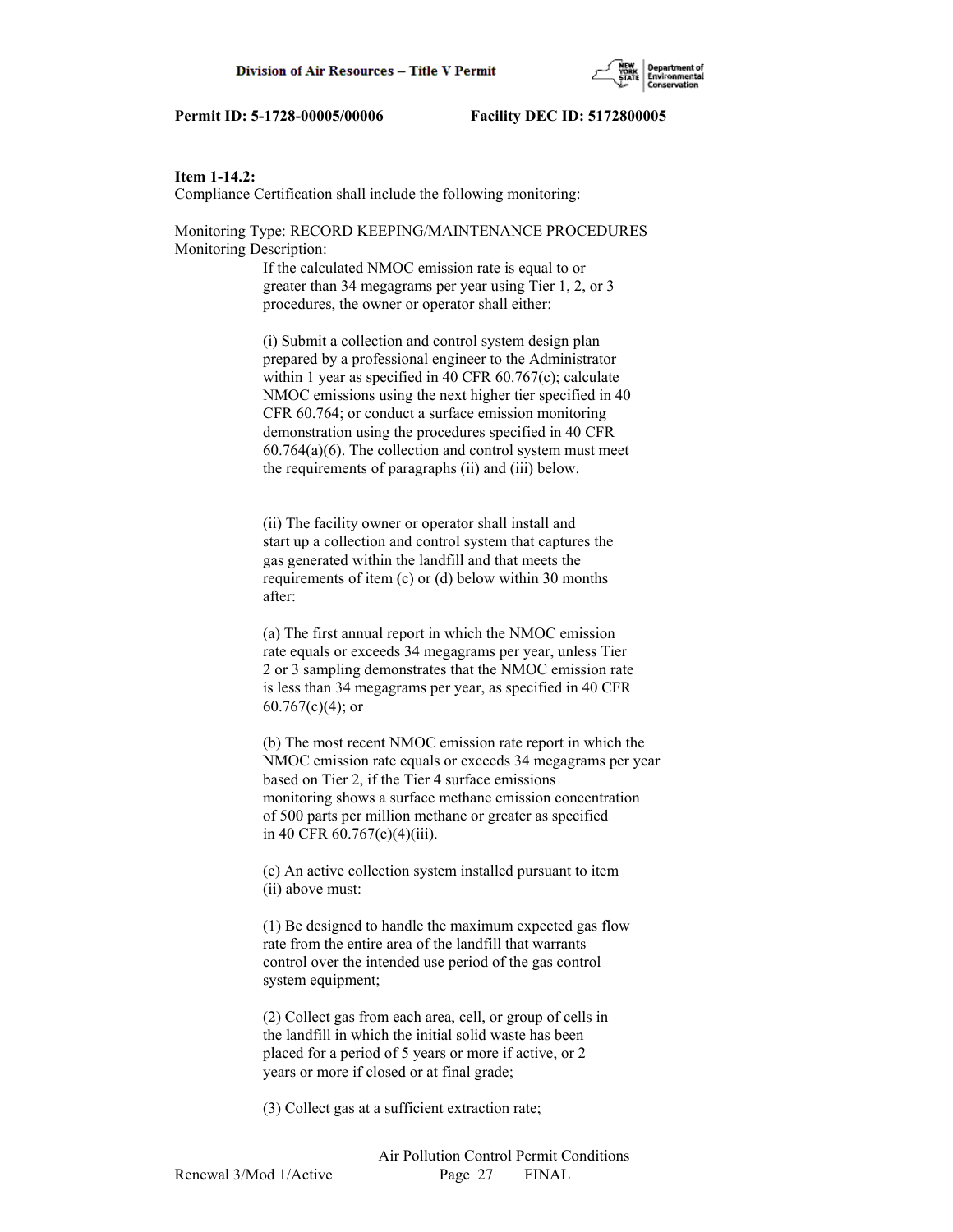**Item 1-14.2:**
Compliance Certification shall include the following monitoring:

Monitoring Type: RECORD KEEPING/MAINTENANCE PROCEDURES
Monitoring Description:

If the calculated NMOC emission rate is equal to or greater than 34 megagrams per year using Tier 1, 2, or 3 procedures, the owner or operator shall either:

(i) Submit a collection and control system design plan prepared by a professional engineer to the Administrator within 1 year as specified in 40 CFR 60.767(c); calculate NMOC emissions using the next higher tier specified in 40 CFR 60.764; or conduct a surface emission monitoring demonstration using the procedures specified in 40 CFR 60.764(a)(6). The collection and control system must meet the requirements of paragraphs (ii) and (iii) below.

(ii) The facility owner or operator shall install and start up a collection and control system that captures the gas generated within the landfill and that meets the requirements of item (c) or (d) below within 30 months after:

(a) The first annual report in which the NMOC emission rate equals or exceeds 34 megagrams per year, unless Tier 2 or 3 sampling demonstrates that the NMOC emission rate is less than 34 megagrams per year, as specified in 40 CFR 60.767(c)(4); or

(b) The most recent NMOC emission rate report in which the NMOC emission rate equals or exceeds 34 megagrams per year based on Tier 2, if the Tier 4 surface emissions monitoring shows a surface methane emission concentration of 500 parts per million methane or greater as specified in 40 CFR 60.767(c)(4)(iii).

(c) An active collection system installed pursuant to item (ii) above must:

(1) Be designed to handle the maximum expected gas flow rate from the entire area of the landfill that warrants control over the intended use period of the gas control system equipment;

(2) Collect gas from each area, cell, or group of cells in the landfill in which the initial solid waste has been placed for a period of 5 years or more if active, or 2 years or more if closed or at final grade;

(3) Collect gas at a sufficient extraction rate;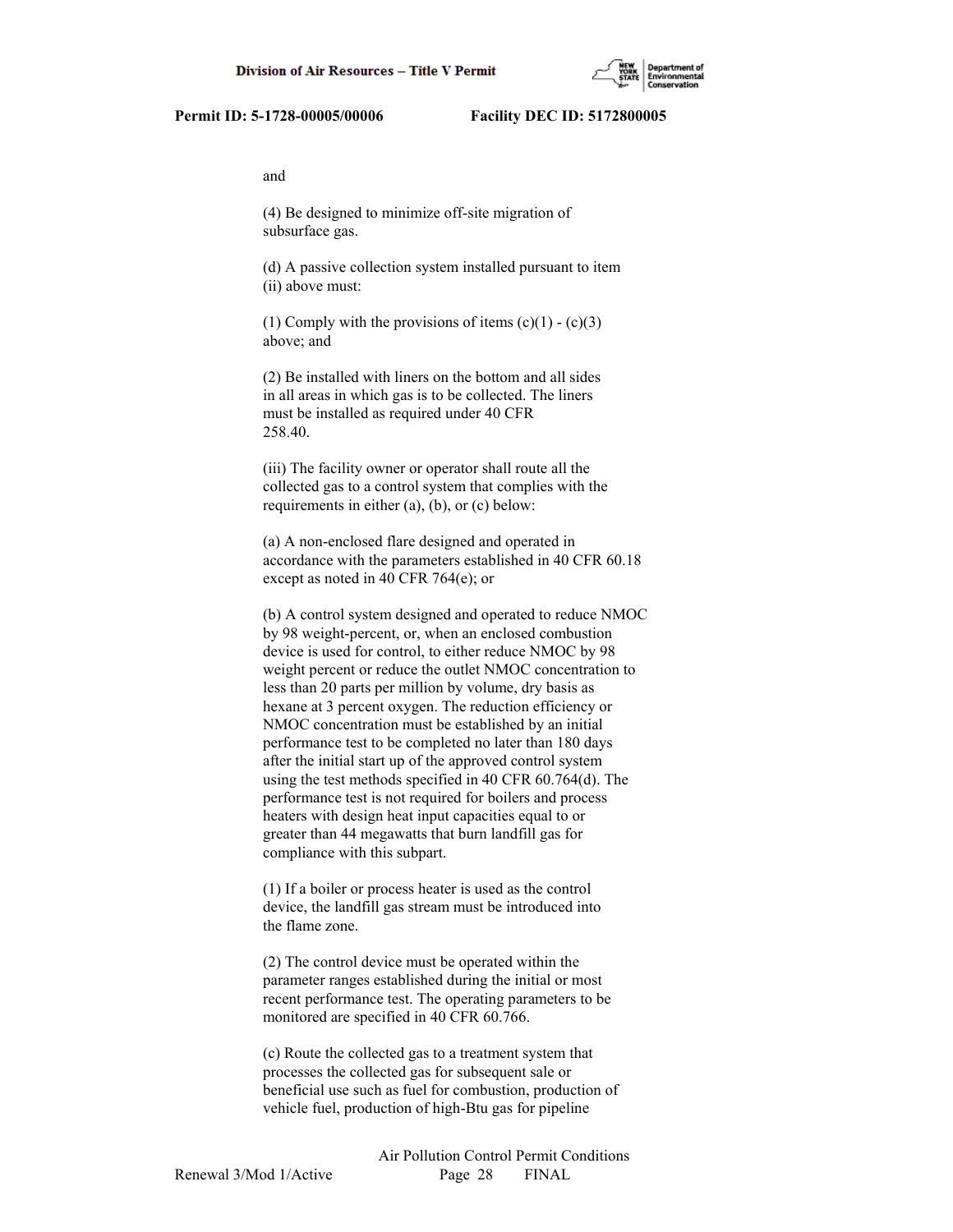and

(4) Be designed to minimize off-site migration of subsurface gas.

(d) A passive collection system installed pursuant to item (ii) above must:

(1) Comply with the provisions of items (c)(1) - (c)(3) above; and

(2) Be installed with liners on the bottom and all sides in all areas in which gas is to be collected. The liners must be installed as required under 40 CFR 258.40.

(iii) The facility owner or operator shall route all the collected gas to a control system that complies with the requirements in either (a), (b), or (c) below:

(a) A non-enclosed flare designed and operated in accordance with the parameters established in 40 CFR 60.18 except as noted in 40 CFR 764(e); or

(b) A control system designed and operated to reduce NMOC by 98 weight-percent, or, when an enclosed combustion device is used for control, to either reduce NMOC by 98 weight percent or reduce the outlet NMOC concentration to less than 20 parts per million by volume, dry basis as hexane at 3 percent oxygen. The reduction efficiency or NMOC concentration must be established by an initial performance test to be completed no later than 180 days after the initial start up of the approved control system using the test methods specified in 40 CFR 60.764(d). The performance test is not required for boilers and process heaters with design heat input capacities equal to or greater than 44 megawatts that burn landfill gas for compliance with this subpart.

(1) If a boiler or process heater is used as the control device, the landfill gas stream must be introduced into the flame zone.

(2) The control device must be operated within the parameter ranges established during the initial or most recent performance test. The operating parameters to be monitored are specified in 40 CFR 60.766.

(c) Route the collected gas to a treatment system that processes the collected gas for subsequent sale or beneficial use such as fuel for combustion, production of vehicle fuel, production of high-Btu gas for pipeline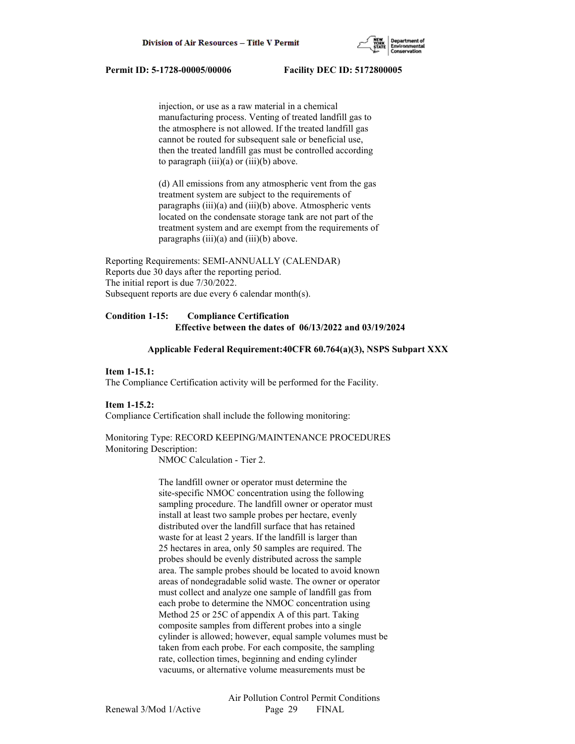injection, or use as a raw material in a chemical manufacturing process. Venting of treated landfill gas to the atmosphere is not allowed. If the treated landfill gas cannot be routed for subsequent sale or beneficial use, then the treated landfill gas must be controlled according to paragraph (iii)(a) or (iii)(b) above.

(d) All emissions from any atmospheric vent from the gas treatment system are subject to the requirements of paragraphs (iii)(a) and (iii)(b) above. Atmospheric vents located on the condensate storage tank are not part of the treatment system and are exempt from the requirements of paragraphs (iii)(a) and (iii)(b) above.

Reporting Requirements: SEMI-ANNUALLY (CALENDAR)
Reports due 30 days after the reporting period.
The initial report is due 7/30/2022.
Subsequent reports are due every 6 calendar month(s).

**Condition 1-15: Compliance Certification**
**Effective between the dates of 06/13/2022 and 03/19/2024**

**Applicable Federal Requirement:40CFR 60.764(a)(3), NSPS Subpart XXX**

**Item 1-15.1:**
The Compliance Certification activity will be performed for the Facility.

**Item 1-15.2:**
Compliance Certification shall include the following monitoring:

Monitoring Type: RECORD KEEPING/MAINTENANCE PROCEDURES
Monitoring Description:
NMOC Calculation - Tier 2.

The landfill owner or operator must determine the site-specific NMOC concentration using the following sampling procedure. The landfill owner or operator must install at least two sample probes per hectare, evenly distributed over the landfill surface that has retained waste for at least 2 years. If the landfill is larger than 25 hectares in area, only 50 samples are required. The probes should be evenly distributed across the sample area. The sample probes should be located to avoid known areas of nondegradable solid waste. The owner or operator must collect and analyze one sample of landfill gas from each probe to determine the NMOC concentration using Method 25 or 25C of appendix A of this part. Taking composite samples from different probes into a single cylinder is allowed; however, equal sample volumes must be taken from each probe. For each composite, the sampling rate, collection times, beginning and ending cylinder vacuums, or alternative volume measurements must be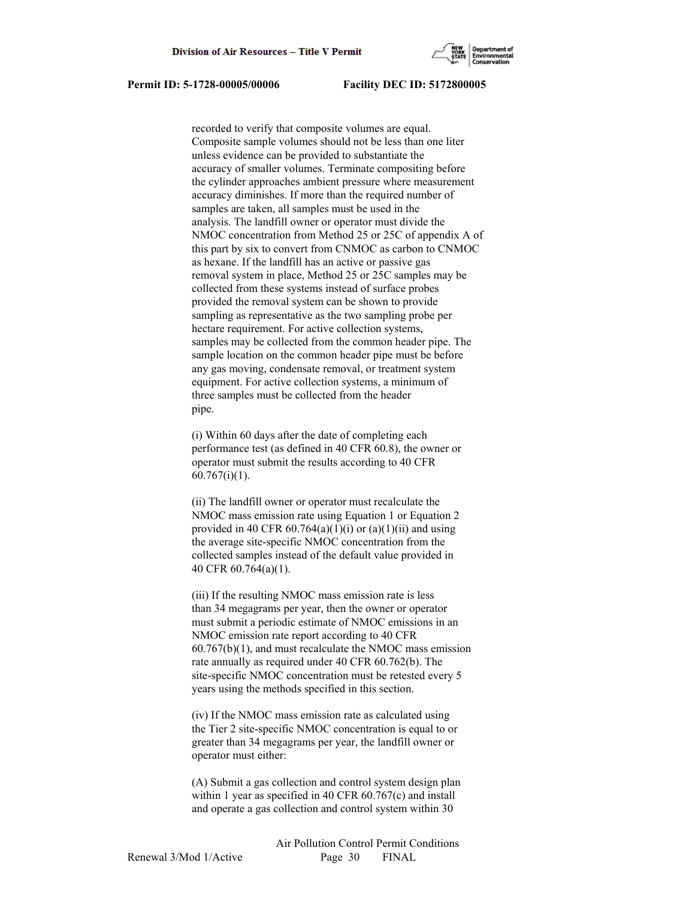recorded to verify that composite volumes are equal. Composite sample volumes should not be less than one liter unless evidence can be provided to substantiate the accuracy of smaller volumes. Terminate compositing before the cylinder approaches ambient pressure where measurement accuracy diminishes. If more than the required number of samples are taken, all samples must be used in the analysis. The landfill owner or operator must divide the NMOC concentration from Method 25 or 25C of appendix A of this part by six to convert from CNMOC as carbon to CNMOC as hexane. If the landfill has an active or passive gas removal system in place, Method 25 or 25C samples may be collected from these systems instead of surface probes provided the removal system can be shown to provide sampling as representative as the two sampling probe per hectare requirement. For active collection systems, samples may be collected from the common header pipe. The sample location on the common header pipe must be before any gas moving, condensate removal, or treatment system equipment. For active collection systems, a minimum of three samples must be collected from the header pipe.

(i) Within 60 days after the date of completing each performance test (as defined in 40 CFR 60.8), the owner or operator must submit the results according to 40 CFR 60.767(i)(1).

(ii) The landfill owner or operator must recalculate the NMOC mass emission rate using Equation 1 or Equation 2 provided in 40 CFR 60.764(a)(1)(i) or (a)(1)(ii) and using the average site-specific NMOC concentration from the collected samples instead of the default value provided in 40 CFR 60.764(a)(1).

(iii) If the resulting NMOC mass emission rate is less than 34 megagrams per year, then the owner or operator must submit a periodic estimate of NMOC emissions in an NMOC emission rate report according to 40 CFR 60.767(b)(1), and must recalculate the NMOC mass emission rate annually as required under 40 CFR 60.762(b). The site-specific NMOC concentration must be retested every 5 years using the methods specified in this section.

(iv) If the NMOC mass emission rate as calculated using the Tier 2 site-specific NMOC concentration is equal to or greater than 34 megagrams per year, the landfill owner or operator must either:

(A) Submit a gas collection and control system design plan within 1 year as specified in 40 CFR 60.767(c) and install and operate a gas collection and control system within 30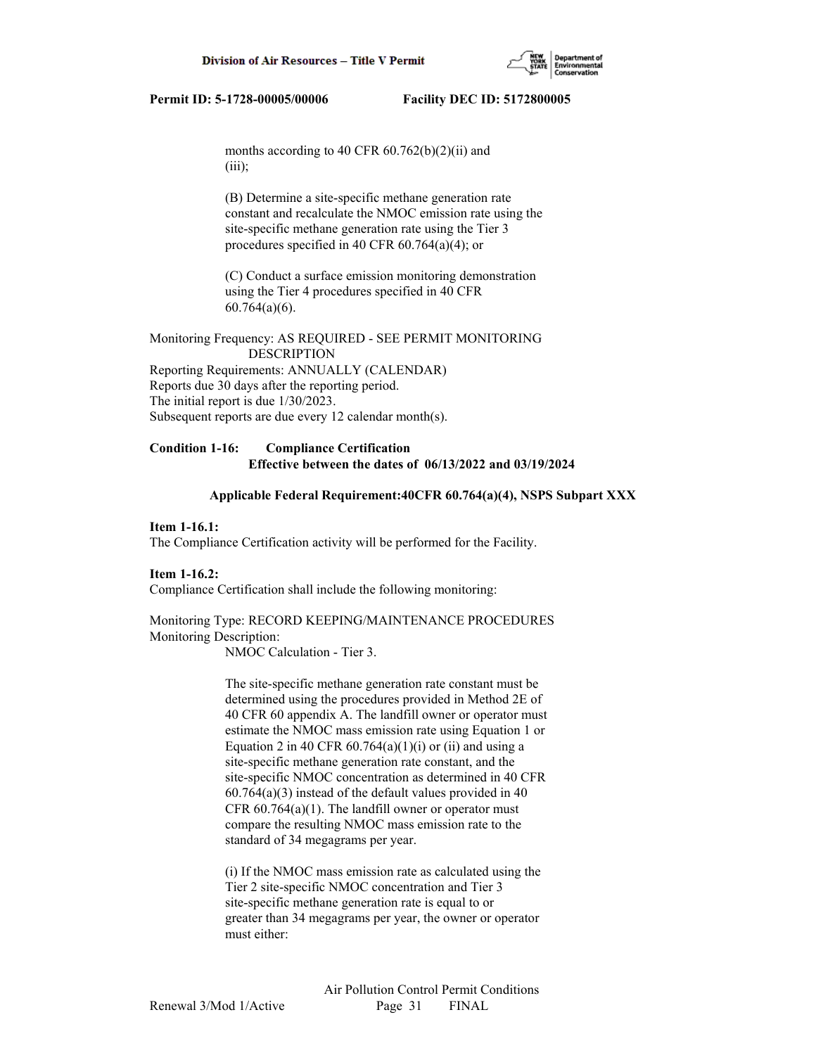months according to 40 CFR 60.762(b)(2)(ii) and (iii);

(B) Determine a site-specific methane generation rate constant and recalculate the NMOC emission rate using the site-specific methane generation rate using the Tier 3 procedures specified in 40 CFR 60.764(a)(4); or

(C) Conduct a surface emission monitoring demonstration using the Tier 4 procedures specified in 40 CFR 60.764(a)(6).

Monitoring Frequency: AS REQUIRED - SEE PERMIT MONITORING DESCRIPTION
Reporting Requirements: ANNUALLY (CALENDAR)
Reports due 30 days after the reporting period.
The initial report is due 1/30/2023.
Subsequent reports are due every 12 calendar month(s).

**Condition 1-16: Compliance Certification**
**Effective between the dates of 06/13/2022 and 03/19/2024**

**Applicable Federal Requirement:40CFR 60.764(a)(4), NSPS Subpart XXX**

**Item 1-16.1:**
The Compliance Certification activity will be performed for the Facility.

**Item 1-16.2:**
Compliance Certification shall include the following monitoring:

Monitoring Type: RECORD KEEPING/MAINTENANCE PROCEDURES
Monitoring Description:
NMOC Calculation - Tier 3.

The site-specific methane generation rate constant must be determined using the procedures provided in Method 2E of 40 CFR 60 appendix A. The landfill owner or operator must estimate the NMOC mass emission rate using Equation 1 or Equation 2 in 40 CFR 60.764(a)(1)(i) or (ii) and using a site-specific methane generation rate constant, and the site-specific NMOC concentration as determined in 40 CFR 60.764(a)(3) instead of the default values provided in 40 CFR 60.764(a)(1). The landfill owner or operator must compare the resulting NMOC mass emission rate to the standard of 34 megagrams per year.

(i) If the NMOC mass emission rate as calculated using the Tier 2 site-specific NMOC concentration and Tier 3 site-specific methane generation rate is equal to or greater than 34 megagrams per year, the owner or operator must either: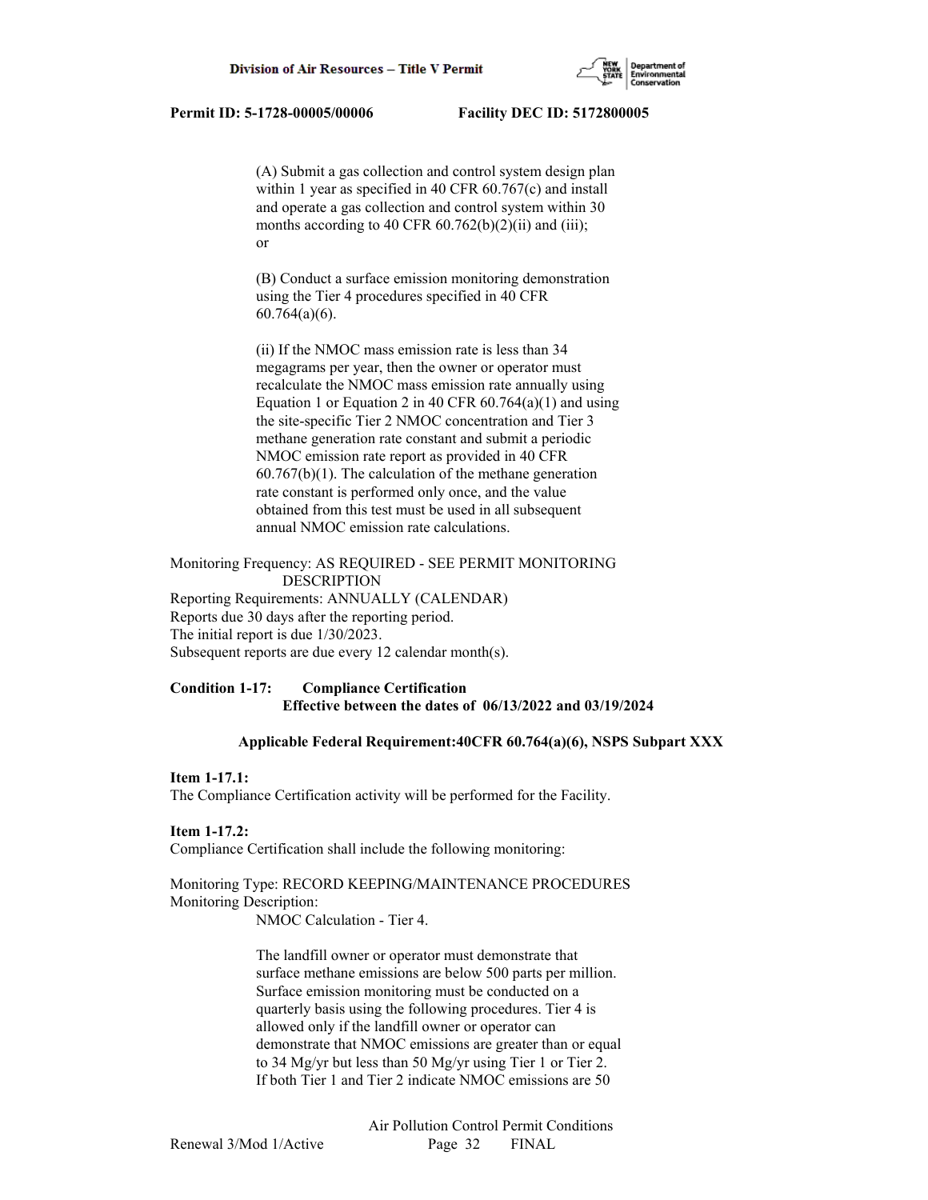(A) Submit a gas collection and control system design plan within 1 year as specified in 40 CFR 60.767(c) and install and operate a gas collection and control system within 30 months according to 40 CFR 60.762(b)(2)(ii) and (iii); or

(B) Conduct a surface emission monitoring demonstration using the Tier 4 procedures specified in 40 CFR 60.764(a)(6).

(ii) If the NMOC mass emission rate is less than 34 megagrams per year, then the owner or operator must recalculate the NMOC mass emission rate annually using Equation 1 or Equation 2 in 40 CFR 60.764(a)(1) and using the site-specific Tier 2 NMOC concentration and Tier 3 methane generation rate constant and submit a periodic NMOC emission rate report as provided in 40 CFR 60.767(b)(1). The calculation of the methane generation rate constant is performed only once, and the value obtained from this test must be used in all subsequent annual NMOC emission rate calculations.

Monitoring Frequency: AS REQUIRED - SEE PERMIT MONITORING DESCRIPTION
Reporting Requirements: ANNUALLY (CALENDAR)
Reports due 30 days after the reporting period.
The initial report is due 1/30/2023.
Subsequent reports are due every 12 calendar month(s).

**Condition 1-17: Compliance Certification**
**Effective between the dates of 06/13/2022 and 03/19/2024**

**Applicable Federal Requirement:40CFR 60.764(a)(6), NSPS Subpart XXX**

**Item 1-17.1:**
The Compliance Certification activity will be performed for the Facility.

**Item 1-17.2:**
Compliance Certification shall include the following monitoring:

Monitoring Type: RECORD KEEPING/MAINTENANCE PROCEDURES
Monitoring Description:

NMOC Calculation - Tier 4.

The landfill owner or operator must demonstrate that surface methane emissions are below 500 parts per million. Surface emission monitoring must be conducted on a quarterly basis using the following procedures. Tier 4 is allowed only if the landfill owner or operator can demonstrate that NMOC emissions are greater than or equal to 34 Mg/yr but less than 50 Mg/yr using Tier 1 or Tier 2. If both Tier 1 and Tier 2 indicate NMOC emissions are 50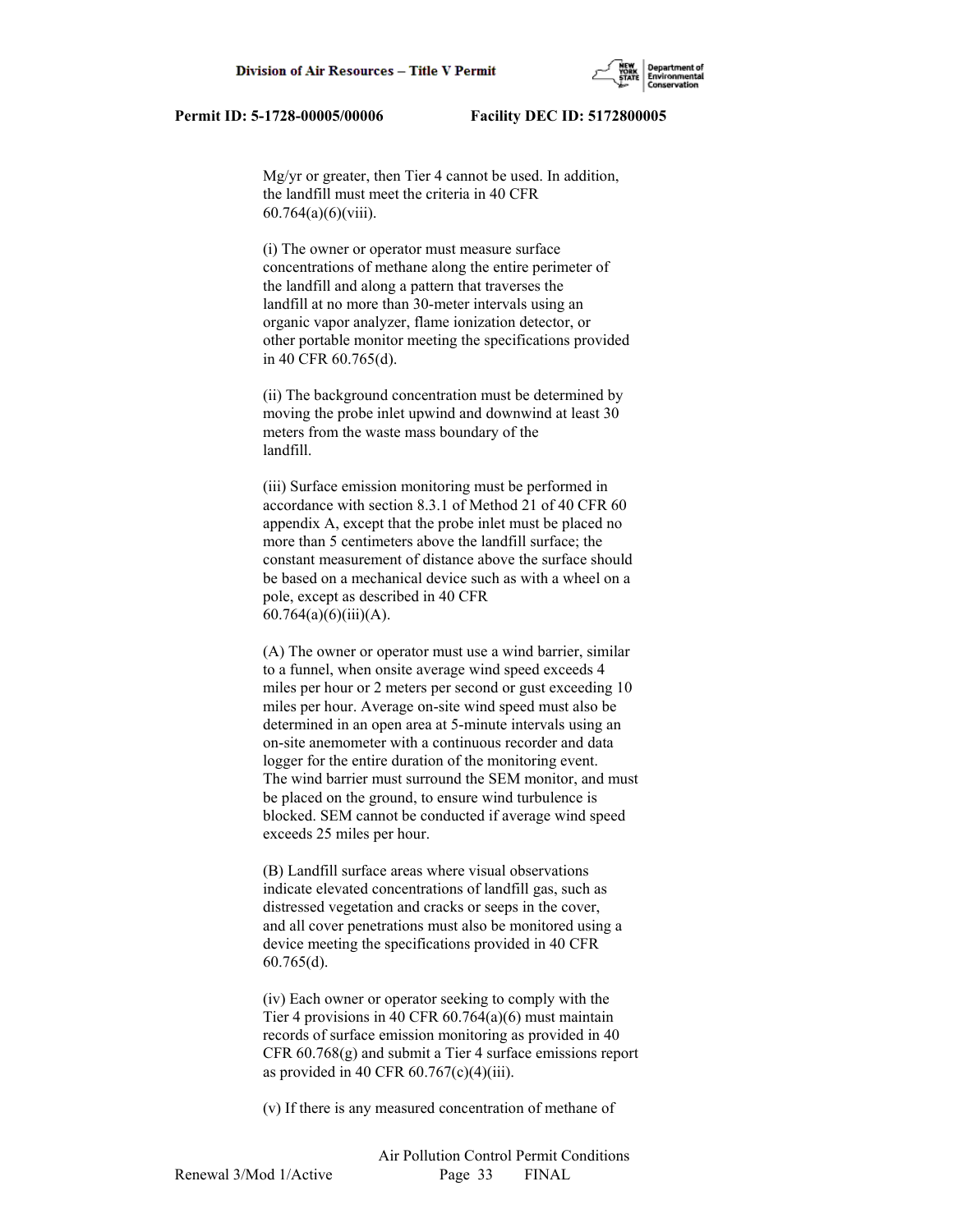Mg/yr or greater, then Tier 4 cannot be used. In addition, the landfill must meet the criteria in 40 CFR 60.764(a)(6)(viii).

(i) The owner or operator must measure surface concentrations of methane along the entire perimeter of the landfill and along a pattern that traverses the landfill at no more than 30-meter intervals using an organic vapor analyzer, flame ionization detector, or other portable monitor meeting the specifications provided in 40 CFR 60.765(d).

(ii) The background concentration must be determined by moving the probe inlet upwind and downwind at least 30 meters from the waste mass boundary of the landfill.

(iii) Surface emission monitoring must be performed in accordance with section 8.3.1 of Method 21 of 40 CFR 60 appendix A, except that the probe inlet must be placed no more than 5 centimeters above the landfill surface; the constant measurement of distance above the surface should be based on a mechanical device such as with a wheel on a pole, except as described in 40 CFR 60.764(a)(6)(iii)(A).

(A) The owner or operator must use a wind barrier, similar to a funnel, when onsite average wind speed exceeds 4 miles per hour or 2 meters per second or gust exceeding 10 miles per hour. Average on-site wind speed must also be determined in an open area at 5-minute intervals using an on-site anemometer with a continuous recorder and data logger for the entire duration of the monitoring event. The wind barrier must surround the SEM monitor, and must be placed on the ground, to ensure wind turbulence is blocked. SEM cannot be conducted if average wind speed exceeds 25 miles per hour.

(B) Landfill surface areas where visual observations indicate elevated concentrations of landfill gas, such as distressed vegetation and cracks or seeps in the cover, and all cover penetrations must also be monitored using a device meeting the specifications provided in 40 CFR 60.765(d).

(iv) Each owner or operator seeking to comply with the Tier 4 provisions in 40 CFR 60.764(a)(6) must maintain records of surface emission monitoring as provided in 40 CFR 60.768(g) and submit a Tier 4 surface emissions report as provided in 40 CFR 60.767(c)(4)(iii).

(v) If there is any measured concentration of methane of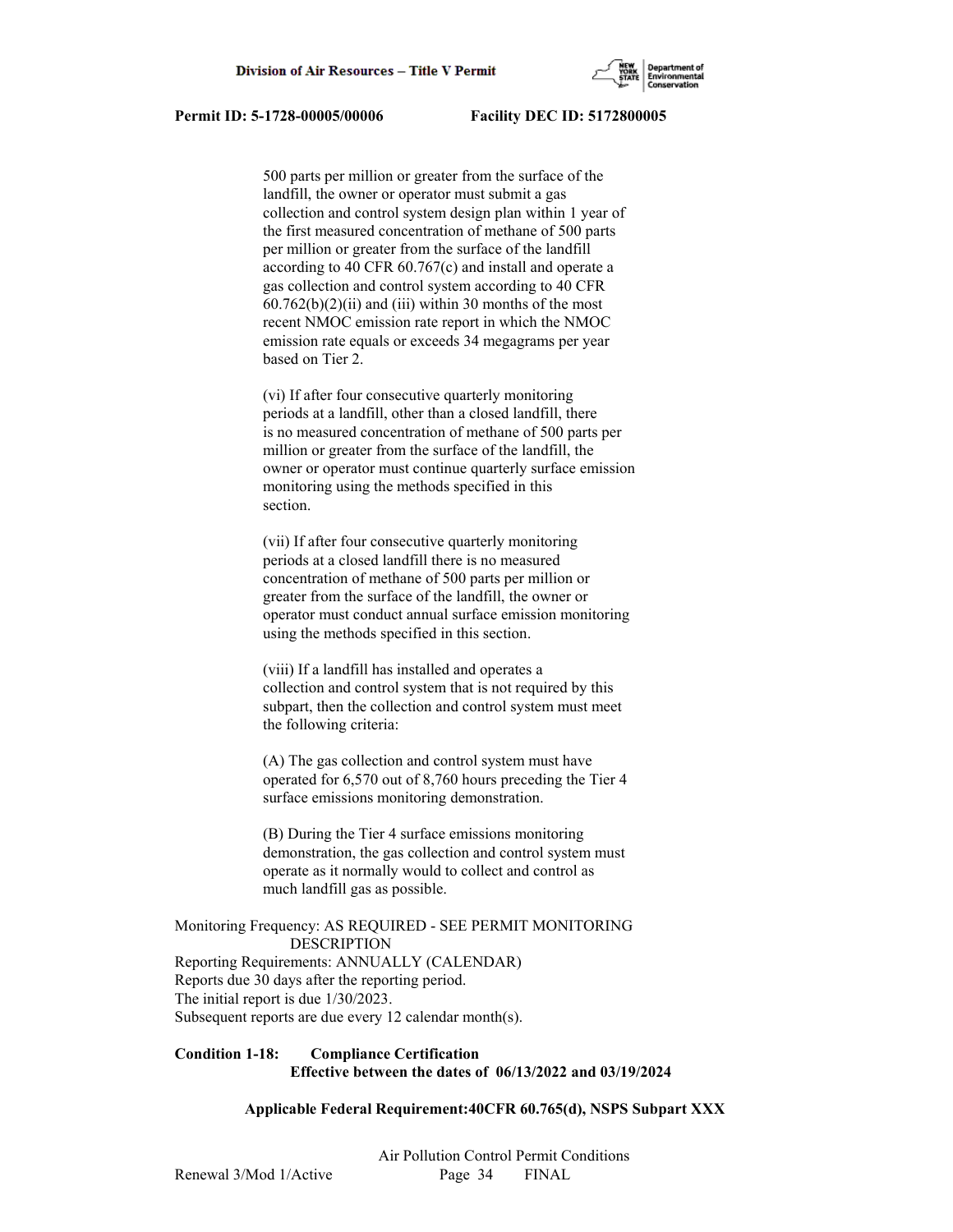500 parts per million or greater from the surface of the landfill, the owner or operator must submit a gas collection and control system design plan within 1 year of the first measured concentration of methane of 500 parts per million or greater from the surface of the landfill according to 40 CFR 60.767(c) and install and operate a gas collection and control system according to 40 CFR 60.762(b)(2)(ii) and (iii) within 30 months of the most recent NMOC emission rate report in which the NMOC emission rate equals or exceeds 34 megagrams per year based on Tier 2.

(vi) If after four consecutive quarterly monitoring periods at a landfill, other than a closed landfill, there is no measured concentration of methane of 500 parts per million or greater from the surface of the landfill, the owner or operator must continue quarterly surface emission monitoring using the methods specified in this section.

(vii) If after four consecutive quarterly monitoring periods at a closed landfill there is no measured concentration of methane of 500 parts per million or greater from the surface of the landfill, the owner or operator must conduct annual surface emission monitoring using the methods specified in this section.

(viii) If a landfill has installed and operates a collection and control system that is not required by this subpart, then the collection and control system must meet the following criteria:

(A) The gas collection and control system must have operated for 6,570 out of 8,760 hours preceding the Tier 4 surface emissions monitoring demonstration.

(B) During the Tier 4 surface emissions monitoring demonstration, the gas collection and control system must operate as it normally would to collect and control as much landfill gas as possible.

Monitoring Frequency: AS REQUIRED - SEE PERMIT MONITORING DESCRIPTION
Reporting Requirements: ANNUALLY (CALENDAR)
Reports due 30 days after the reporting period.
The initial report is due 1/30/2023.
Subsequent reports are due every 12 calendar month(s).

**Condition 1-18: Compliance Certification**
**Effective between the dates of 06/13/2022 and 03/19/2024**

**Applicable Federal Requirement:40CFR 60.765(d), NSPS Subpart XXX**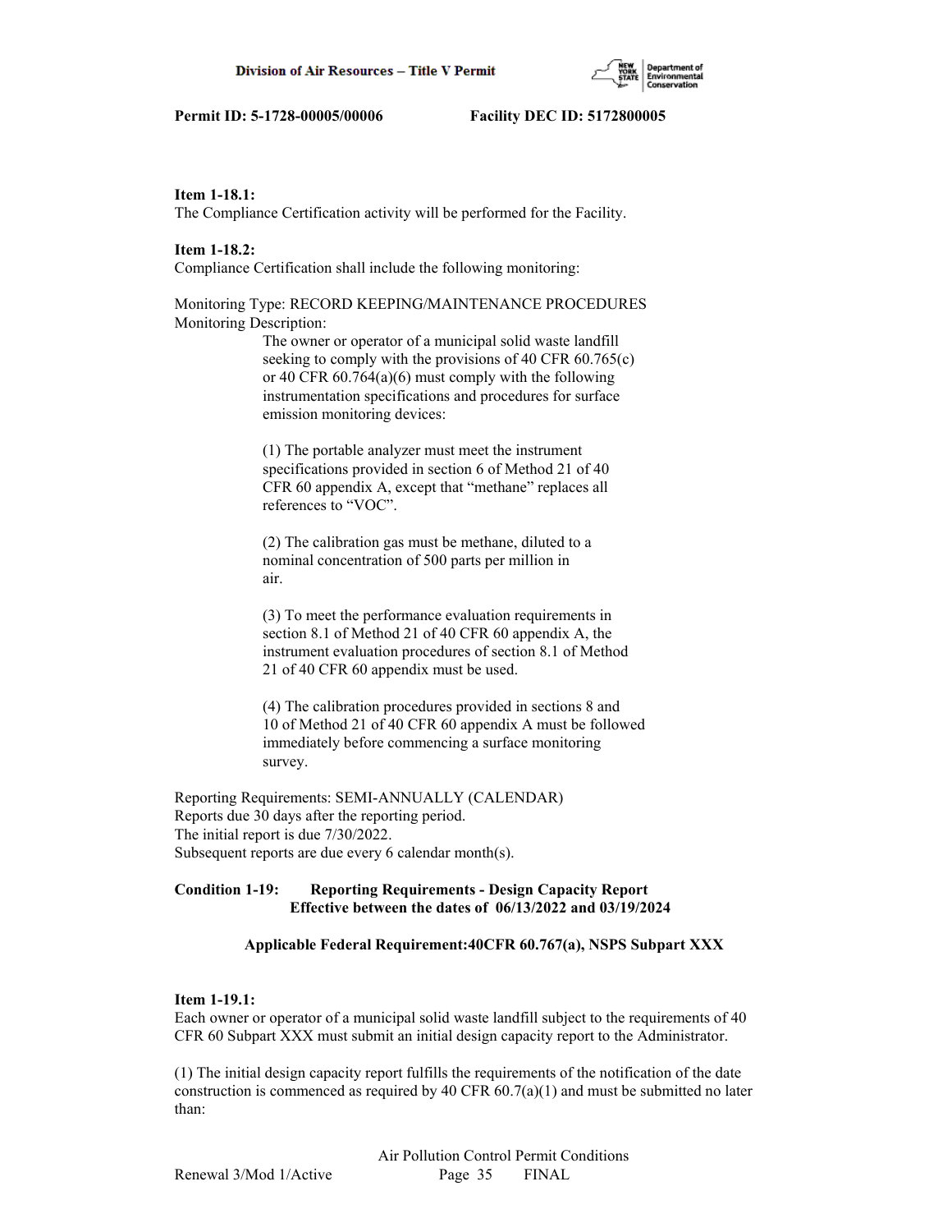**Item 1-18.1:**
The Compliance Certification activity will be performed for the Facility.

**Item 1-18.2:**
Compliance Certification shall include the following monitoring:

Monitoring Type: RECORD KEEPING/MAINTENANCE PROCEDURES
Monitoring Description:

The owner or operator of a municipal solid waste landfill seeking to comply with the provisions of 40 CFR 60.765(c) or 40 CFR 60.764(a)(6) must comply with the following instrumentation specifications and procedures for surface emission monitoring devices:

(1) The portable analyzer must meet the instrument specifications provided in section 6 of Method 21 of 40 CFR 60 appendix A, except that "methane" replaces all references to "VOC".

(2) The calibration gas must be methane, diluted to a nominal concentration of 500 parts per million in air.

(3) To meet the performance evaluation requirements in section 8.1 of Method 21 of 40 CFR 60 appendix A, the instrument evaluation procedures of section 8.1 of Method 21 of 40 CFR 60 appendix must be used.

(4) The calibration procedures provided in sections 8 and 10 of Method 21 of 40 CFR 60 appendix A must be followed immediately before commencing a surface monitoring survey.

Reporting Requirements: SEMI-ANNUALLY (CALENDAR)
Reports due 30 days after the reporting period.
The initial report is due 7/30/2022.
Subsequent reports are due every 6 calendar month(s).

**Condition 1-19: Reporting Requirements - Design Capacity Report**
**Effective between the dates of 06/13/2022 and 03/19/2024**

**Applicable Federal Requirement:40CFR 60.767(a), NSPS Subpart XXX**

**Item 1-19.1:**
Each owner or operator of a municipal solid waste landfill subject to the requirements of 40 CFR 60 Subpart XXX must submit an initial design capacity report to the Administrator.

(1) The initial design capacity report fulfills the requirements of the notification of the date construction is commenced as required by 40 CFR 60.7(a)(1) and must be submitted no later than: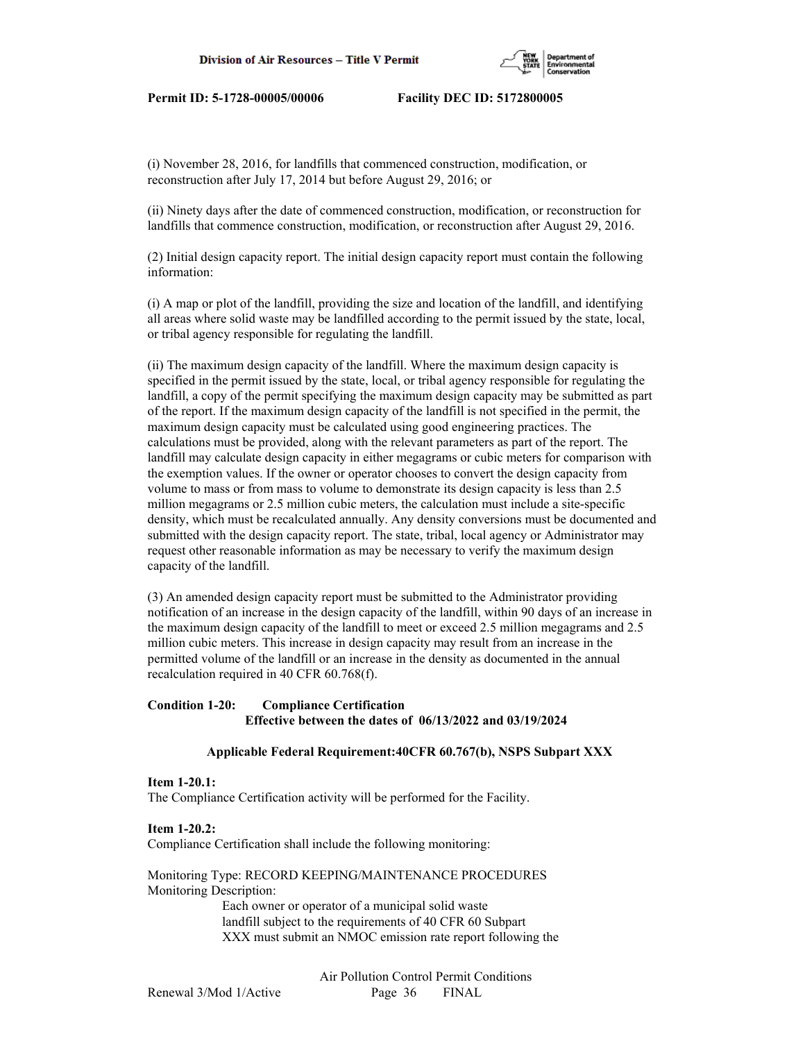(i) November 28, 2016, for landfills that commenced construction, modification, or reconstruction after July 17, 2014 but before August 29, 2016; or

(ii) Ninety days after the date of commenced construction, modification, or reconstruction for landfills that commence construction, modification, or reconstruction after August 29, 2016.

(2) Initial design capacity report. The initial design capacity report must contain the following information:

(i) A map or plot of the landfill, providing the size and location of the landfill, and identifying all areas where solid waste may be landfilled according to the permit issued by the state, local, or tribal agency responsible for regulating the landfill.

(ii) The maximum design capacity of the landfill. Where the maximum design capacity is specified in the permit issued by the state, local, or tribal agency responsible for regulating the landfill, a copy of the permit specifying the maximum design capacity may be submitted as part of the report. If the maximum design capacity of the landfill is not specified in the permit, the maximum design capacity must be calculated using good engineering practices. The calculations must be provided, along with the relevant parameters as part of the report. The landfill may calculate design capacity in either megagrams or cubic meters for comparison with the exemption values. If the owner or operator chooses to convert the design capacity from volume to mass or from mass to volume to demonstrate its design capacity is less than 2.5 million megagrams or 2.5 million cubic meters, the calculation must include a site-specific density, which must be recalculated annually. Any density conversions must be documented and submitted with the design capacity report. The state, tribal, local agency or Administrator may request other reasonable information as may be necessary to verify the maximum design capacity of the landfill.

(3) An amended design capacity report must be submitted to the Administrator providing notification of an increase in the design capacity of the landfill, within 90 days of an increase in the maximum design capacity of the landfill to meet or exceed 2.5 million megagrams and 2.5 million cubic meters. This increase in design capacity may result from an increase in the permitted volume of the landfill or an increase in the density as documented in the annual recalculation required in 40 CFR 60.768(f).

**Condition 1-20: Compliance Certification**
**Effective between the dates of 06/13/2022 and 03/19/2024**

**Applicable Federal Requirement:40CFR 60.767(b), NSPS Subpart XXX**

**Item 1-20.1:**
The Compliance Certification activity will be performed for the Facility.

**Item 1-20.2:**
Compliance Certification shall include the following monitoring:

Monitoring Type: RECORD KEEPING/MAINTENANCE PROCEDURES
Monitoring Description:
Each owner or operator of a municipal solid waste landfill subject to the requirements of 40 CFR 60 Subpart XXX must submit an NMOC emission rate report following the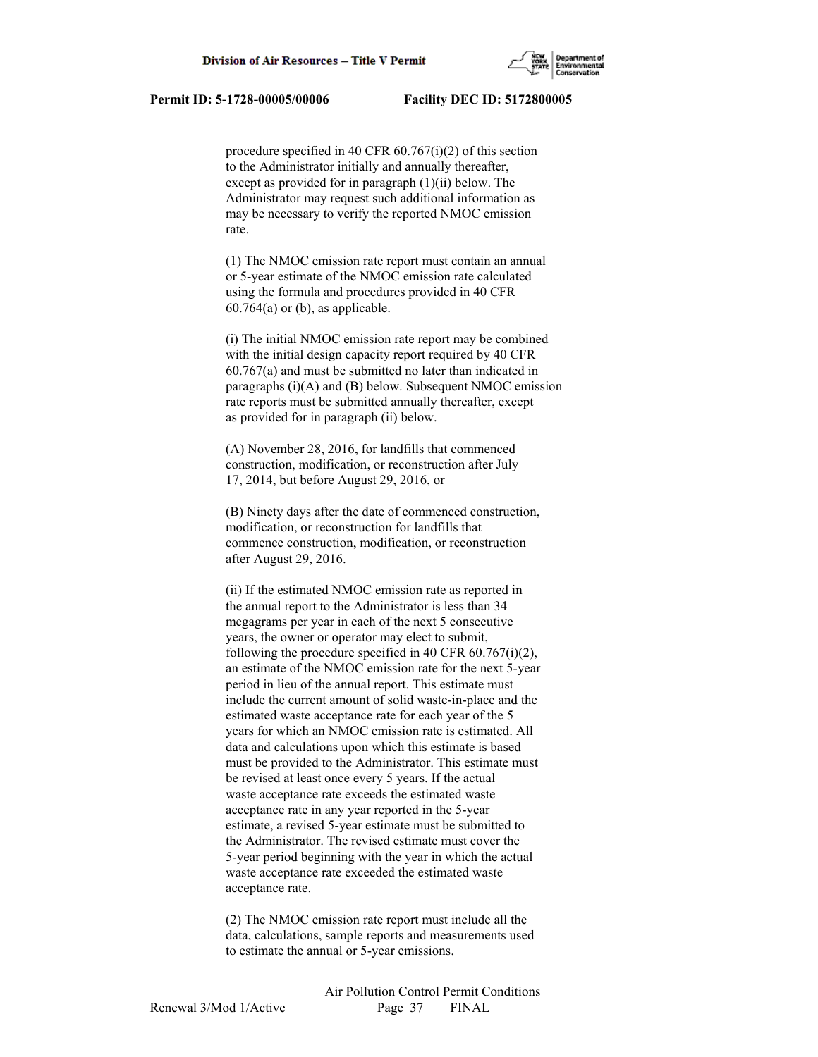procedure specified in 40 CFR 60.767(i)(2) of this section to the Administrator initially and annually thereafter, except as provided for in paragraph (1)(ii) below. The Administrator may request such additional information as may be necessary to verify the reported NMOC emission rate.

(1) The NMOC emission rate report must contain an annual or 5-year estimate of the NMOC emission rate calculated using the formula and procedures provided in 40 CFR 60.764(a) or (b), as applicable.

(i) The initial NMOC emission rate report may be combined with the initial design capacity report required by 40 CFR 60.767(a) and must be submitted no later than indicated in paragraphs (i)(A) and (B) below. Subsequent NMOC emission rate reports must be submitted annually thereafter, except as provided for in paragraph (ii) below.

(A) November 28, 2016, for landfills that commenced construction, modification, or reconstruction after July 17, 2014, but before August 29, 2016, or

(B) Ninety days after the date of commenced construction, modification, or reconstruction for landfills that commence construction, modification, or reconstruction after August 29, 2016.

(ii) If the estimated NMOC emission rate as reported in the annual report to the Administrator is less than 34 megagrams per year in each of the next 5 consecutive years, the owner or operator may elect to submit, following the procedure specified in 40 CFR 60.767(i)(2), an estimate of the NMOC emission rate for the next 5-year period in lieu of the annual report. This estimate must include the current amount of solid waste-in-place and the estimated waste acceptance rate for each year of the 5 years for which an NMOC emission rate is estimated. All data and calculations upon which this estimate is based must be provided to the Administrator. This estimate must be revised at least once every 5 years. If the actual waste acceptance rate exceeds the estimated waste acceptance rate in any year reported in the 5-year estimate, a revised 5-year estimate must be submitted to the Administrator. The revised estimate must cover the 5-year period beginning with the year in which the actual waste acceptance rate exceeded the estimated waste acceptance rate.

(2) The NMOC emission rate report must include all the data, calculations, sample reports and measurements used to estimate the annual or 5-year emissions.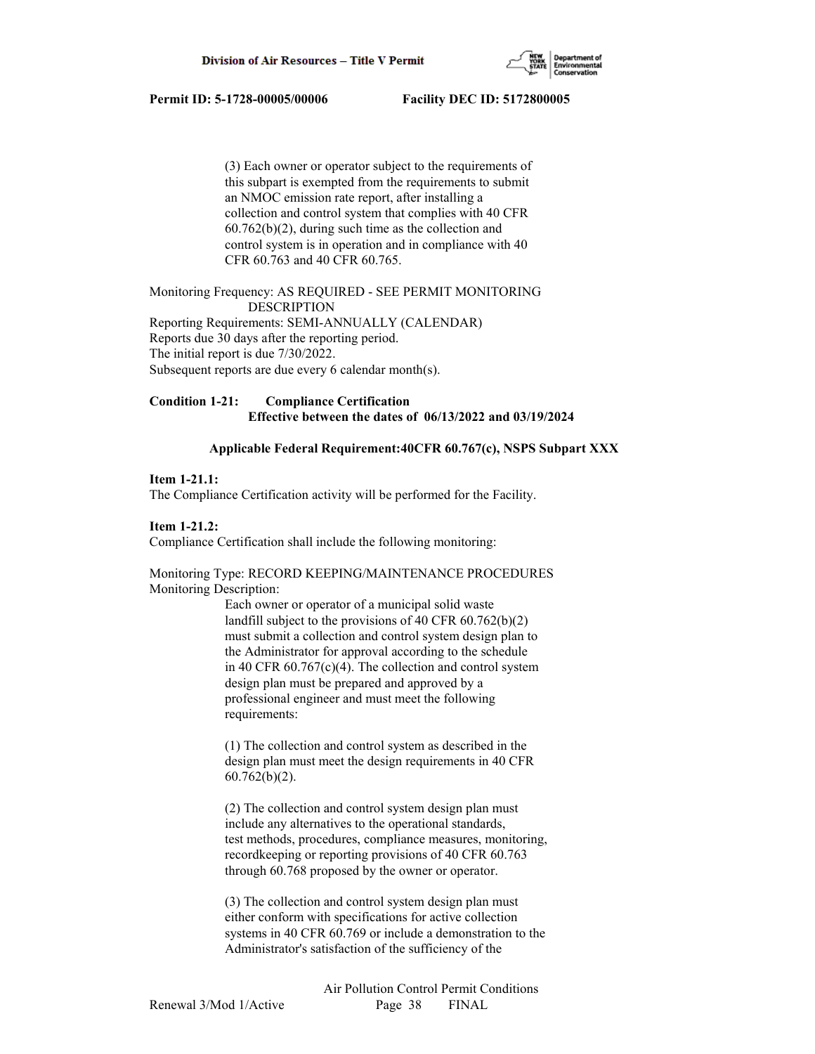(3) Each owner or operator subject to the requirements of this subpart is exempted from the requirements to submit an NMOC emission rate report, after installing a collection and control system that complies with 40 CFR 60.762(b)(2), during such time as the collection and control system is in operation and in compliance with 40 CFR 60.763 and 40 CFR 60.765.

Monitoring Frequency: AS REQUIRED - SEE PERMIT MONITORING DESCRIPTION
Reporting Requirements: SEMI-ANNUALLY (CALENDAR)
Reports due 30 days after the reporting period.
The initial report is due 7/30/2022.
Subsequent reports are due every 6 calendar month(s).

**Condition 1-21: Compliance Certification**
**Effective between the dates of 06/13/2022 and 03/19/2024**

**Applicable Federal Requirement:40CFR 60.767(c), NSPS Subpart XXX**

**Item 1-21.1:**
The Compliance Certification activity will be performed for the Facility.

**Item 1-21.2:**
Compliance Certification shall include the following monitoring:

Monitoring Type: RECORD KEEPING/MAINTENANCE PROCEDURES
Monitoring Description:

Each owner or operator of a municipal solid waste landfill subject to the provisions of 40 CFR 60.762(b)(2) must submit a collection and control system design plan to the Administrator for approval according to the schedule in 40 CFR 60.767(c)(4). The collection and control system design plan must be prepared and approved by a professional engineer and must meet the following requirements:

(1) The collection and control system as described in the design plan must meet the design requirements in 40 CFR 60.762(b)(2).

(2) The collection and control system design plan must include any alternatives to the operational standards, test methods, procedures, compliance measures, monitoring, recordkeeping or reporting provisions of 40 CFR 60.763 through 60.768 proposed by the owner or operator.

(3) The collection and control system design plan must either conform with specifications for active collection systems in 40 CFR 60.769 or include a demonstration to the Administrator's satisfaction of the sufficiency of the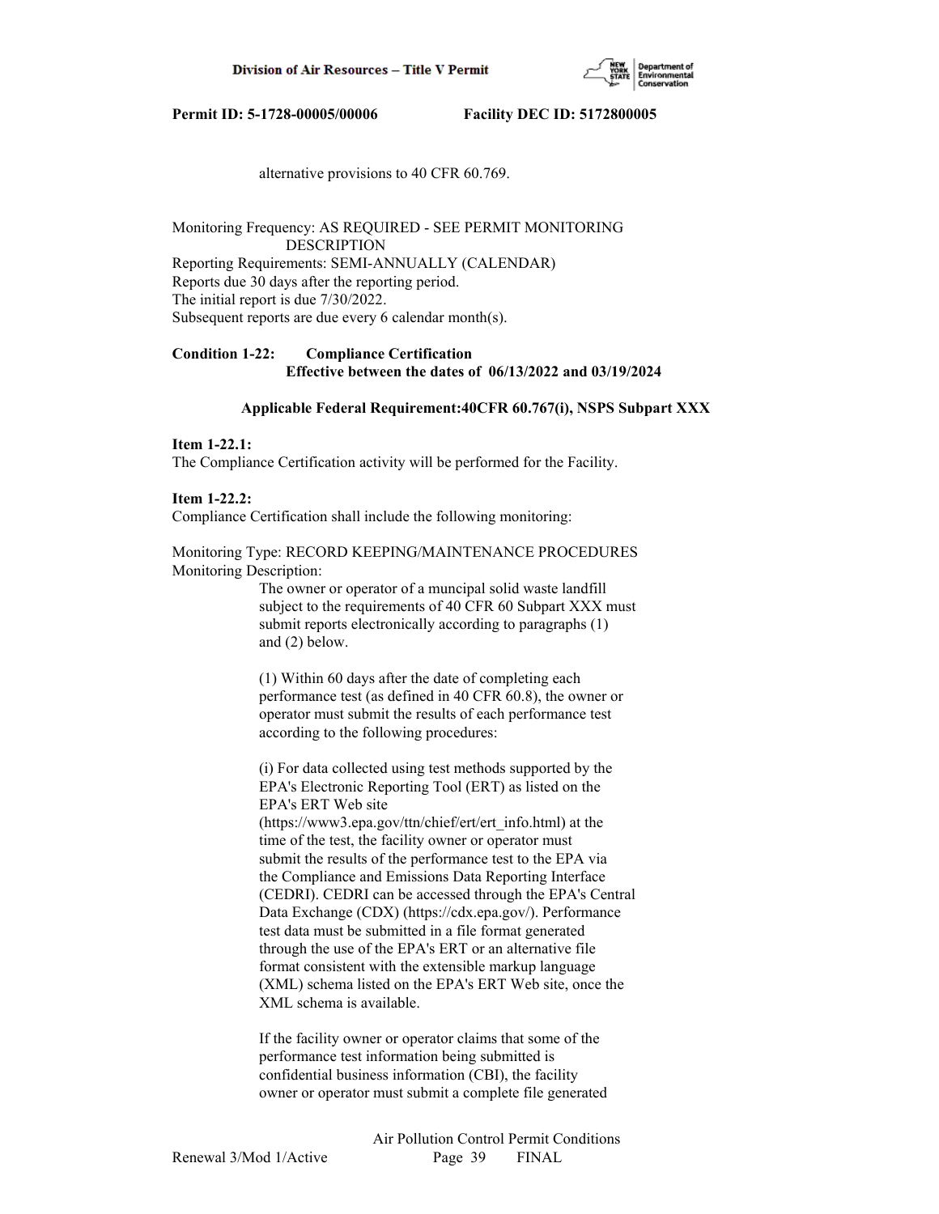alternative provisions to 40 CFR 60.769.

Monitoring Frequency: AS REQUIRED - SEE PERMIT MONITORING DESCRIPTION
Reporting Requirements: SEMI-ANNUALLY (CALENDAR)
Reports due 30 days after the reporting period.
The initial report is due 7/30/2022.
Subsequent reports are due every 6 calendar month(s).

**Condition 1-22: Compliance Certification**
**Effective between the dates of 06/13/2022 and 03/19/2024**

**Applicable Federal Requirement:40CFR 60.767(i), NSPS Subpart XXX**

**Item 1-22.1:**
The Compliance Certification activity will be performed for the Facility.

**Item 1-22.2:**
Compliance Certification shall include the following monitoring:

Monitoring Type: RECORD KEEPING/MAINTENANCE PROCEDURES
Monitoring Description:

The owner or operator of a muncipal solid waste landfill subject to the requirements of 40 CFR 60 Subpart XXX must submit reports electronically according to paragraphs (1) and (2) below.

(1) Within 60 days after the date of completing each performance test (as defined in 40 CFR 60.8), the owner or operator must submit the results of each performance test according to the following procedures:

(i) For data collected using test methods supported by the EPA's Electronic Reporting Tool (ERT) as listed on the EPA's ERT Web site (https://www3.epa.gov/ttn/chief/ert/ert_info.html) at the time of the test, the facility owner or operator must submit the results of the performance test to the EPA via the Compliance and Emissions Data Reporting Interface (CEDRI). CEDRI can be accessed through the EPA's Central Data Exchange (CDX) (https://cdx.epa.gov/). Performance test data must be submitted in a file format generated through the use of the EPA's ERT or an alternative file format consistent with the extensible markup language (XML) schema listed on the EPA's ERT Web site, once the XML schema is available.

If the facility owner or operator claims that some of the performance test information being submitted is confidential business information (CBI), the facility owner or operator must submit a complete file generated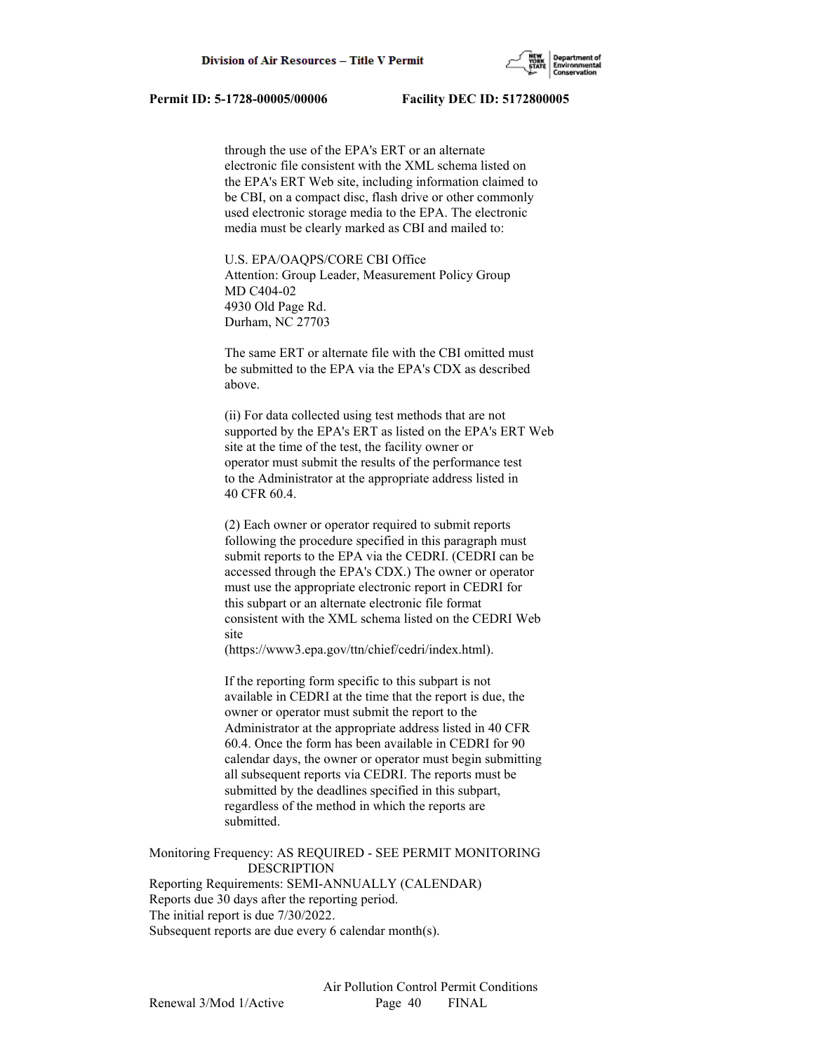through the use of the EPA's ERT or an alternate electronic file consistent with the XML schema listed on the EPA's ERT Web site, including information claimed to be CBI, on a compact disc, flash drive or other commonly used electronic storage media to the EPA. The electronic media must be clearly marked as CBI and mailed to:

U.S. EPA/OAQPS/CORE CBI Office
Attention: Group Leader, Measurement Policy Group
MD C404-02
4930 Old Page Rd.
Durham, NC 27703

The same ERT or alternate file with the CBI omitted must be submitted to the EPA via the EPA's CDX as described above.

(ii) For data collected using test methods that are not supported by the EPA's ERT as listed on the EPA's ERT Web site at the time of the test, the facility owner or operator must submit the results of the performance test to the Administrator at the appropriate address listed in 40 CFR 60.4.

(2) Each owner or operator required to submit reports following the procedure specified in this paragraph must submit reports to the EPA via the CEDRI. (CEDRI can be accessed through the EPA's CDX.) The owner or operator must use the appropriate electronic report in CEDRI for this subpart or an alternate electronic file format consistent with the XML schema listed on the CEDRI Web site
(https://www3.epa.gov/ttn/chief/cedri/index.html).

If the reporting form specific to this subpart is not available in CEDRI at the time that the report is due, the owner or operator must submit the report to the Administrator at the appropriate address listed in 40 CFR 60.4. Once the form has been available in CEDRI for 90 calendar days, the owner or operator must begin submitting all subsequent reports via CEDRI. The reports must be submitted by the deadlines specified in this subpart, regardless of the method in which the reports are submitted.

Monitoring Frequency: AS REQUIRED - SEE PERMIT MONITORING DESCRIPTION
Reporting Requirements: SEMI-ANNUALLY (CALENDAR)
Reports due 30 days after the reporting period.
The initial report is due 7/30/2022.
Subsequent reports are due every 6 calendar month(s).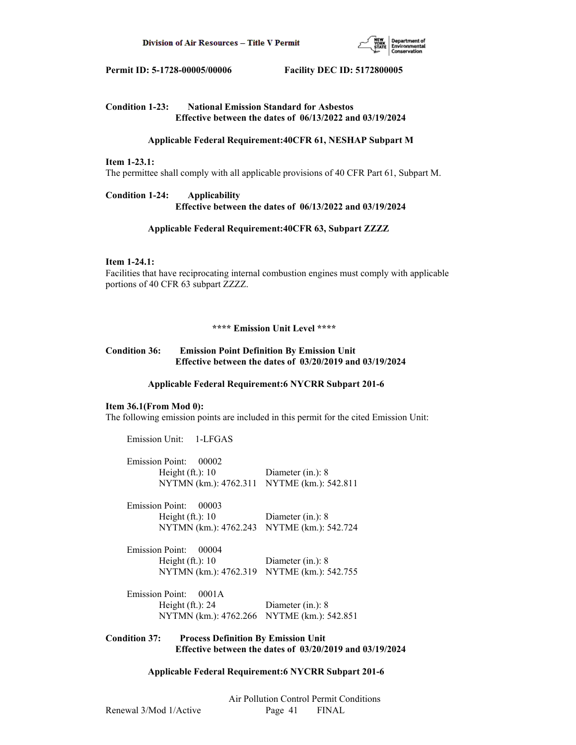**Condition 1-23: National Emission Standard for Asbestos**
**Effective between the dates of 06/13/2022 and 03/19/2024**

**Applicable Federal Requirement:40CFR 61, NESHAP Subpart M**

**Item 1-23.1:**
The permittee shall comply with all applicable provisions of 40 CFR Part 61, Subpart M.

**Condition 1-24: Applicability**
**Effective between the dates of 06/13/2022 and 03/19/2024**

**Applicable Federal Requirement:40CFR 63, Subpart ZZZZ**

**Item 1-24.1:**
Facilities that have reciprocating internal combustion engines must comply with applicable portions of 40 CFR 63 subpart ZZZZ.

**\*\*\*\* Emission Unit Level \*\*\*\***

**Condition 36: Emission Point Definition By Emission Unit**
**Effective between the dates of 03/20/2019 and 03/19/2024**

**Applicable Federal Requirement:6 NYCRR Subpart 201-6**

**Item 36.1(From Mod 0):**
The following emission points are included in this permit for the cited Emission Unit:

Emission Unit: 1-LFGAS

Emission Point: 00002
Height (ft.): 10 Diameter (in.): 8
NYTMN (km.): 4762.311 NYTME (km.): 542.811

Emission Point: 00003
Height (ft.): 10 Diameter (in.): 8
NYTMN (km.): 4762.243 NYTME (km.): 542.724

Emission Point: 00004
Height (ft.): 10 Diameter (in.): 8
NYTMN (km.): 4762.319 NYTME (km.): 542.755

Emission Point: 0001A
Height (ft.): 24 Diameter (in.): 8
NYTMN (km.): 4762.266 NYTME (km.): 542.851

**Condition 37: Process Definition By Emission Unit**
**Effective between the dates of 03/20/2019 and 03/19/2024**

**Applicable Federal Requirement:6 NYCRR Subpart 201-6**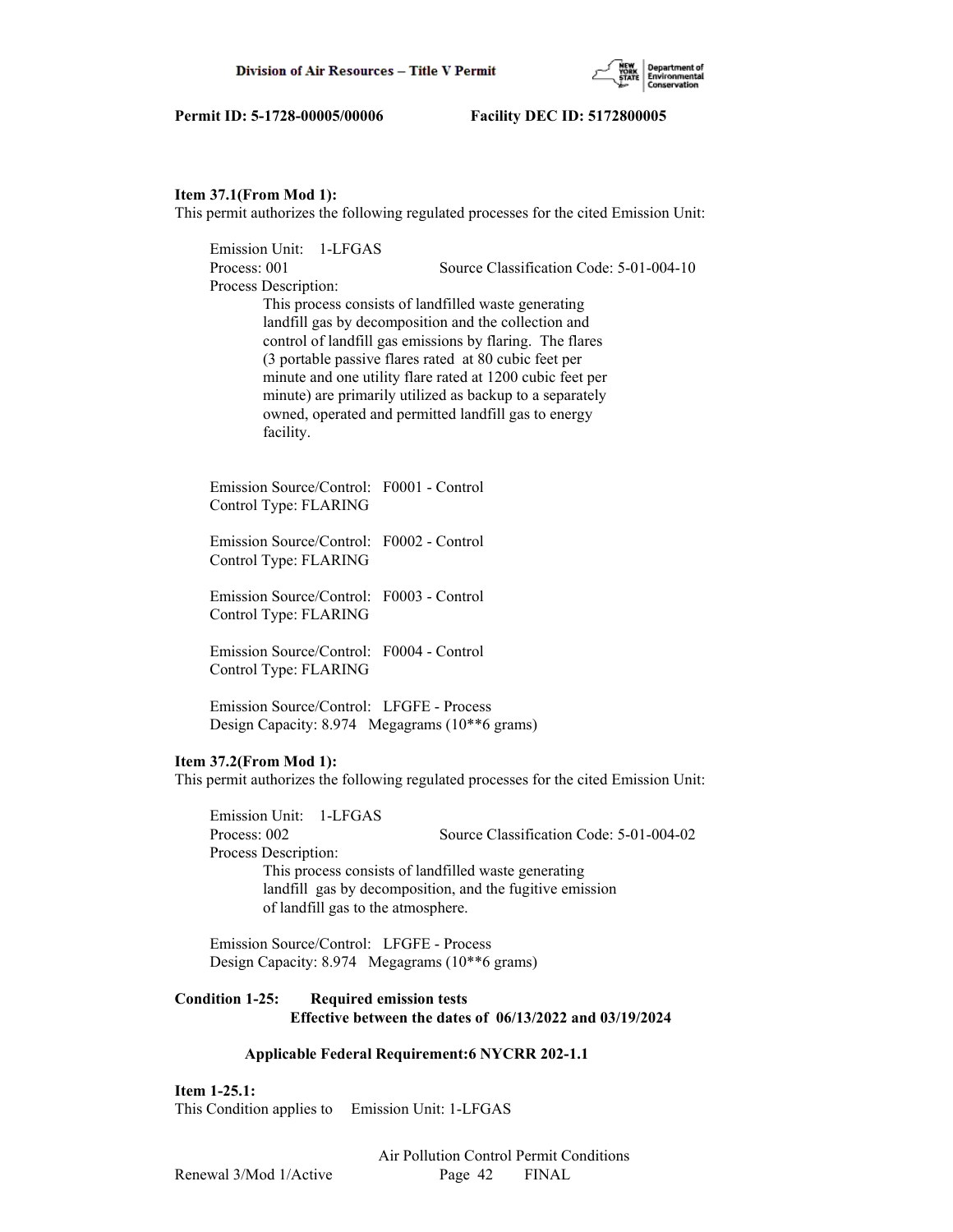**Item 37.1(From Mod 1):**
This permit authorizes the following regulated processes for the cited Emission Unit:

Emission Unit: 1-LFGAS
Process: 001 Source Classification Code: 5-01-004-10
Process Description:
This process consists of landfilled waste generating landfill gas by decomposition and the collection and control of landfill gas emissions by flaring. The flares (3 portable passive flares rated at 80 cubic feet per minute and one utility flare rated at 1200 cubic feet per minute) are primarily utilized as backup to a separately owned, operated and permitted landfill gas to energy facility.

Emission Source/Control: F0001 - Control
Control Type: FLARING

Emission Source/Control: F0002 - Control
Control Type: FLARING

Emission Source/Control: F0003 - Control
Control Type: FLARING

Emission Source/Control: F0004 - Control
Control Type: FLARING

Emission Source/Control: LFGFE - Process
Design Capacity: 8.974 Megagrams (10**6 grams)

**Item 37.2(From Mod 1):**
This permit authorizes the following regulated processes for the cited Emission Unit:

Emission Unit: 1-LFGAS
Process: 002 Source Classification Code: 5-01-004-02
Process Description:
This process consists of landfilled waste generating landfill gas by decomposition, and the fugitive emission of landfill gas to the atmosphere.

Emission Source/Control: LFGFE - Process
Design Capacity: 8.974 Megagrams (10**6 grams)

**Condition 1-25: Required emission tests**
**Effective between the dates of 06/13/2022 and 03/19/2024**

**Applicable Federal Requirement:6 NYCRR 202-1.1**

**Item 1-25.1:**
This Condition applies to Emission Unit: 1-LFGAS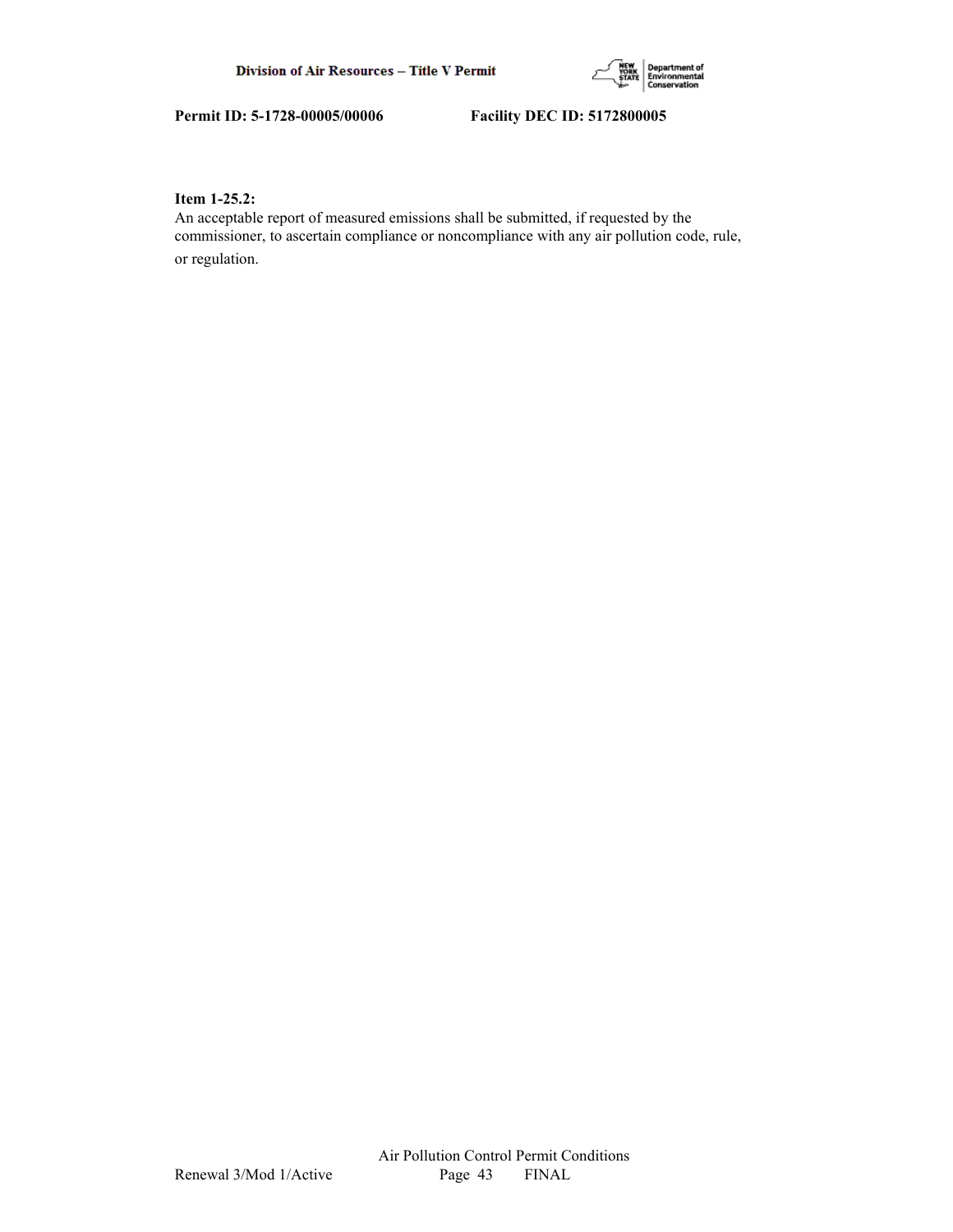**Item 1-25.2:**
An acceptable report of measured emissions shall be submitted, if requested by the commissioner, to ascertain compliance or noncompliance with any air pollution code, rule, or regulation.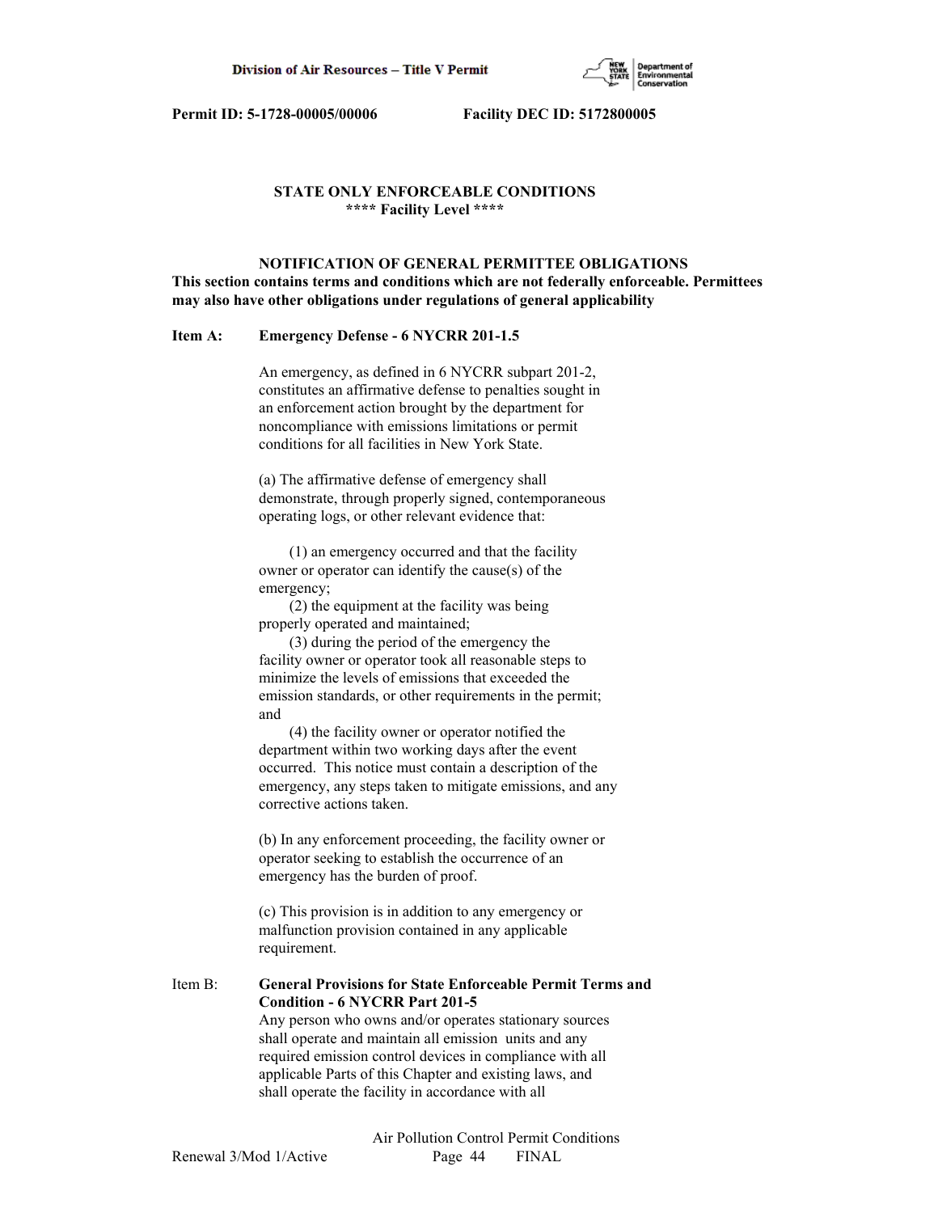**STATE ONLY ENFORCEABLE CONDITIONS**
**\*\*\*\* Facility Level \*\*\*\***

**NOTIFICATION OF GENERAL PERMITTEE OBLIGATIONS**
**This section contains terms and conditions which are not federally enforceable. Permittees may also have other obligations under regulations of general applicability**

**Item A: Emergency Defense - 6 NYCRR 201-1.5**

An emergency, as defined in 6 NYCRR subpart 201-2, constitutes an affirmative defense to penalties sought in an enforcement action brought by the department for noncompliance with emissions limitations or permit conditions for all facilities in New York State.

(a) The affirmative defense of emergency shall demonstrate, through properly signed, contemporaneous operating logs, or other relevant evidence that:

(1) an emergency occurred and that the facility owner or operator can identify the cause(s) of the emergency;
(2) the equipment at the facility was being properly operated and maintained;
(3) during the period of the emergency the facility owner or operator took all reasonable steps to minimize the levels of emissions that exceeded the emission standards, or other requirements in the permit; and
(4) the facility owner or operator notified the department within two working days after the event occurred. This notice must contain a description of the emergency, any steps taken to mitigate emissions, and any corrective actions taken.

(b) In any enforcement proceeding, the facility owner or operator seeking to establish the occurrence of an emergency has the burden of proof.

(c) This provision is in addition to any emergency or malfunction provision contained in any applicable requirement.

Item B: **General Provisions for State Enforceable Permit Terms and Condition - 6 NYCRR Part 201-5**

Any person who owns and/or operates stationary sources shall operate and maintain all emission units and any required emission control devices in compliance with all applicable Parts of this Chapter and existing laws, and shall operate the facility in accordance with all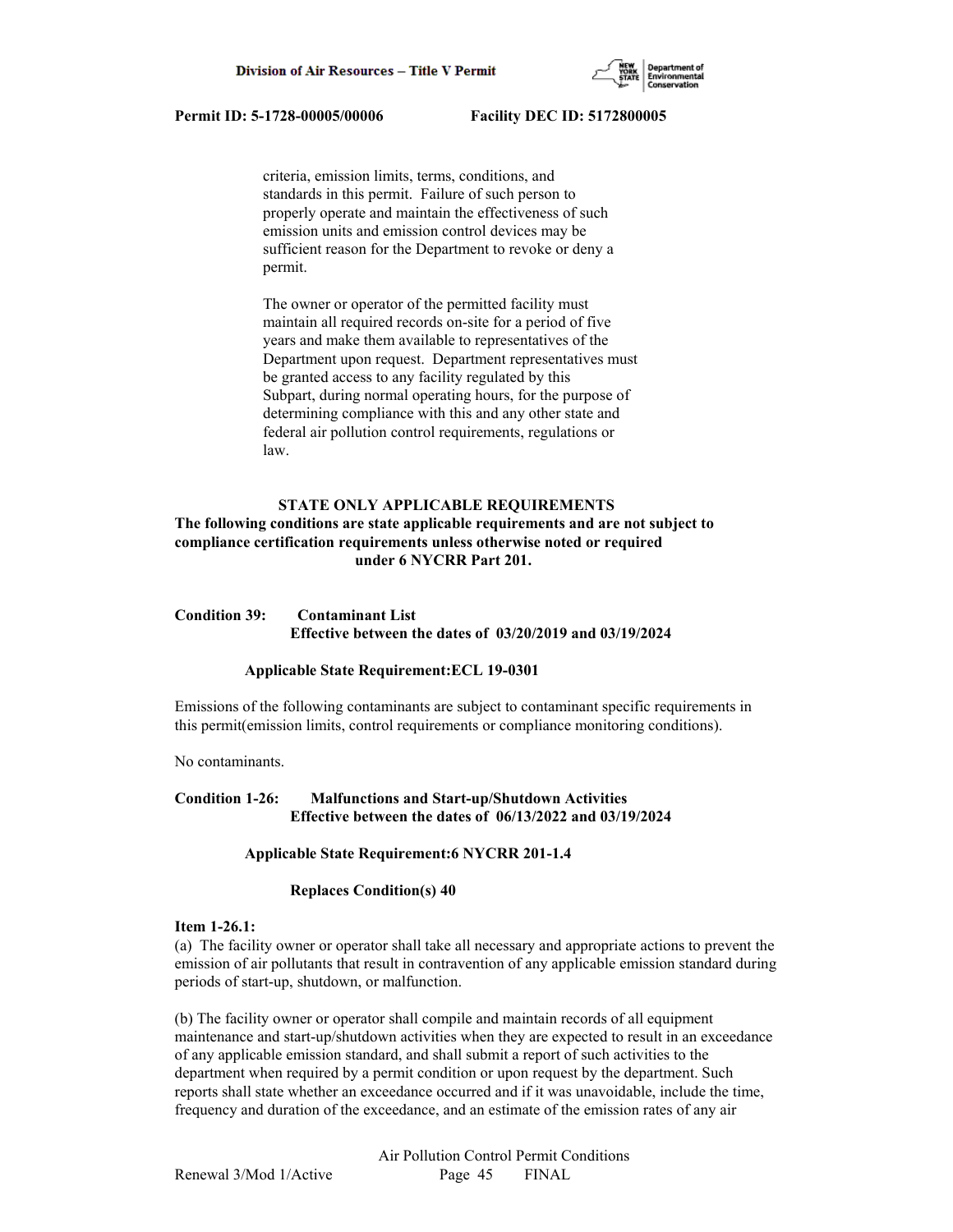criteria, emission limits, terms, conditions, and standards in this permit. Failure of such person to properly operate and maintain the effectiveness of such emission units and emission control devices may be sufficient reason for the Department to revoke or deny a permit.

The owner or operator of the permitted facility must maintain all required records on-site for a period of five years and make them available to representatives of the Department upon request. Department representatives must be granted access to any facility regulated by this Subpart, during normal operating hours, for the purpose of determining compliance with this and any other state and federal air pollution control requirements, regulations or law.

**STATE ONLY APPLICABLE REQUIREMENTS**

**The following conditions are state applicable requirements and are not subject to compliance certification requirements unless otherwise noted or required under 6 NYCRR Part 201.**

**Condition 39: Contaminant List**
**Effective between the dates of 03/20/2019 and 03/19/2024**

**Applicable State Requirement:ECL 19-0301**

Emissions of the following contaminants are subject to contaminant specific requirements in this permit(emission limits, control requirements or compliance monitoring conditions).

No contaminants.

**Condition 1-26: Malfunctions and Start-up/Shutdown Activities**
**Effective between the dates of 06/13/2022 and 03/19/2024**

**Applicable State Requirement:6 NYCRR 201-1.4**

**Replaces Condition(s) 40**

**Item 1-26.1:**

(a) The facility owner or operator shall take all necessary and appropriate actions to prevent the emission of air pollutants that result in contravention of any applicable emission standard during periods of start-up, shutdown, or malfunction.

(b) The facility owner or operator shall compile and maintain records of all equipment maintenance and start-up/shutdown activities when they are expected to result in an exceedance of any applicable emission standard, and shall submit a report of such activities to the department when required by a permit condition or upon request by the department. Such reports shall state whether an exceedance occurred and if it was unavoidable, include the time, frequency and duration of the exceedance, and an estimate of the emission rates of any air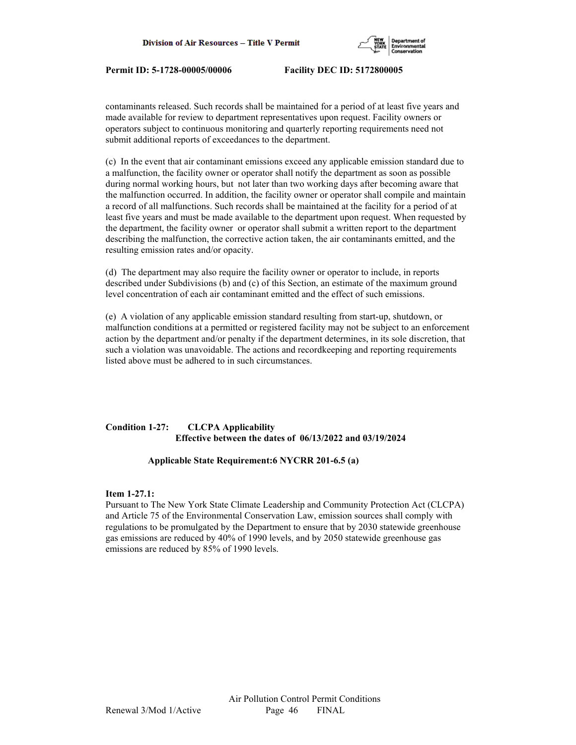contaminants released. Such records shall be maintained for a period of at least five years and made available for review to department representatives upon request. Facility owners or operators subject to continuous monitoring and quarterly reporting requirements need not submit additional reports of exceedances to the department.

(c) In the event that air contaminant emissions exceed any applicable emission standard due to a malfunction, the facility owner or operator shall notify the department as soon as possible during normal working hours, but not later than two working days after becoming aware that the malfunction occurred. In addition, the facility owner or operator shall compile and maintain a record of all malfunctions. Such records shall be maintained at the facility for a period of at least five years and must be made available to the department upon request. When requested by the department, the facility owner or operator shall submit a written report to the department describing the malfunction, the corrective action taken, the air contaminants emitted, and the resulting emission rates and/or opacity.

(d) The department may also require the facility owner or operator to include, in reports described under Subdivisions (b) and (c) of this Section, an estimate of the maximum ground level concentration of each air contaminant emitted and the effect of such emissions.

(e) A violation of any applicable emission standard resulting from start-up, shutdown, or malfunction conditions at a permitted or registered facility may not be subject to an enforcement action by the department and/or penalty if the department determines, in its sole discretion, that such a violation was unavoidable. The actions and recordkeeping and reporting requirements listed above must be adhered to in such circumstances.

**Condition 1-27: CLCPA Applicability**
**Effective between the dates of 06/13/2022 and 03/19/2024**

**Applicable State Requirement:6 NYCRR 201-6.5 (a)**

**Item 1-27.1:**
Pursuant to The New York State Climate Leadership and Community Protection Act (CLCPA) and Article 75 of the Environmental Conservation Law, emission sources shall comply with regulations to be promulgated by the Department to ensure that by 2030 statewide greenhouse gas emissions are reduced by 40% of 1990 levels, and by 2050 statewide greenhouse gas emissions are reduced by 85% of 1990 levels.